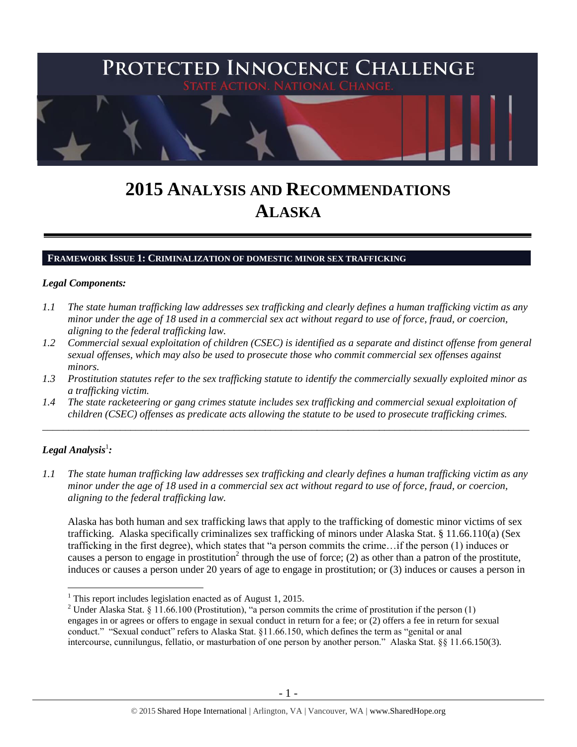# PROTECTED INNOCENCE CHALLENGE

STATE ACTION. NATIONAL CHANGE.

# 2015 ANALYSIS AND RECOMMENDATIONS ALASKA

## FRAMEWORK ISSUE 1: CRIMINALIZATION OF DOMESTIC MINOR SEX TRAFFICKING

### *Legal Components:*

*1.1 The state human trafficking law addresses sex trafficking and clearly defines a human trafficking victim as any minor under the age of 18 used in a commercial sex act without regard to use of force, fraud, or coercion, aligning to the federal trafficking law.*

*1.2 Commercial sexual exploitation of children (CSEC) is identified as a separate and distinct offense from general sexual offenses, which may also be used to prosecute those who commit commercial sex offenses against minors.*

*1.3 Prostitution statutes refer to the sex trafficking statute to identify the commercially sexually exploited minor as a trafficking victim.*

*1.4 The state racketeering or gang crimes statute includes sex trafficking and commercial sexual exploitation of children (CSEC) offenses as predicate acts allowing the statute to be used to prosecute trafficking crimes.*

---

### *Legal Analysis*[1]*:*

*1.1 The state human trafficking law addresses sex trafficking and clearly defines a human trafficking victim as any minor under the age of 18 used in a commercial sex act without regard to use of force, fraud, or coercion, aligning to the federal trafficking law.*

Alaska has both human and sex trafficking laws that apply to the trafficking of domestic minor victims of sex trafficking. Alaska specifically criminalizes sex trafficking of minors under Alaska Stat. § 11.66.110(a) (Sex trafficking in the first degree), which states that "a person commits the crime…if the person (1) induces or causes a person to engage in prostitution[2] through the use of force; (2) as other than a patron of the prostitute, induces or causes a person under 20 years of age to engage in prostitution; or (3) induces or causes a person in

---

[1] This report includes legislation enacted as of August 1, 2015.

[2] Under Alaska Stat. § 11.66.100 (Prostitution), "a person commits the crime of prostitution if the person (1) engages in or agrees or offers to engage in sexual conduct in return for a fee; or (2) offers a fee in return for sexual conduct." "Sexual conduct" refers to Alaska Stat. §11.66.150, which defines the term as "genital or anal intercourse, cunnilungus, fellatio, or masturbation of one person by another person." Alaska Stat. §§ 11.66.150(3).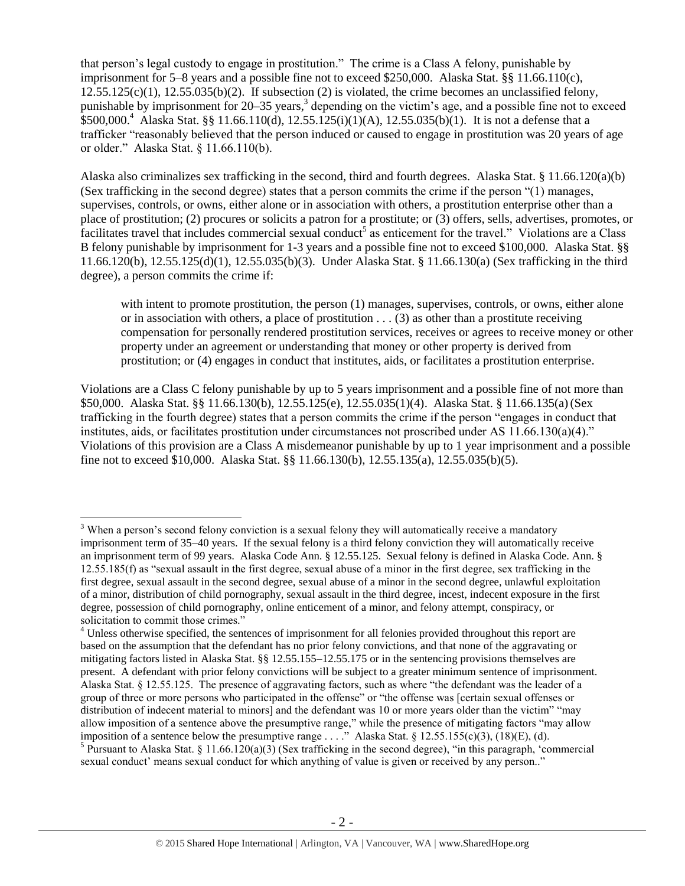that person's legal custody to engage in prostitution." The crime is a Class A felony, punishable by imprisonment for 5–8 years and a possible fine not to exceed $250,000. Alaska Stat. §§ 11.66.110(c), 12.55.125(c)(1), 12.55.035(b)(2). If subsection (2) is violated, the crime becomes an unclassified felony, punishable by imprisonment for 20–35 years,[3] depending on the victim's age, and a possible fine not to exceed $500,000.[4] Alaska Stat. §§ 11.66.110(d), 12.55.125(i)(1)(A), 12.55.035(b)(1). It is not a defense that a trafficker "reasonably believed that the person induced or caused to engage in prostitution was 20 years of age or older." Alaska Stat. § 11.66.110(b).

Alaska also criminalizes sex trafficking in the second, third and fourth degrees. Alaska Stat. § 11.66.120(a)(b) (Sex trafficking in the second degree) states that a person commits the crime if the person "(1) manages, supervises, controls, or owns, either alone or in association with others, a prostitution enterprise other than a place of prostitution; (2) procures or solicits a patron for a prostitute; or (3) offers, sells, advertises, promotes, or facilitates travel that includes commercial sexual conduct[5] as enticement for the travel." Violations are a Class B felony punishable by imprisonment for 1-3 years and a possible fine not to exceed $100,000. Alaska Stat. §§ 11.66.120(b), 12.55.125(d)(1), 12.55.035(b)(3). Under Alaska Stat. § 11.66.130(a) (Sex trafficking in the third degree), a person commits the crime if:

> with intent to promote prostitution, the person (1) manages, supervises, controls, or owns, either alone or in association with others, a place of prostitution . . . (3) as other than a prostitute receiving compensation for personally rendered prostitution services, receives or agrees to receive money or other property under an agreement or understanding that money or other property is derived from prostitution; or (4) engages in conduct that institutes, aids, or facilitates a prostitution enterprise.

Violations are a Class C felony punishable by up to 5 years imprisonment and a possible fine of not more than $50,000. Alaska Stat. §§ 11.66.130(b), 12.55.125(e), 12.55.035(1)(4). Alaska Stat. § 11.66.135(a) (Sex trafficking in the fourth degree) states that a person commits the crime if the person "engages in conduct that institutes, aids, or facilitates prostitution under circumstances not proscribed under AS 11.66.130(a)(4)." Violations of this provision are a Class A misdemeanor punishable by up to 1 year imprisonment and a possible fine not to exceed $10,000. Alaska Stat. §§ 11.66.130(b), 12.55.135(a), 12.55.035(b)(5).

---

[3] When a person's second felony conviction is a sexual felony they will automatically receive a mandatory imprisonment term of 35–40 years. If the sexual felony is a third felony conviction they will automatically receive an imprisonment term of 99 years. Alaska Code Ann. § 12.55.125. Sexual felony is defined in Alaska Code. Ann. § 12.55.185(f) as "sexual assault in the first degree, sexual abuse of a minor in the first degree, sex trafficking in the first degree, sexual assault in the second degree, sexual abuse of a minor in the second degree, unlawful exploitation of a minor, distribution of child pornography, sexual assault in the third degree, incest, indecent exposure in the first degree, possession of child pornography, online enticement of a minor, and felony attempt, conspiracy, or solicitation to commit those crimes."

[4] Unless otherwise specified, the sentences of imprisonment for all felonies provided throughout this report are based on the assumption that the defendant has no prior felony convictions, and that none of the aggravating or mitigating factors listed in Alaska Stat. §§ 12.55.155–12.55.175 or in the sentencing provisions themselves are present. A defendant with prior felony convictions will be subject to a greater minimum sentence of imprisonment. Alaska Stat. § 12.55.125. The presence of aggravating factors, such as where "the defendant was the leader of a group of three or more persons who participated in the offense" or "the offense was [certain sexual offenses or distribution of indecent material to minors] and the defendant was 10 or more years older than the victim" "may allow imposition of a sentence above the presumptive range," while the presence of mitigating factors "may allow imposition of a sentence below the presumptive range . . . ." Alaska Stat. § 12.55.155(c)(3), (18)(E), (d).

[5] Pursuant to Alaska Stat. § 11.66.120(a)(3) (Sex trafficking in the second degree), "in this paragraph, 'commercial sexual conduct' means sexual conduct for which anything of value is given or received by any person.."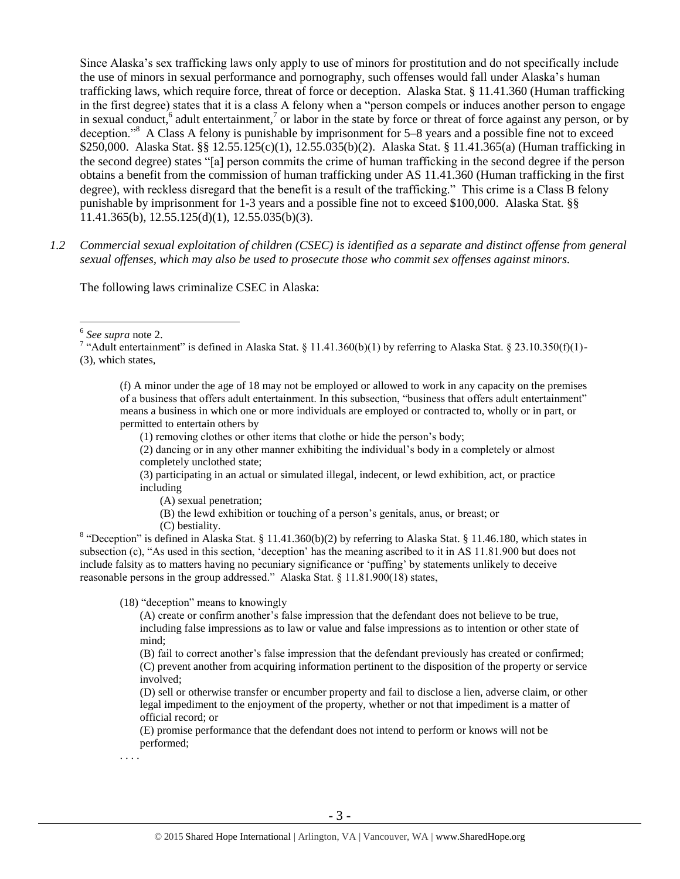Since Alaska's sex trafficking laws only apply to use of minors for prostitution and do not specifically include the use of minors in sexual performance and pornography, such offenses would fall under Alaska's human trafficking laws, which require force, threat of force or deception. Alaska Stat. § 11.41.360 (Human trafficking in the first degree) states that it is a class A felony when a "person compels or induces another person to engage in sexual conduct,[6] adult entertainment,[7] or labor in the state by force or threat of force against any person, or by deception."[8] A Class A felony is punishable by imprisonment for 5–8 years and a possible fine not to exceed $250,000. Alaska Stat. §§ 12.55.125(c)(1), 12.55.035(b)(2). Alaska Stat. § 11.41.365(a) (Human trafficking in the second degree) states "[a] person commits the crime of human trafficking in the second degree if the person obtains a benefit from the commission of human trafficking under AS 11.41.360 (Human trafficking in the first degree), with reckless disregard that the benefit is a result of the trafficking." This crime is a Class B felony punishable by imprisonment for 1-3 years and a possible fine not to exceed $100,000. Alaska Stat. §§ 11.41.365(b), 12.55.125(d)(1), 12.55.035(b)(3).

*1.2 Commercial sexual exploitation of children (CSEC) is identified as a separate and distinct offense from general sexual offenses, which may also be used to prosecute those who commit sex offenses against minors.*

The following laws criminalize CSEC in Alaska:

---

[6] *See supra* note 2.

[7] "Adult entertainment" is defined in Alaska Stat. § 11.41.360(b)(1) by referring to Alaska Stat. § 23.10.350(f)(1)-(3), which states,

> (f) A minor under the age of 18 may not be employed or allowed to work in any capacity on the premises of a business that offers adult entertainment. In this subsection, "business that offers adult entertainment" means a business in which one or more individuals are employed or contracted to, wholly or in part, or permitted to entertain others by
>
> (1) removing clothes or other items that clothe or hide the person's body;
>
> (2) dancing or in any other manner exhibiting the individual's body in a completely or almost completely unclothed state;
>
> (3) participating in an actual or simulated illegal, indecent, or lewd exhibition, act, or practice including
>
> (A) sexual penetration;
>
> (B) the lewd exhibition or touching of a person's genitals, anus, or breast; or
>
> (C) bestiality.

[8] "Deception" is defined in Alaska Stat. § 11.41.360(b)(2) by referring to Alaska Stat. § 11.46.180, which states in subsection (c), "As used in this section, 'deception' has the meaning ascribed to it in AS 11.81.900 but does not include falsity as to matters having no pecuniary significance or 'puffing' by statements unlikely to deceive reasonable persons in the group addressed." Alaska Stat. § 11.81.900(18) states,

> (18) "deception" means to knowingly
>
> (A) create or confirm another's false impression that the defendant does not believe to be true, including false impressions as to law or value and false impressions as to intention or other state of mind;
>
> (B) fail to correct another's false impression that the defendant previously has created or confirmed;
>
> (C) prevent another from acquiring information pertinent to the disposition of the property or service involved;
>
> (D) sell or otherwise transfer or encumber property and fail to disclose a lien, adverse claim, or other legal impediment to the enjoyment of the property, whether or not that impediment is a matter of official record; or
>
> (E) promise performance that the defendant does not intend to perform or knows will not be performed;
>
> . . . .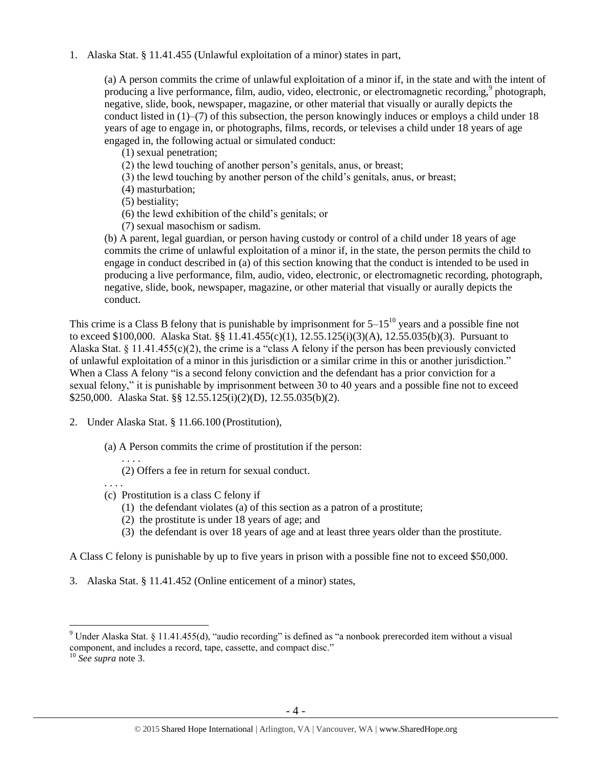1. Alaska Stat. § 11.41.455 (Unlawful exploitation of a minor) states in part,

    (a) A person commits the crime of unlawful exploitation of a minor if, in the state and with the intent of producing a live performance, film, audio, video, electronic, or electromagnetic recording,[9] photograph, negative, slide, book, newspaper, magazine, or other material that visually or aurally depicts the conduct listed in (1)–(7) of this subsection, the person knowingly induces or employs a child under 18 years of age to engage in, or photographs, films, records, or televises a child under 18 years of age engaged in, the following actual or simulated conduct:
    
    (1) sexual penetration;
    (2) the lewd touching of another person's genitals, anus, or breast;
    (3) the lewd touching by another person of the child's genitals, anus, or breast;
    (4) masturbation;
    (5) bestiality;
    (6) the lewd exhibition of the child's genitals; or
    (7) sexual masochism or sadism.
    
    (b) A parent, legal guardian, or person having custody or control of a child under 18 years of age commits the crime of unlawful exploitation of a minor if, in the state, the person permits the child to engage in conduct described in (a) of this section knowing that the conduct is intended to be used in producing a live performance, film, audio, video, electronic, or electromagnetic recording, photograph, negative, slide, book, newspaper, magazine, or other material that visually or aurally depicts the conduct.

This crime is a Class B felony that is punishable by imprisonment for 5–15[10] years and a possible fine not to exceed $100,000. Alaska Stat. §§ 11.41.455(c)(1), 12.55.125(i)(3)(A), 12.55.035(b)(3). Pursuant to Alaska Stat. § 11.41.455(c)(2), the crime is a "class A felony if the person has been previously convicted of unlawful exploitation of a minor in this jurisdiction or a similar crime in this or another jurisdiction." When a Class A felony "is a second felony conviction and the defendant has a prior conviction for a sexual felony," it is punishable by imprisonment between 30 to 40 years and a possible fine not to exceed $250,000. Alaska Stat. §§ 12.55.125(i)(2)(D), 12.55.035(b)(2).

2. Under Alaska Stat. § 11.66.100 (Prostitution),

    (a) A Person commits the crime of prostitution if the person:
    
    . . . .
    
    (2) Offers a fee in return for sexual conduct.
    
    . . . .
    
    (c) Prostitution is a class C felony if
    
    (1) the defendant violates (a) of this section as a patron of a prostitute;
    (2) the prostitute is under 18 years of age; and
    (3) the defendant is over 18 years of age and at least three years older than the prostitute.

A Class C felony is punishable by up to five years in prison with a possible fine not to exceed $50,000.

3. Alaska Stat. § 11.41.452 (Online enticement of a minor) states,

---

[9] Under Alaska Stat. § 11.41.455(d), "audio recording" is defined as "a nonbook prerecorded item without a visual component, and includes a record, tape, cassette, and compact disc."

[10] *See supra* note 3.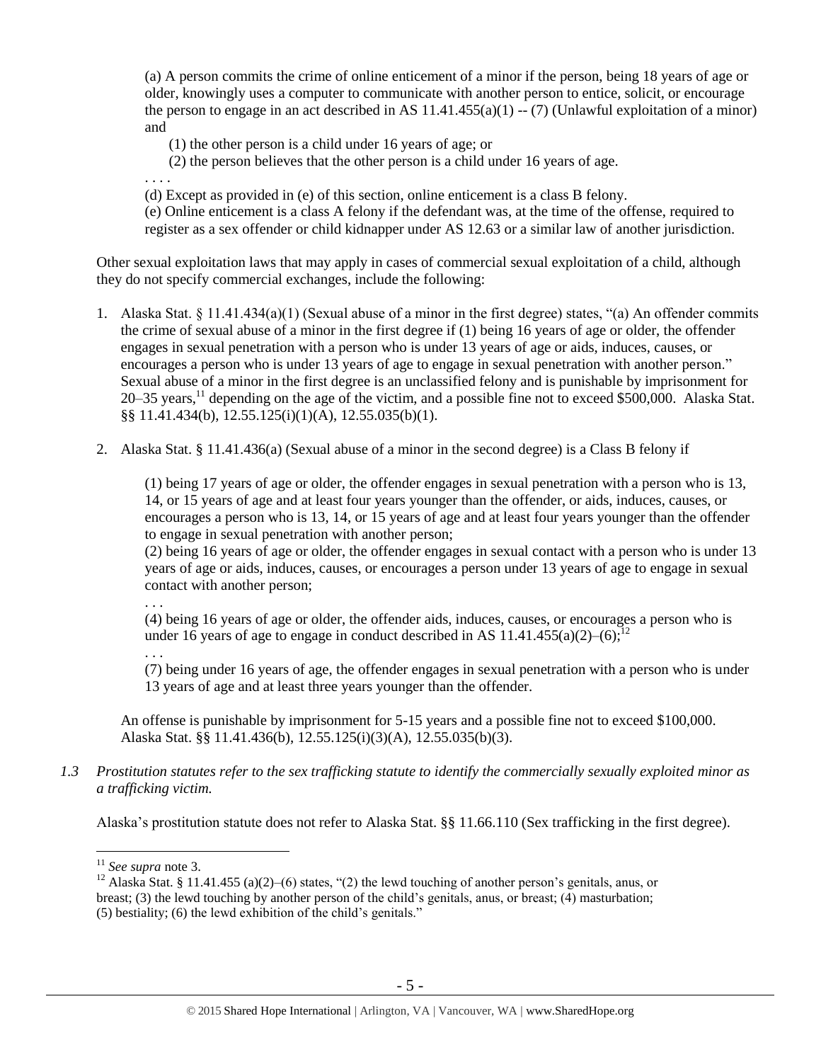(a) A person commits the crime of online enticement of a minor if the person, being 18 years of age or older, knowingly uses a computer to communicate with another person to entice, solicit, or encourage the person to engage in an act described in AS 11.41.455(a)(1) -- (7) (Unlawful exploitation of a minor) and

(1) the other person is a child under 16 years of age; or

(2) the person believes that the other person is a child under 16 years of age.

. . . .

(d) Except as provided in (e) of this section, online enticement is a class B felony.

(e) Online enticement is a class A felony if the defendant was, at the time of the offense, required to register as a sex offender or child kidnapper under AS 12.63 or a similar law of another jurisdiction.

Other sexual exploitation laws that may apply in cases of commercial sexual exploitation of a child, although they do not specify commercial exchanges, include the following:

1. Alaska Stat. § 11.41.434(a)(1) (Sexual abuse of a minor in the first degree) states, "(a) An offender commits the crime of sexual abuse of a minor in the first degree if (1) being 16 years of age or older, the offender engages in sexual penetration with a person who is under 13 years of age or aids, induces, causes, or encourages a person who is under 13 years of age to engage in sexual penetration with another person." Sexual abuse of a minor in the first degree is an unclassified felony and is punishable by imprisonment for 20–35 years,[11] depending on the age of the victim, and a possible fine not to exceed $500,000. Alaska Stat. §§ 11.41.434(b), 12.55.125(i)(1)(A), 12.55.035(b)(1).

2. Alaska Stat. § 11.41.436(a) (Sexual abuse of a minor in the second degree) is a Class B felony if

   (1) being 17 years of age or older, the offender engages in sexual penetration with a person who is 13, 14, or 15 years of age and at least four years younger than the offender, or aids, induces, causes, or encourages a person who is 13, 14, or 15 years of age and at least four years younger than the offender to engage in sexual penetration with another person;

   (2) being 16 years of age or older, the offender engages in sexual contact with a person who is under 13 years of age or aids, induces, causes, or encourages a person under 13 years of age to engage in sexual contact with another person;

   . . .

   (4) being 16 years of age or older, the offender aids, induces, causes, or encourages a person who is under 16 years of age to engage in conduct described in AS 11.41.455(a)(2)–(6);[12]

   . . .

   (7) being under 16 years of age, the offender engages in sexual penetration with a person who is under 13 years of age and at least three years younger than the offender.

   An offense is punishable by imprisonment for 5-15 years and a possible fine not to exceed $100,000. Alaska Stat. §§ 11.41.436(b), 12.55.125(i)(3)(A), 12.55.035(b)(3).

*1.3 Prostitution statutes refer to the sex trafficking statute to identify the commercially sexually exploited minor as a trafficking victim.*

Alaska's prostitution statute does not refer to Alaska Stat. §§ 11.66.110 (Sex trafficking in the first degree).

---

[11] *See supra* note 3.

[12] Alaska Stat. § 11.41.455 (a)(2)–(6) states, "(2) the lewd touching of another person's genitals, anus, or breast; (3) the lewd touching by another person of the child's genitals, anus, or breast; (4) masturbation; (5) bestiality; (6) the lewd exhibition of the child's genitals."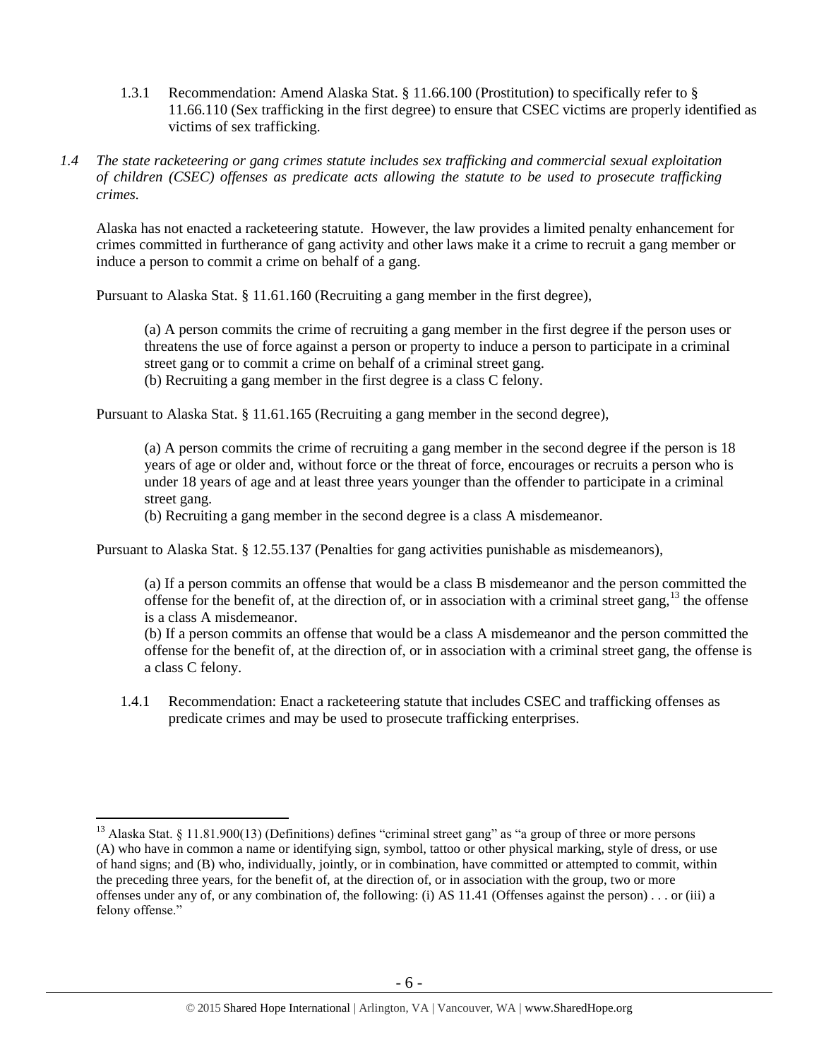1.3.1 Recommendation: Amend Alaska Stat. § 11.66.100 (Prostitution) to specifically refer to § 11.66.110 (Sex trafficking in the first degree) to ensure that CSEC victims are properly identified as victims of sex trafficking.

*1.4 The state racketeering or gang crimes statute includes sex trafficking and commercial sexual exploitation of children (CSEC) offenses as predicate acts allowing the statute to be used to prosecute trafficking crimes.*

Alaska has not enacted a racketeering statute. However, the law provides a limited penalty enhancement for crimes committed in furtherance of gang activity and other laws make it a crime to recruit a gang member or induce a person to commit a crime on behalf of a gang.

Pursuant to Alaska Stat. § 11.61.160 (Recruiting a gang member in the first degree),

> (a) A person commits the crime of recruiting a gang member in the first degree if the person uses or threatens the use of force against a person or property to induce a person to participate in a criminal street gang or to commit a crime on behalf of a criminal street gang.
> (b) Recruiting a gang member in the first degree is a class C felony.

Pursuant to Alaska Stat. § 11.61.165 (Recruiting a gang member in the second degree),

> (a) A person commits the crime of recruiting a gang member in the second degree if the person is 18 years of age or older and, without force or the threat of force, encourages or recruits a person who is under 18 years of age and at least three years younger than the offender to participate in a criminal street gang.
> (b) Recruiting a gang member in the second degree is a class A misdemeanor.

Pursuant to Alaska Stat. § 12.55.137 (Penalties for gang activities punishable as misdemeanors),

> (a) If a person commits an offense that would be a class B misdemeanor and the person committed the offense for the benefit of, at the direction of, or in association with a criminal street gang,[13] the offense is a class A misdemeanor.
> (b) If a person commits an offense that would be a class A misdemeanor and the person committed the offense for the benefit of, at the direction of, or in association with a criminal street gang, the offense is a class C felony.

1.4.1 Recommendation: Enact a racketeering statute that includes CSEC and trafficking offenses as predicate crimes and may be used to prosecute trafficking enterprises.

---

[13] Alaska Stat. § 11.81.900(13) (Definitions) defines "criminal street gang" as "a group of three or more persons (A) who have in common a name or identifying sign, symbol, tattoo or other physical marking, style of dress, or use of hand signs; and (B) who, individually, jointly, or in combination, have committed or attempted to commit, within the preceding three years, for the benefit of, at the direction of, or in association with the group, two or more offenses under any of, or any combination of, the following: (i) AS 11.41 (Offenses against the person) . . . or (iii) a felony offense."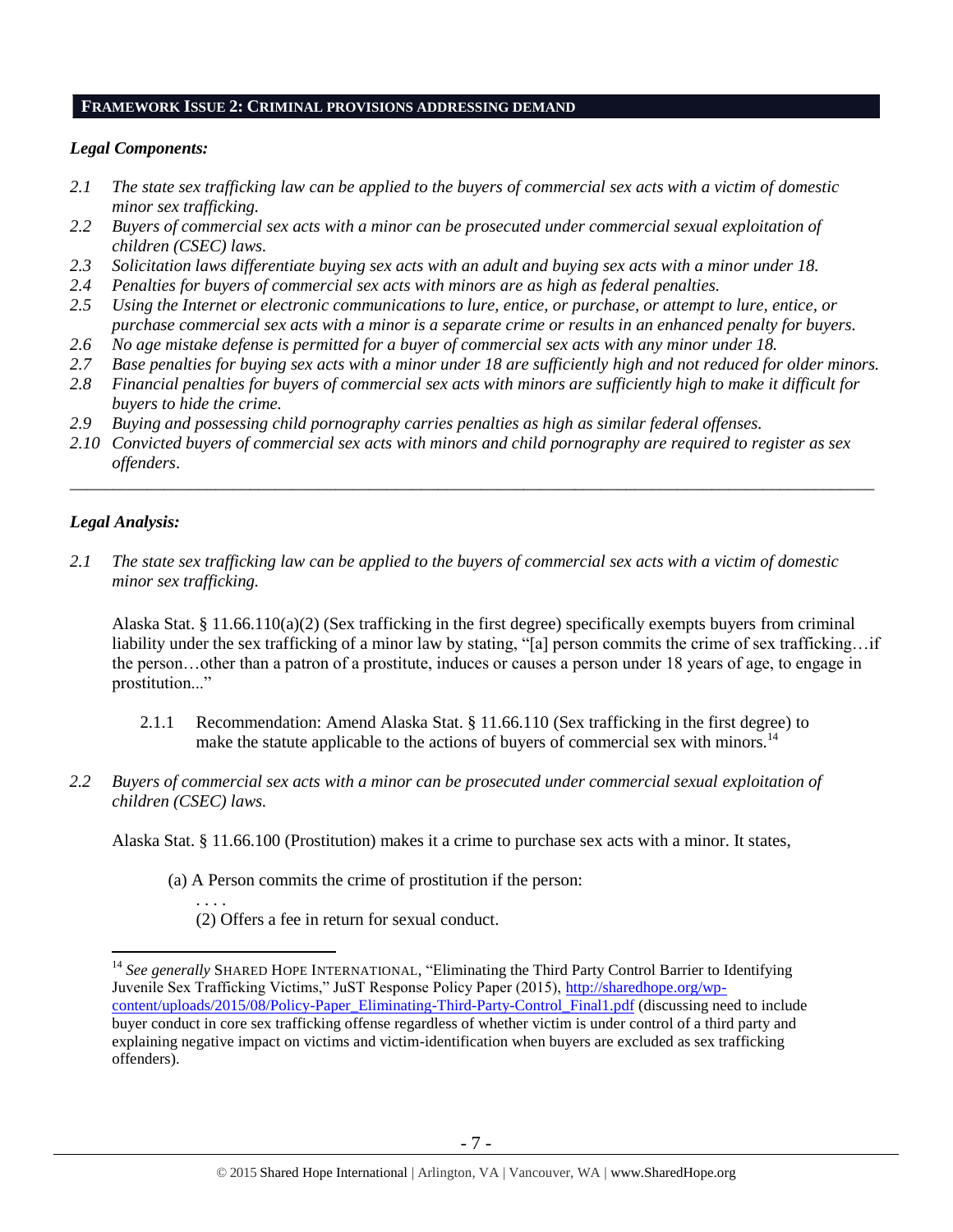## FRAMEWORK ISSUE 2: CRIMINAL PROVISIONS ADDRESSING DEMAND

### *Legal Components:*

*2.1 The state sex trafficking law can be applied to the buyers of commercial sex acts with a victim of domestic minor sex trafficking.*

*2.2 Buyers of commercial sex acts with a minor can be prosecuted under commercial sexual exploitation of children (CSEC) laws.*

*2.3 Solicitation laws differentiate buying sex acts with an adult and buying sex acts with a minor under 18.*

*2.4 Penalties for buyers of commercial sex acts with minors are as high as federal penalties.*

*2.5 Using the Internet or electronic communications to lure, entice, or purchase, or attempt to lure, entice, or purchase commercial sex acts with a minor is a separate crime or results in an enhanced penalty for buyers.*

*2.6 No age mistake defense is permitted for a buyer of commercial sex acts with any minor under 18.*

*2.7 Base penalties for buying sex acts with a minor under 18 are sufficiently high and not reduced for older minors.*

*2.8 Financial penalties for buyers of commercial sex acts with minors are sufficiently high to make it difficult for buyers to hide the crime.*

*2.9 Buying and possessing child pornography carries penalties as high as similar federal offenses.*

*2.10 Convicted buyers of commercial sex acts with minors and child pornography are required to register as sex offenders.*

---

### *Legal Analysis:*

*2.1 The state sex trafficking law can be applied to the buyers of commercial sex acts with a victim of domestic minor sex trafficking.*

Alaska Stat. § 11.66.110(a)(2) (Sex trafficking in the first degree) specifically exempts buyers from criminal liability under the sex trafficking of a minor law by stating, "[a] person commits the crime of sex trafficking…if the person…other than a patron of a prostitute, induces or causes a person under 18 years of age, to engage in prostitution..."

2.1.1 Recommendation: Amend Alaska Stat. § 11.66.110 (Sex trafficking in the first degree) to make the statute applicable to the actions of buyers of commercial sex with minors.[14]

*2.2 Buyers of commercial sex acts with a minor can be prosecuted under commercial sexual exploitation of children (CSEC) laws.*

Alaska Stat. § 11.66.100 (Prostitution) makes it a crime to purchase sex acts with a minor. It states,

(a) A Person commits the crime of prostitution if the person:

. . . .

(2) Offers a fee in return for sexual conduct.

---

[14] *See generally* SHARED HOPE INTERNATIONAL, "Eliminating the Third Party Control Barrier to Identifying Juvenile Sex Trafficking Victims," JuST Response Policy Paper (2015), http://sharedhope.org/wp-content/uploads/2015/08/Policy-Paper_Eliminating-Third-Party-Control_Final1.pdf (discussing need to include buyer conduct in core sex trafficking offense regardless of whether victim is under control of a third party and explaining negative impact on victims and victim-identification when buyers are excluded as sex trafficking offenders).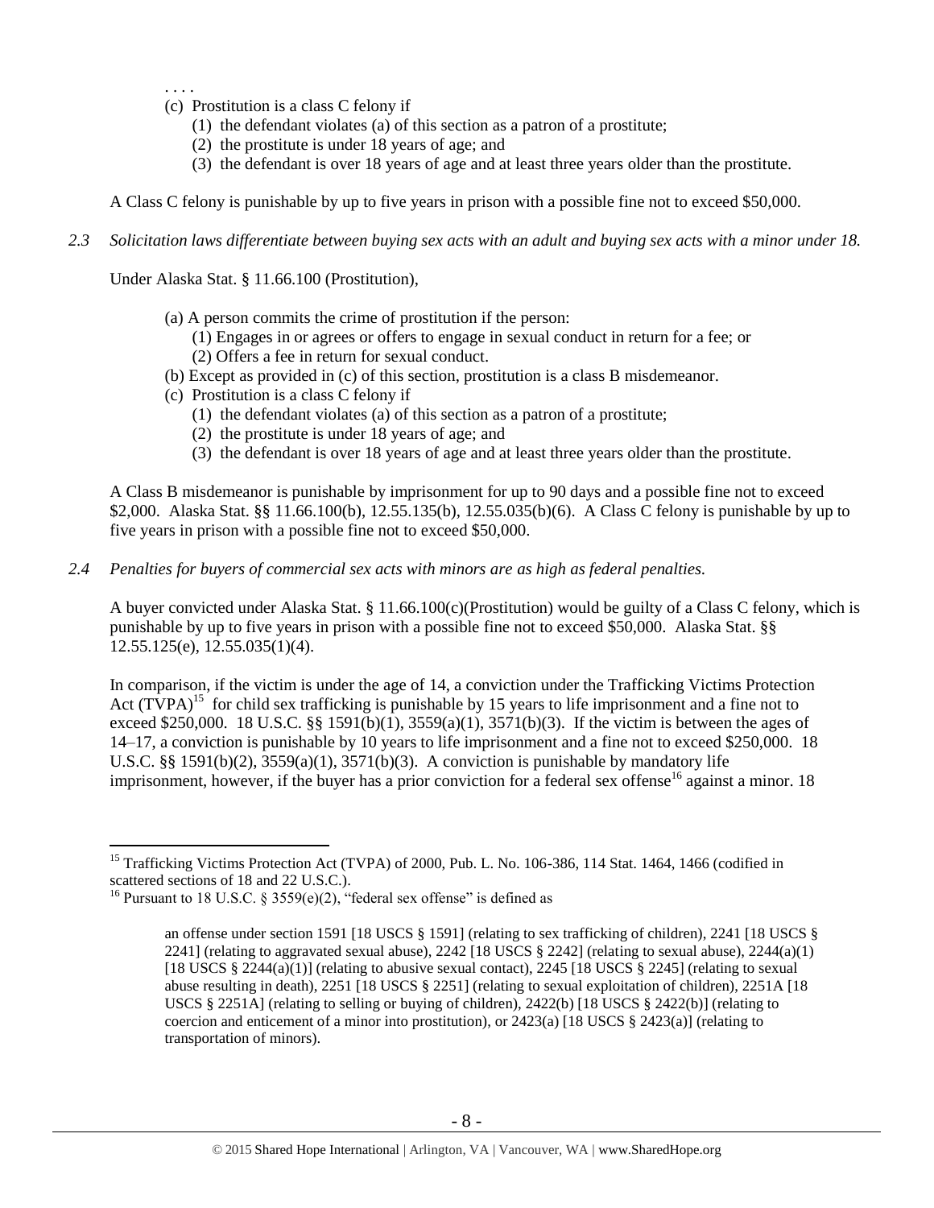. . . .

(c) Prostitution is a class C felony if
    (1) the defendant violates (a) of this section as a patron of a prostitute;
    (2) the prostitute is under 18 years of age; and
    (3) the defendant is over 18 years of age and at least three years older than the prostitute.

A Class C felony is punishable by up to five years in prison with a possible fine not to exceed $50,000.

*2.3 Solicitation laws differentiate between buying sex acts with an adult and buying sex acts with a minor under 18.*

Under Alaska Stat. § 11.66.100 (Prostitution),

(a) A person commits the crime of prostitution if the person:
    (1) Engages in or agrees or offers to engage in sexual conduct in return for a fee; or
    (2) Offers a fee in return for sexual conduct.
(b) Except as provided in (c) of this section, prostitution is a class B misdemeanor.
(c) Prostitution is a class C felony if
    (1) the defendant violates (a) of this section as a patron of a prostitute;
    (2) the prostitute is under 18 years of age; and
    (3) the defendant is over 18 years of age and at least three years older than the prostitute.

A Class B misdemeanor is punishable by imprisonment for up to 90 days and a possible fine not to exceed $2,000. Alaska Stat. §§ 11.66.100(b), 12.55.135(b), 12.55.035(b)(6). A Class C felony is punishable by up to five years in prison with a possible fine not to exceed $50,000.

*2.4 Penalties for buyers of commercial sex acts with minors are as high as federal penalties.*

A buyer convicted under Alaska Stat. § 11.66.100(c)(Prostitution) would be guilty of a Class C felony, which is punishable by up to five years in prison with a possible fine not to exceed $50,000. Alaska Stat. §§ 12.55.125(e), 12.55.035(1)(4).

In comparison, if the victim is under the age of 14, a conviction under the Trafficking Victims Protection Act (TVPA)[15] for child sex trafficking is punishable by 15 years to life imprisonment and a fine not to exceed $250,000. 18 U.S.C. §§ 1591(b)(1), 3559(a)(1), 3571(b)(3). If the victim is between the ages of 14–17, a conviction is punishable by 10 years to life imprisonment and a fine not to exceed $250,000. 18 U.S.C. §§ 1591(b)(2), 3559(a)(1), 3571(b)(3). A conviction is punishable by mandatory life imprisonment, however, if the buyer has a prior conviction for a federal sex offense[16] against a minor. 18

---

[15] Trafficking Victims Protection Act (TVPA) of 2000, Pub. L. No. 106-386, 114 Stat. 1464, 1466 (codified in scattered sections of 18 and 22 U.S.C.).

[16] Pursuant to 18 U.S.C. § 3559(e)(2), "federal sex offense" is defined as

> an offense under section 1591 [18 USCS § 1591] (relating to sex trafficking of children), 2241 [18 USCS § 2241] (relating to aggravated sexual abuse), 2242 [18 USCS § 2242] (relating to sexual abuse), 2244(a)(1) [18 USCS § 2244(a)(1)] (relating to abusive sexual contact), 2245 [18 USCS § 2245] (relating to sexual abuse resulting in death), 2251 [18 USCS § 2251] (relating to sexual exploitation of children), 2251A [18 USCS § 2251A] (relating to selling or buying of children), 2422(b) [18 USCS § 2422(b)] (relating to coercion and enticement of a minor into prostitution), or 2423(a) [18 USCS § 2423(a)] (relating to transportation of minors).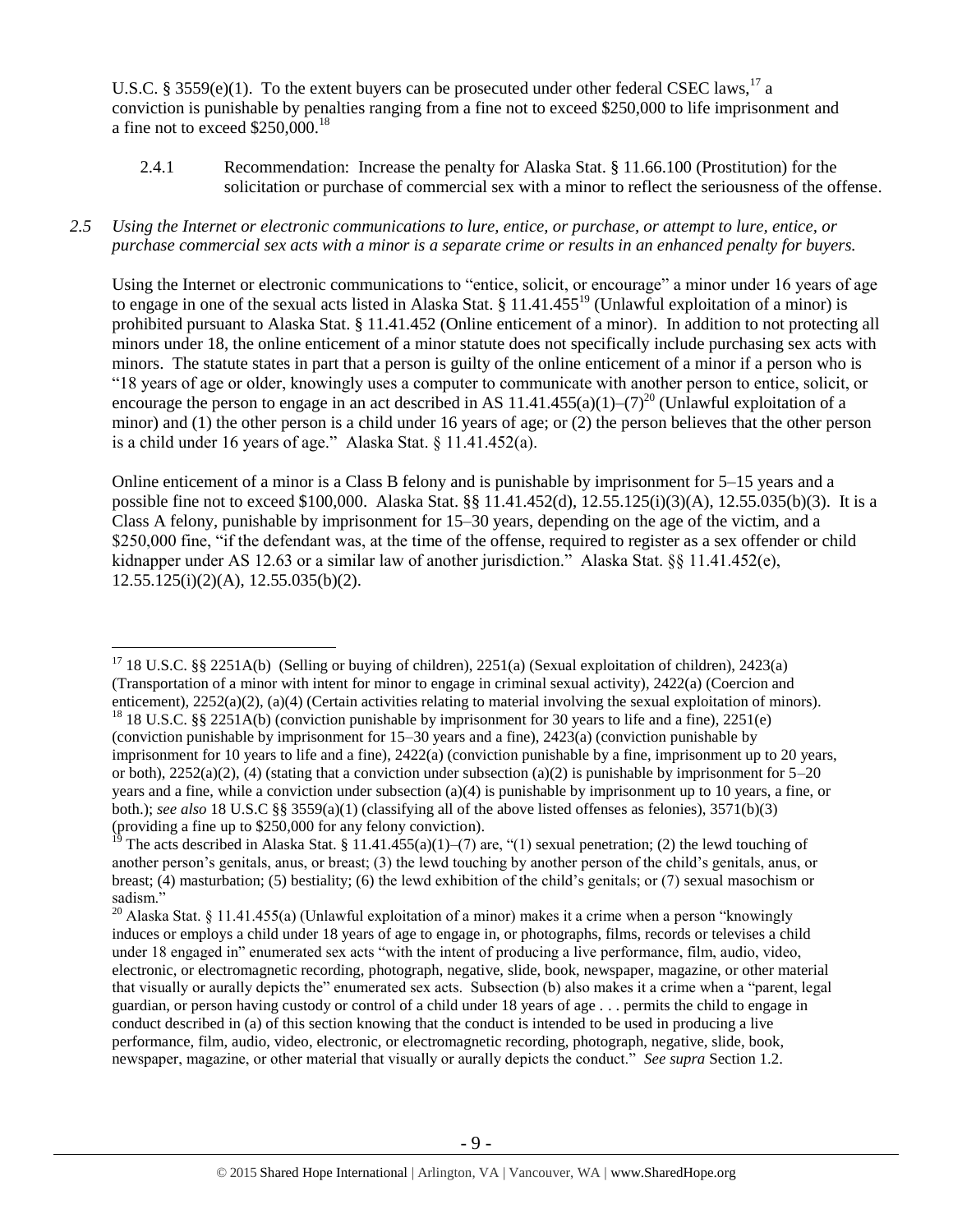U.S.C. § 3559(e)(1). To the extent buyers can be prosecuted under other federal CSEC laws,[17] a conviction is punishable by penalties ranging from a fine not to exceed $250,000 to life imprisonment and a fine not to exceed $250,000.[18]

2.4.1 Recommendation: Increase the penalty for Alaska Stat. § 11.66.100 (Prostitution) for the solicitation or purchase of commercial sex with a minor to reflect the seriousness of the offense.

*2.5 Using the Internet or electronic communications to lure, entice, or purchase, or attempt to lure, entice, or purchase commercial sex acts with a minor is a separate crime or results in an enhanced penalty for buyers.*

Using the Internet or electronic communications to "entice, solicit, or encourage" a minor under 16 years of age to engage in one of the sexual acts listed in Alaska Stat. § 11.41.455[19] (Unlawful exploitation of a minor) is prohibited pursuant to Alaska Stat. § 11.41.452 (Online enticement of a minor). In addition to not protecting all minors under 18, the online enticement of a minor statute does not specifically include purchasing sex acts with minors. The statute states in part that a person is guilty of the online enticement of a minor if a person who is "18 years of age or older, knowingly uses a computer to communicate with another person to entice, solicit, or encourage the person to engage in an act described in AS 11.41.455(a)(1)–(7)[20] (Unlawful exploitation of a minor) and (1) the other person is a child under 16 years of age; or (2) the person believes that the other person is a child under 16 years of age." Alaska Stat. § 11.41.452(a).

Online enticement of a minor is a Class B felony and is punishable by imprisonment for 5–15 years and a possible fine not to exceed $100,000. Alaska Stat. §§ 11.41.452(d), 12.55.125(i)(3)(A), 12.55.035(b)(3). It is a Class A felony, punishable by imprisonment for 15–30 years, depending on the age of the victim, and a $250,000 fine, "if the defendant was, at the time of the offense, required to register as a sex offender or child kidnapper under AS 12.63 or a similar law of another jurisdiction." Alaska Stat. §§ 11.41.452(e), 12.55.125(i)(2)(A), 12.55.035(b)(2).

---

[17] 18 U.S.C. §§ 2251A(b) (Selling or buying of children), 2251(a) (Sexual exploitation of children), 2423(a) (Transportation of a minor with intent for minor to engage in criminal sexual activity), 2422(a) (Coercion and enticement), 2252(a)(2), (a)(4) (Certain activities relating to material involving the sexual exploitation of minors).

[18] 18 U.S.C. §§ 2251A(b) (conviction punishable by imprisonment for 30 years to life and a fine), 2251(e) (conviction punishable by imprisonment for 15–30 years and a fine), 2423(a) (conviction punishable by imprisonment for 10 years to life and a fine), 2422(a) (conviction punishable by a fine, imprisonment up to 20 years, or both), 2252(a)(2), (4) (stating that a conviction under subsection (a)(2) is punishable by imprisonment for 5–20 years and a fine, while a conviction under subsection (a)(4) is punishable by imprisonment up to 10 years, a fine, or both.); *see also* 18 U.S.C §§ 3559(a)(1) (classifying all of the above listed offenses as felonies), 3571(b)(3) (providing a fine up to $250,000 for any felony conviction).

[19] The acts described in Alaska Stat. § 11.41.455(a)(1)–(7) are, "(1) sexual penetration; (2) the lewd touching of another person's genitals, anus, or breast; (3) the lewd touching by another person of the child's genitals, anus, or breast; (4) masturbation; (5) bestiality; (6) the lewd exhibition of the child's genitals; or (7) sexual masochism or sadism."

[20] Alaska Stat. § 11.41.455(a) (Unlawful exploitation of a minor) makes it a crime when a person "knowingly induces or employs a child under 18 years of age to engage in, or photographs, films, records or televises a child under 18 engaged in" enumerated sex acts "with the intent of producing a live performance, film, audio, video, electronic, or electromagnetic recording, photograph, negative, slide, book, newspaper, magazine, or other material that visually or aurally depicts the" enumerated sex acts. Subsection (b) also makes it a crime when a "parent, legal guardian, or person having custody or control of a child under 18 years of age . . . permits the child to engage in conduct described in (a) of this section knowing that the conduct is intended to be used in producing a live performance, film, audio, video, electronic, or electromagnetic recording, photograph, negative, slide, book, newspaper, magazine, or other material that visually or aurally depicts the conduct." *See supra* Section 1.2.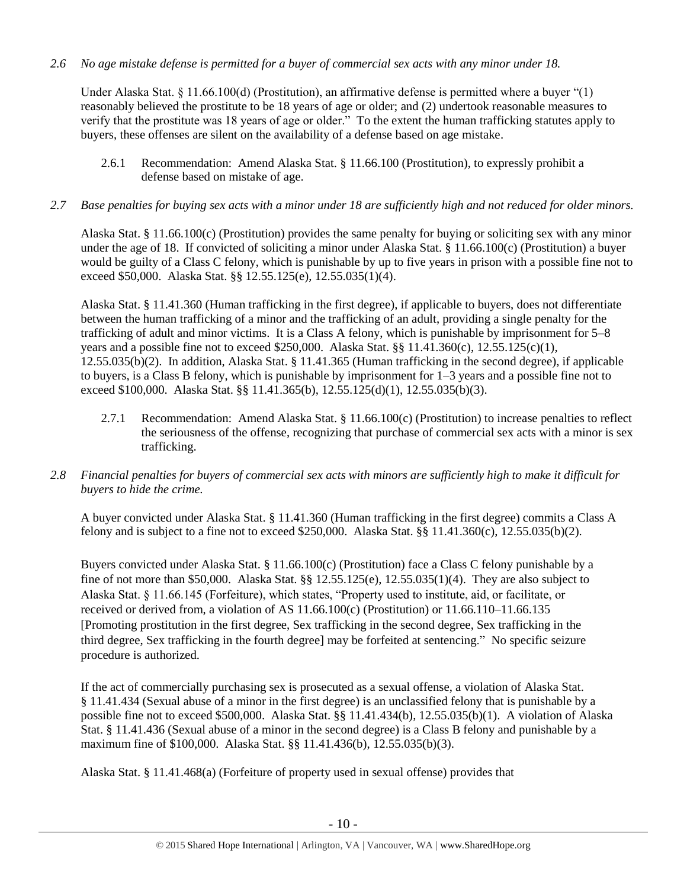*2.6 No age mistake defense is permitted for a buyer of commercial sex acts with any minor under 18.*

Under Alaska Stat. § 11.66.100(d) (Prostitution), an affirmative defense is permitted where a buyer "(1) reasonably believed the prostitute to be 18 years of age or older; and (2) undertook reasonable measures to verify that the prostitute was 18 years of age or older." To the extent the human trafficking statutes apply to buyers, these offenses are silent on the availability of a defense based on age mistake.

2.6.1 Recommendation: Amend Alaska Stat. § 11.66.100 (Prostitution), to expressly prohibit a defense based on mistake of age.

*2.7 Base penalties for buying sex acts with a minor under 18 are sufficiently high and not reduced for older minors.*

Alaska Stat. § 11.66.100(c) (Prostitution) provides the same penalty for buying or soliciting sex with any minor under the age of 18. If convicted of soliciting a minor under Alaska Stat. § 11.66.100(c) (Prostitution) a buyer would be guilty of a Class C felony, which is punishable by up to five years in prison with a possible fine not to exceed $50,000. Alaska Stat. §§ 12.55.125(e), 12.55.035(1)(4).

Alaska Stat. § 11.41.360 (Human trafficking in the first degree), if applicable to buyers, does not differentiate between the human trafficking of a minor and the trafficking of an adult, providing a single penalty for the trafficking of adult and minor victims. It is a Class A felony, which is punishable by imprisonment for 5–8 years and a possible fine not to exceed $250,000. Alaska Stat. §§ 11.41.360(c), 12.55.125(c)(1), 12.55.035(b)(2). In addition, Alaska Stat. § 11.41.365 (Human trafficking in the second degree), if applicable to buyers, is a Class B felony, which is punishable by imprisonment for 1–3 years and a possible fine not to exceed $100,000. Alaska Stat. §§ 11.41.365(b), 12.55.125(d)(1), 12.55.035(b)(3).

2.7.1 Recommendation: Amend Alaska Stat. § 11.66.100(c) (Prostitution) to increase penalties to reflect the seriousness of the offense, recognizing that purchase of commercial sex acts with a minor is sex trafficking.

*2.8 Financial penalties for buyers of commercial sex acts with minors are sufficiently high to make it difficult for buyers to hide the crime.*

A buyer convicted under Alaska Stat. § 11.41.360 (Human trafficking in the first degree) commits a Class A felony and is subject to a fine not to exceed $250,000. Alaska Stat. §§ 11.41.360(c), 12.55.035(b)(2).

Buyers convicted under Alaska Stat. § 11.66.100(c) (Prostitution) face a Class C felony punishable by a fine of not more than $50,000. Alaska Stat. §§ 12.55.125(e), 12.55.035(1)(4). They are also subject to Alaska Stat. § 11.66.145 (Forfeiture), which states, "Property used to institute, aid, or facilitate, or received or derived from, a violation of AS 11.66.100(c) (Prostitution) or 11.66.110–11.66.135 [Promoting prostitution in the first degree, Sex trafficking in the second degree, Sex trafficking in the third degree, Sex trafficking in the fourth degree] may be forfeited at sentencing." No specific seizure procedure is authorized.

If the act of commercially purchasing sex is prosecuted as a sexual offense, a violation of Alaska Stat. § 11.41.434 (Sexual abuse of a minor in the first degree) is an unclassified felony that is punishable by a possible fine not to exceed $500,000. Alaska Stat. §§ 11.41.434(b), 12.55.035(b)(1). A violation of Alaska Stat. § 11.41.436 (Sexual abuse of a minor in the second degree) is a Class B felony and punishable by a maximum fine of $100,000. Alaska Stat. §§ 11.41.436(b), 12.55.035(b)(3).

Alaska Stat. § 11.41.468(a) (Forfeiture of property used in sexual offense) provides that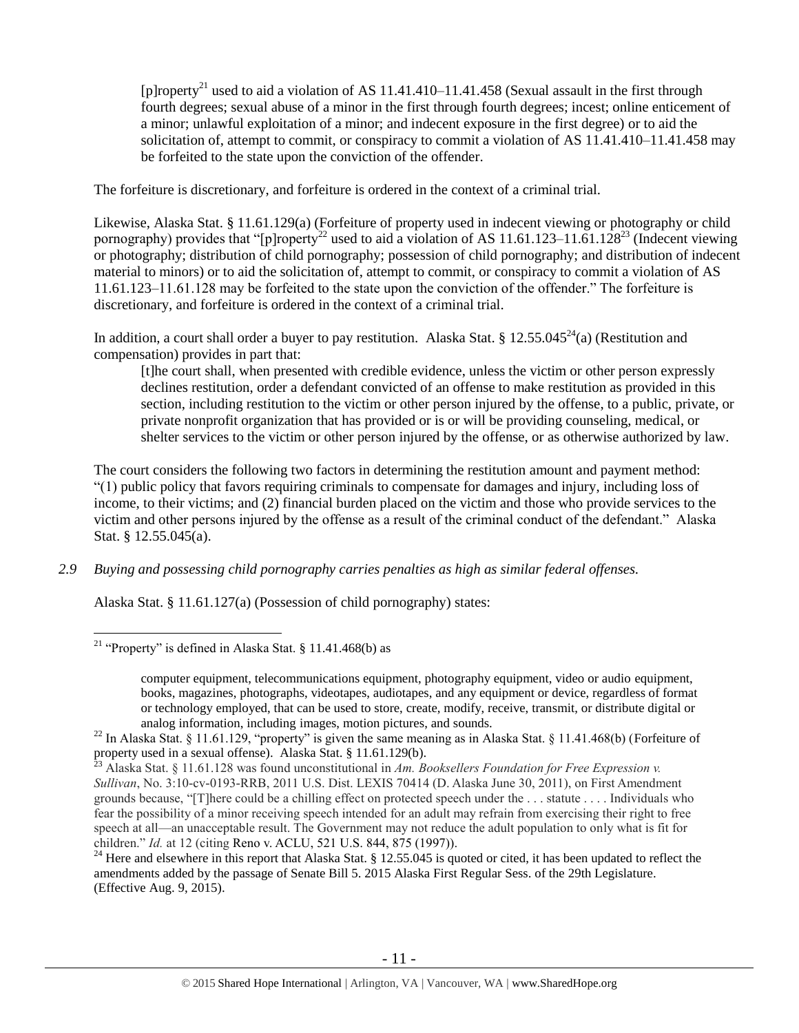> [p]roperty[21] used to aid a violation of AS 11.41.410–11.41.458 (Sexual assault in the first through fourth degrees; sexual abuse of a minor in the first through fourth degrees; incest; online enticement of a minor; unlawful exploitation of a minor; and indecent exposure in the first degree) or to aid the solicitation of, attempt to commit, or conspiracy to commit a violation of AS 11.41.410–11.41.458 may be forfeited to the state upon the conviction of the offender.

The forfeiture is discretionary, and forfeiture is ordered in the context of a criminal trial.

Likewise, Alaska Stat. § 11.61.129(a) (Forfeiture of property used in indecent viewing or photography or child pornography) provides that "[p]roperty[22] used to aid a violation of AS 11.61.123–11.61.128[23] (Indecent viewing or photography; distribution of child pornography; possession of child pornography; and distribution of indecent material to minors) or to aid the solicitation of, attempt to commit, or conspiracy to commit a violation of AS 11.61.123–11.61.128 may be forfeited to the state upon the conviction of the offender." The forfeiture is discretionary, and forfeiture is ordered in the context of a criminal trial.

In addition, a court shall order a buyer to pay restitution. Alaska Stat. § 12.55.045[24](a) (Restitution and compensation) provides in part that:

> [t]he court shall, when presented with credible evidence, unless the victim or other person expressly declines restitution, order a defendant convicted of an offense to make restitution as provided in this section, including restitution to the victim or other person injured by the offense, to a public, private, or private nonprofit organization that has provided or is or will be providing counseling, medical, or shelter services to the victim or other person injured by the offense, or as otherwise authorized by law.

The court considers the following two factors in determining the restitution amount and payment method: "(1) public policy that favors requiring criminals to compensate for damages and injury, including loss of income, to their victims; and (2) financial burden placed on the victim and those who provide services to the victim and other persons injured by the offense as a result of the criminal conduct of the defendant." Alaska Stat. § 12.55.045(a).

*2.9 Buying and possessing child pornography carries penalties as high as similar federal offenses.*

Alaska Stat. § 11.61.127(a) (Possession of child pornography) states:

---

[21] "Property" is defined in Alaska Stat. § 11.41.468(b) as

> computer equipment, telecommunications equipment, photography equipment, video or audio equipment, books, magazines, photographs, videotapes, audiotapes, and any equipment or device, regardless of format or technology employed, that can be used to store, create, modify, receive, transmit, or distribute digital or analog information, including images, motion pictures, and sounds.

[22] In Alaska Stat. § 11.61.129, "property" is given the same meaning as in Alaska Stat. § 11.41.468(b) (Forfeiture of property used in a sexual offense). Alaska Stat. § 11.61.129(b).

[23] Alaska Stat. § 11.61.128 was found unconstitutional in *Am. Booksellers Foundation for Free Expression v. Sullivan*, No. 3:10-cv-0193-RRB, 2011 U.S. Dist. LEXIS 70414 (D. Alaska June 30, 2011), on First Amendment grounds because, "[T]here could be a chilling effect on protected speech under the . . . statute . . . . Individuals who fear the possibility of a minor receiving speech intended for an adult may refrain from exercising their right to free speech at all—an unacceptable result. The Government may not reduce the adult population to only what is fit for children." *Id.* at 12 (citing Reno v. ACLU, 521 U.S. 844, 875 (1997)).

[24] Here and elsewhere in this report that Alaska Stat. § 12.55.045 is quoted or cited, it has been updated to reflect the amendments added by the passage of Senate Bill 5. 2015 Alaska First Regular Sess. of the 29th Legislature. (Effective Aug. 9, 2015).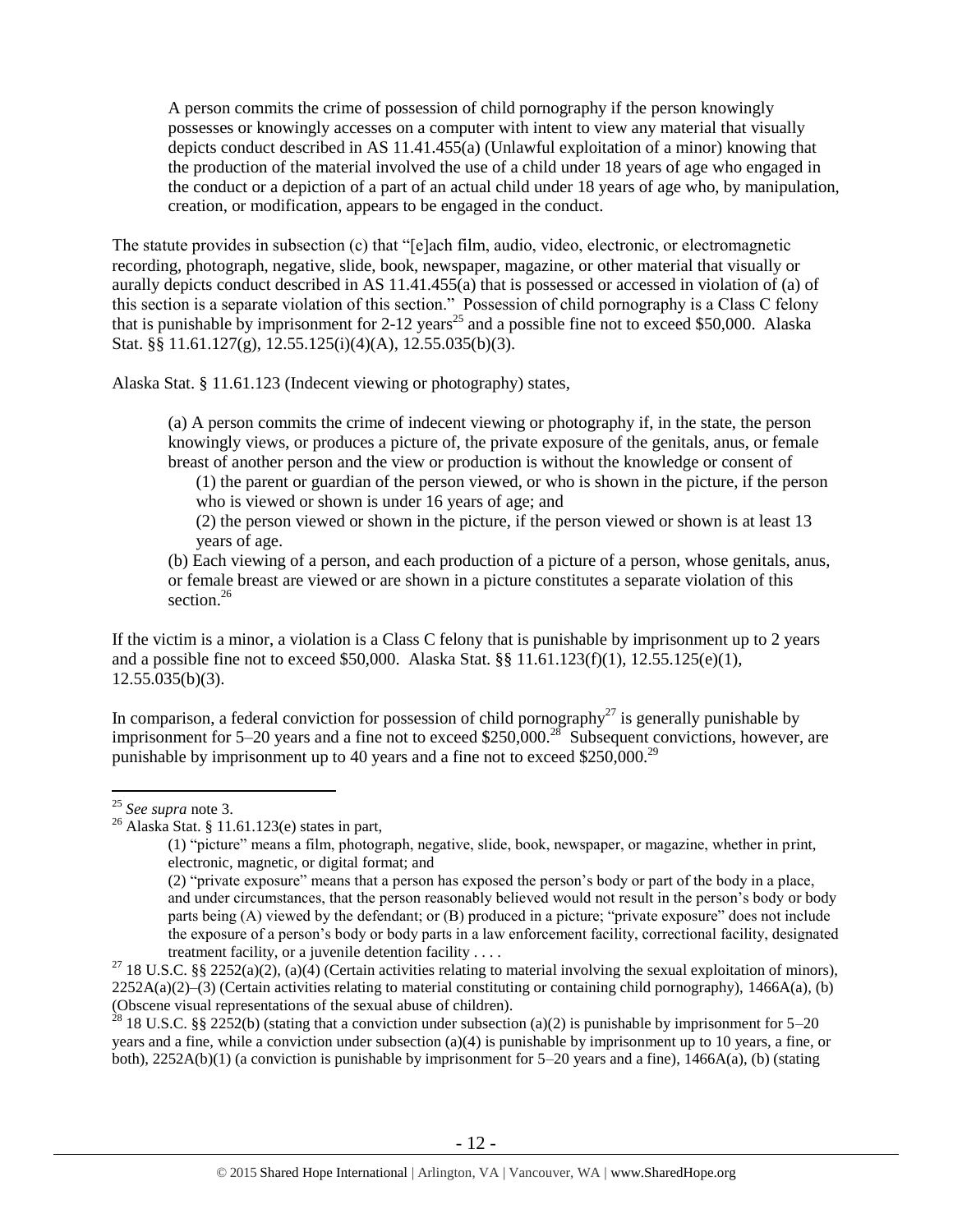> A person commits the crime of possession of child pornography if the person knowingly possesses or knowingly accesses on a computer with intent to view any material that visually depicts conduct described in AS 11.41.455(a) (Unlawful exploitation of a minor) knowing that the production of the material involved the use of a child under 18 years of age who engaged in the conduct or a depiction of a part of an actual child under 18 years of age who, by manipulation, creation, or modification, appears to be engaged in the conduct.

The statute provides in subsection (c) that "[e]ach film, audio, video, electronic, or electromagnetic recording, photograph, negative, slide, book, newspaper, magazine, or other material that visually or aurally depicts conduct described in AS 11.41.455(a) that is possessed or accessed in violation of (a) of this section is a separate violation of this section." Possession of child pornography is a Class C felony that is punishable by imprisonment for 2-12 years[25] and a possible fine not to exceed $50,000. Alaska Stat. §§ 11.61.127(g), 12.55.125(i)(4)(A), 12.55.035(b)(3).

Alaska Stat. § 11.61.123 (Indecent viewing or photography) states,

> (a) A person commits the crime of indecent viewing or photography if, in the state, the person knowingly views, or produces a picture of, the private exposure of the genitals, anus, or female breast of another person and the view or production is without the knowledge or consent of
>
> (1) the parent or guardian of the person viewed, or who is shown in the picture, if the person who is viewed or shown is under 16 years of age; and
>
> (2) the person viewed or shown in the picture, if the person viewed or shown is at least 13 years of age.
>
> (b) Each viewing of a person, and each production of a picture of a person, whose genitals, anus, or female breast are viewed or are shown in a picture constitutes a separate violation of this section.[26]

If the victim is a minor, a violation is a Class C felony that is punishable by imprisonment up to 2 years and a possible fine not to exceed $50,000. Alaska Stat. §§ 11.61.123(f)(1), 12.55.125(e)(1), 12.55.035(b)(3).

In comparison, a federal conviction for possession of child pornography[27] is generally punishable by imprisonment for 5–20 years and a fine not to exceed $250,000.[28] Subsequent convictions, however, are punishable by imprisonment up to 40 years and a fine not to exceed $250,000.[29]

---

[25] *See supra* note 3.

[26] Alaska Stat. § 11.61.123(e) states in part,

> (1) "picture" means a film, photograph, negative, slide, book, newspaper, or magazine, whether in print, electronic, magnetic, or digital format; and
>
> (2) "private exposure" means that a person has exposed the person's body or part of the body in a place, and under circumstances, that the person reasonably believed would not result in the person's body or body parts being (A) viewed by the defendant; or (B) produced in a picture; "private exposure" does not include the exposure of a person's body or body parts in a law enforcement facility, correctional facility, designated treatment facility, or a juvenile detention facility . . . .

[27] 18 U.S.C. §§ 2252(a)(2), (a)(4) (Certain activities relating to material involving the sexual exploitation of minors), 2252A(a)(2)–(3) (Certain activities relating to material constituting or containing child pornography), 1466A(a), (b) (Obscene visual representations of the sexual abuse of children).

[28] 18 U.S.C. §§ 2252(b) (stating that a conviction under subsection (a)(2) is punishable by imprisonment for 5–20 years and a fine, while a conviction under subsection (a)(4) is punishable by imprisonment up to 10 years, a fine, or both), 2252A(b)(1) (a conviction is punishable by imprisonment for 5–20 years and a fine), 1466A(a), (b) (stating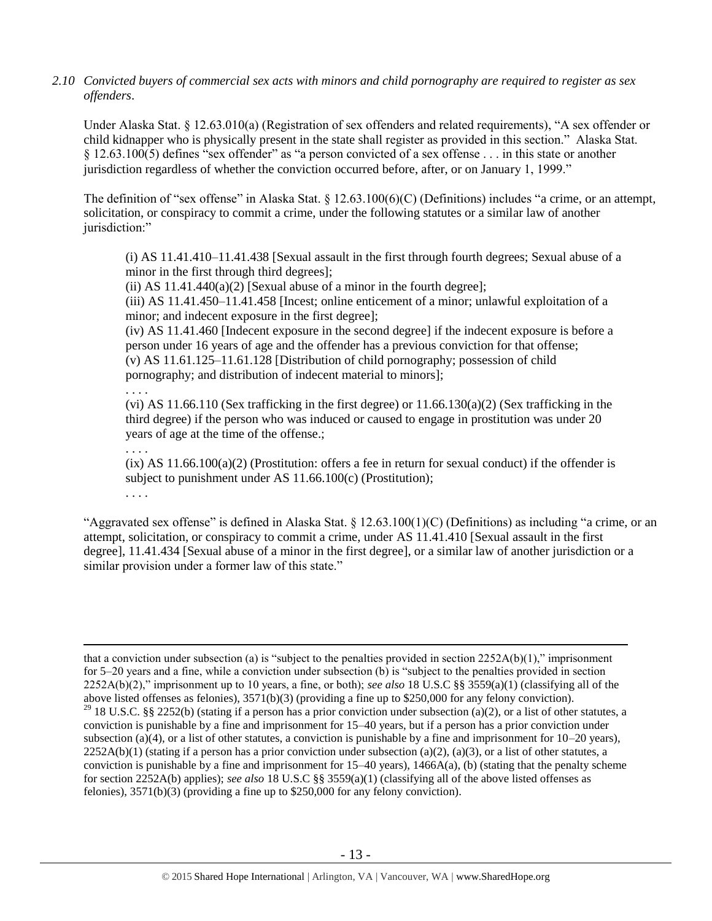*2.10 Convicted buyers of commercial sex acts with minors and child pornography are required to register as sex offenders.*

Under Alaska Stat. § 12.63.010(a) (Registration of sex offenders and related requirements), "A sex offender or child kidnapper who is physically present in the state shall register as provided in this section." Alaska Stat. § 12.63.100(5) defines "sex offender" as "a person convicted of a sex offense . . . in this state or another jurisdiction regardless of whether the conviction occurred before, after, or on January 1, 1999."

The definition of "sex offense" in Alaska Stat. § 12.63.100(6)(C) (Definitions) includes "a crime, or an attempt, solicitation, or conspiracy to commit a crime, under the following statutes or a similar law of another jurisdiction:"

> (i) AS 11.41.410–11.41.438 [Sexual assault in the first through fourth degrees; Sexual abuse of a minor in the first through third degrees];
> (ii) AS 11.41.440(a)(2) [Sexual abuse of a minor in the fourth degree];
> (iii) AS 11.41.450–11.41.458 [Incest; online enticement of a minor; unlawful exploitation of a minor; and indecent exposure in the first degree];
> (iv) AS 11.41.460 [Indecent exposure in the second degree] if the indecent exposure is before a person under 16 years of age and the offender has a previous conviction for that offense;
> (v) AS 11.61.125–11.61.128 [Distribution of child pornography; possession of child pornography; and distribution of indecent material to minors];
> . . . .
> (vi) AS 11.66.110 (Sex trafficking in the first degree) or 11.66.130(a)(2) (Sex trafficking in the third degree) if the person who was induced or caused to engage in prostitution was under 20 years of age at the time of the offense.;
> . . . .
> (ix) AS 11.66.100(a)(2) (Prostitution: offers a fee in return for sexual conduct) if the offender is subject to punishment under AS 11.66.100(c) (Prostitution);
> . . . .

"Aggravated sex offense" is defined in Alaska Stat. § 12.63.100(1)(C) (Definitions) as including "a crime, or an attempt, solicitation, or conspiracy to commit a crime, under AS 11.41.410 [Sexual assault in the first degree], 11.41.434 [Sexual abuse of a minor in the first degree], or a similar law of another jurisdiction or a similar provision under a former law of this state."

---

that a conviction under subsection (a) is "subject to the penalties provided in section 2252A(b)(1)," imprisonment for 5–20 years and a fine, while a conviction under subsection (b) is "subject to the penalties provided in section 2252A(b)(2)," imprisonment up to 10 years, a fine, or both); *see also* 18 U.S.C §§ 3559(a)(1) (classifying all of the above listed offenses as felonies), 3571(b)(3) (providing a fine up to $250,000 for any felony conviction).

[29] 18 U.S.C. §§ 2252(b) (stating if a person has a prior conviction under subsection (a)(2), or a list of other statutes, a conviction is punishable by a fine and imprisonment for 15–40 years, but if a person has a prior conviction under subsection (a)(4), or a list of other statutes, a conviction is punishable by a fine and imprisonment for 10–20 years), 2252A(b)(1) (stating if a person has a prior conviction under subsection (a)(2), (a)(3), or a list of other statutes, a conviction is punishable by a fine and imprisonment for 15–40 years), 1466A(a), (b) (stating that the penalty scheme for section 2252A(b) applies); *see also* 18 U.S.C §§ 3559(a)(1) (classifying all of the above listed offenses as felonies), 3571(b)(3) (providing a fine up to $250,000 for any felony conviction).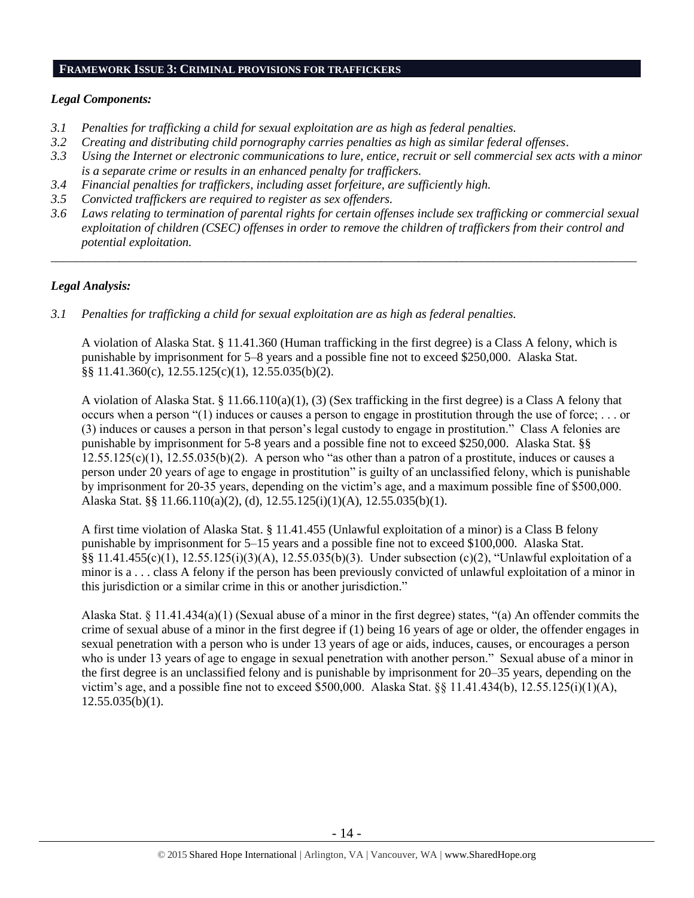## FRAMEWORK ISSUE 3: CRIMINAL PROVISIONS FOR TRAFFICKERS

### *Legal Components:*

- *3.1 Penalties for trafficking a child for sexual exploitation are as high as federal penalties.*
- *3.2 Creating and distributing child pornography carries penalties as high as similar federal offenses.*
- *3.3 Using the Internet or electronic communications to lure, entice, recruit or sell commercial sex acts with a minor is a separate crime or results in an enhanced penalty for traffickers.*
- *3.4 Financial penalties for traffickers, including asset forfeiture, are sufficiently high.*
- *3.5 Convicted traffickers are required to register as sex offenders.*
- *3.6 Laws relating to termination of parental rights for certain offenses include sex trafficking or commercial sexual exploitation of children (CSEC) offenses in order to remove the children of traffickers from their control and potential exploitation.*

---

### *Legal Analysis:*

*3.1 Penalties for trafficking a child for sexual exploitation are as high as federal penalties.*

A violation of Alaska Stat. § 11.41.360 (Human trafficking in the first degree) is a Class A felony, which is punishable by imprisonment for 5–8 years and a possible fine not to exceed $250,000. Alaska Stat. §§ 11.41.360(c), 12.55.125(c)(1), 12.55.035(b)(2).

A violation of Alaska Stat. § 11.66.110(a)(1), (3) (Sex trafficking in the first degree) is a Class A felony that occurs when a person "(1) induces or causes a person to engage in prostitution through the use of force; . . . or (3) induces or causes a person in that person's legal custody to engage in prostitution." Class A felonies are punishable by imprisonment for 5-8 years and a possible fine not to exceed $250,000. Alaska Stat. §§ 12.55.125(c)(1), 12.55.035(b)(2). A person who "as other than a patron of a prostitute, induces or causes a person under 20 years of age to engage in prostitution" is guilty of an unclassified felony, which is punishable by imprisonment for 20-35 years, depending on the victim's age, and a maximum possible fine of $500,000. Alaska Stat. §§ 11.66.110(a)(2), (d), 12.55.125(i)(1)(A), 12.55.035(b)(1).

A first time violation of Alaska Stat. § 11.41.455 (Unlawful exploitation of a minor) is a Class B felony punishable by imprisonment for 5–15 years and a possible fine not to exceed $100,000. Alaska Stat. §§ 11.41.455(c)(1), 12.55.125(i)(3)(A), 12.55.035(b)(3). Under subsection (c)(2), "Unlawful exploitation of a minor is a . . . class A felony if the person has been previously convicted of unlawful exploitation of a minor in this jurisdiction or a similar crime in this or another jurisdiction."

Alaska Stat. § 11.41.434(a)(1) (Sexual abuse of a minor in the first degree) states, "(a) An offender commits the crime of sexual abuse of a minor in the first degree if (1) being 16 years of age or older, the offender engages in sexual penetration with a person who is under 13 years of age or aids, induces, causes, or encourages a person who is under 13 years of age to engage in sexual penetration with another person." Sexual abuse of a minor in the first degree is an unclassified felony and is punishable by imprisonment for 20–35 years, depending on the victim's age, and a possible fine not to exceed $500,000. Alaska Stat. §§ 11.41.434(b), 12.55.125(i)(1)(A), 12.55.035(b)(1).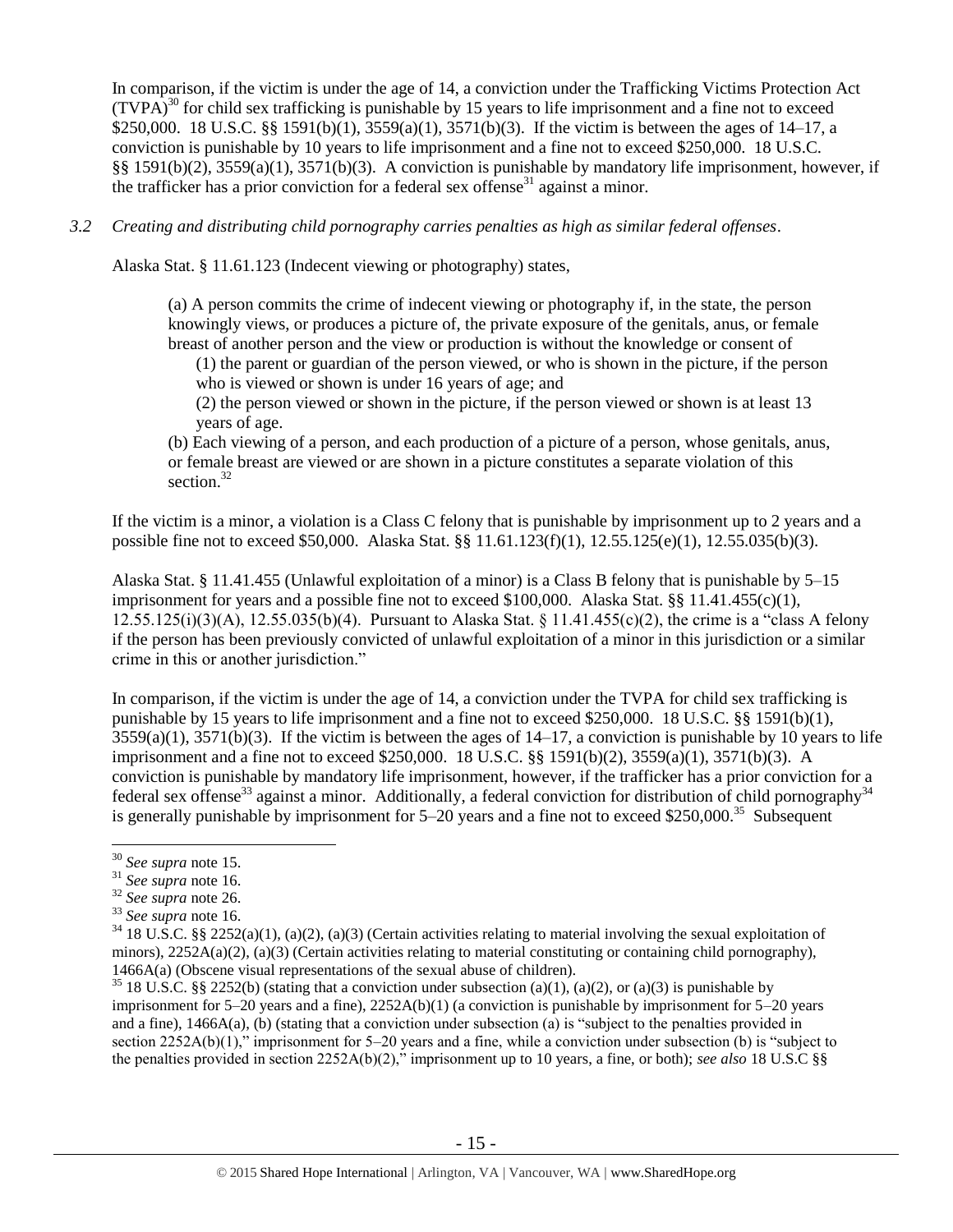In comparison, if the victim is under the age of 14, a conviction under the Trafficking Victims Protection Act (TVPA)[30] for child sex trafficking is punishable by 15 years to life imprisonment and a fine not to exceed $250,000. 18 U.S.C. §§ 1591(b)(1), 3559(a)(1), 3571(b)(3). If the victim is between the ages of 14–17, a conviction is punishable by 10 years to life imprisonment and a fine not to exceed $250,000. 18 U.S.C. §§ 1591(b)(2), 3559(a)(1), 3571(b)(3). A conviction is punishable by mandatory life imprisonment, however, if the trafficker has a prior conviction for a federal sex offense[31] against a minor.

*3.2 Creating and distributing child pornography carries penalties as high as similar federal offenses*.

Alaska Stat. § 11.61.123 (Indecent viewing or photography) states,

> (a) A person commits the crime of indecent viewing or photography if, in the state, the person knowingly views, or produces a picture of, the private exposure of the genitals, anus, or female breast of another person and the view or production is without the knowledge or consent of
>
> (1) the parent or guardian of the person viewed, or who is shown in the picture, if the person who is viewed or shown is under 16 years of age; and
>
> (2) the person viewed or shown in the picture, if the person viewed or shown is at least 13 years of age.
>
> (b) Each viewing of a person, and each production of a picture of a person, whose genitals, anus, or female breast are viewed or are shown in a picture constitutes a separate violation of this section.[32]

If the victim is a minor, a violation is a Class C felony that is punishable by imprisonment up to 2 years and a possible fine not to exceed $50,000. Alaska Stat. §§ 11.61.123(f)(1), 12.55.125(e)(1), 12.55.035(b)(3).

Alaska Stat. § 11.41.455 (Unlawful exploitation of a minor) is a Class B felony that is punishable by 5–15 imprisonment for years and a possible fine not to exceed $100,000. Alaska Stat. §§ 11.41.455(c)(1), 12.55.125(i)(3)(A), 12.55.035(b)(4). Pursuant to Alaska Stat. § 11.41.455(c)(2), the crime is a "class A felony if the person has been previously convicted of unlawful exploitation of a minor in this jurisdiction or a similar crime in this or another jurisdiction."

In comparison, if the victim is under the age of 14, a conviction under the TVPA for child sex trafficking is punishable by 15 years to life imprisonment and a fine not to exceed $250,000. 18 U.S.C. §§ 1591(b)(1), 3559(a)(1), 3571(b)(3). If the victim is between the ages of 14–17, a conviction is punishable by 10 years to life imprisonment and a fine not to exceed $250,000. 18 U.S.C. §§ 1591(b)(2), 3559(a)(1), 3571(b)(3). A conviction is punishable by mandatory life imprisonment, however, if the trafficker has a prior conviction for a federal sex offense[33] against a minor. Additionally, a federal conviction for distribution of child pornography[34] is generally punishable by imprisonment for 5–20 years and a fine not to exceed $250,000.[35] Subsequent

---

[30] *See supra* note 15.

[31] *See supra* note 16.

[32] *See supra* note 26.

[33] *See supra* note 16.

[34] 18 U.S.C. §§ 2252(a)(1), (a)(2), (a)(3) (Certain activities relating to material involving the sexual exploitation of minors), 2252A(a)(2), (a)(3) (Certain activities relating to material constituting or containing child pornography), 1466A(a) (Obscene visual representations of the sexual abuse of children).

[35] 18 U.S.C. §§ 2252(b) (stating that a conviction under subsection (a)(1), (a)(2), or (a)(3) is punishable by imprisonment for 5–20 years and a fine), 2252A(b)(1) (a conviction is punishable by imprisonment for 5–20 years and a fine), 1466A(a), (b) (stating that a conviction under subsection (a) is "subject to the penalties provided in section 2252A(b)(1)," imprisonment for 5–20 years and a fine, while a conviction under subsection (b) is "subject to the penalties provided in section 2252A(b)(2)," imprisonment up to 10 years, a fine, or both); *see also* 18 U.S.C §§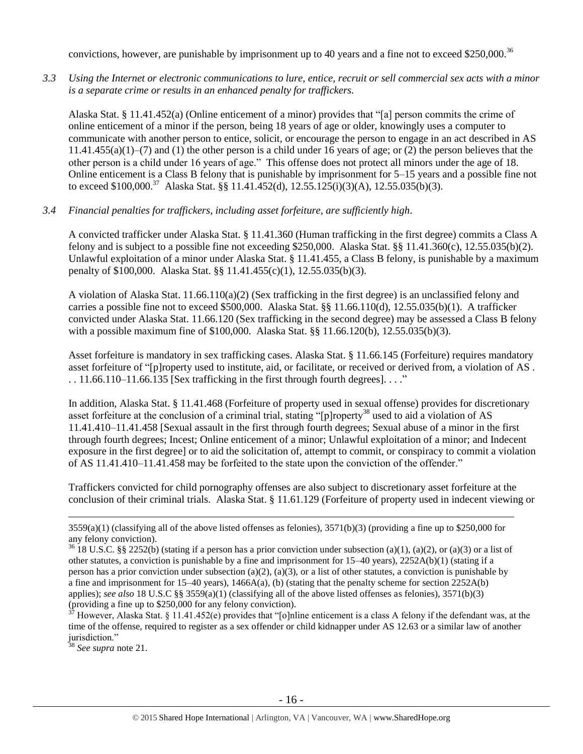convictions, however, are punishable by imprisonment up to 40 years and a fine not to exceed $250,000.[36]

*3.3 Using the Internet or electronic communications to lure, entice, recruit or sell commercial sex acts with a minor is a separate crime or results in an enhanced penalty for traffickers.*

Alaska Stat. § 11.41.452(a) (Online enticement of a minor) provides that "[a] person commits the crime of online enticement of a minor if the person, being 18 years of age or older, knowingly uses a computer to communicate with another person to entice, solicit, or encourage the person to engage in an act described in AS 11.41.455(a)(1)–(7) and (1) the other person is a child under 16 years of age; or (2) the person believes that the other person is a child under 16 years of age." This offense does not protect all minors under the age of 18. Online enticement is a Class B felony that is punishable by imprisonment for 5–15 years and a possible fine not to exceed $100,000.[37] Alaska Stat. §§ 11.41.452(d), 12.55.125(i)(3)(A), 12.55.035(b)(3).

*3.4 Financial penalties for traffickers, including asset forfeiture, are sufficiently high.*

A convicted trafficker under Alaska Stat. § 11.41.360 (Human trafficking in the first degree) commits a Class A felony and is subject to a possible fine not exceeding $250,000. Alaska Stat. §§ 11.41.360(c), 12.55.035(b)(2). Unlawful exploitation of a minor under Alaska Stat. § 11.41.455, a Class B felony, is punishable by a maximum penalty of $100,000. Alaska Stat. §§ 11.41.455(c)(1), 12.55.035(b)(3).

A violation of Alaska Stat. 11.66.110(a)(2) (Sex trafficking in the first degree) is an unclassified felony and carries a possible fine not to exceed $500,000. Alaska Stat. §§ 11.66.110(d), 12.55.035(b)(1). A trafficker convicted under Alaska Stat. 11.66.120 (Sex trafficking in the second degree) may be assessed a Class B felony with a possible maximum fine of $100,000. Alaska Stat. §§ 11.66.120(b), 12.55.035(b)(3).

Asset forfeiture is mandatory in sex trafficking cases. Alaska Stat. § 11.66.145 (Forfeiture) requires mandatory asset forfeiture of "[p]roperty used to institute, aid, or facilitate, or received or derived from, a violation of AS . . . 11.66.110–11.66.135 [Sex trafficking in the first through fourth degrees]. . . ."

In addition, Alaska Stat. § 11.41.468 (Forfeiture of property used in sexual offense) provides for discretionary asset forfeiture at the conclusion of a criminal trial, stating "[p]roperty[38] used to aid a violation of AS 11.41.410–11.41.458 [Sexual assault in the first through fourth degrees; Sexual abuse of a minor in the first through fourth degrees; Incest; Online enticement of a minor; Unlawful exploitation of a minor; and Indecent exposure in the first degree] or to aid the solicitation of, attempt to commit, or conspiracy to commit a violation of AS 11.41.410–11.41.458 may be forfeited to the state upon the conviction of the offender."

Traffickers convicted for child pornography offenses are also subject to discretionary asset forfeiture at the conclusion of their criminal trials. Alaska Stat. § 11.61.129 (Forfeiture of property used in indecent viewing or

---

3559(a)(1) (classifying all of the above listed offenses as felonies), 3571(b)(3) (providing a fine up to $250,000 for any felony conviction).

[36] 18 U.S.C. §§ 2252(b) (stating if a person has a prior conviction under subsection (a)(1), (a)(2), or (a)(3) or a list of other statutes, a conviction is punishable by a fine and imprisonment for 15–40 years), 2252A(b)(1) (stating if a person has a prior conviction under subsection (a)(2), (a)(3), or a list of other statutes, a conviction is punishable by a fine and imprisonment for 15–40 years), 1466A(a), (b) (stating that the penalty scheme for section 2252A(b) applies); *see also* 18 U.S.C §§ 3559(a)(1) (classifying all of the above listed offenses as felonies), 3571(b)(3) (providing a fine up to $250,000 for any felony conviction).

[37] However, Alaska Stat. § 11.41.452(e) provides that "[o]nline enticement is a class A felony if the defendant was, at the time of the offense, required to register as a sex offender or child kidnapper under AS 12.63 or a similar law of another jurisdiction."

[38] *See supra* note 21.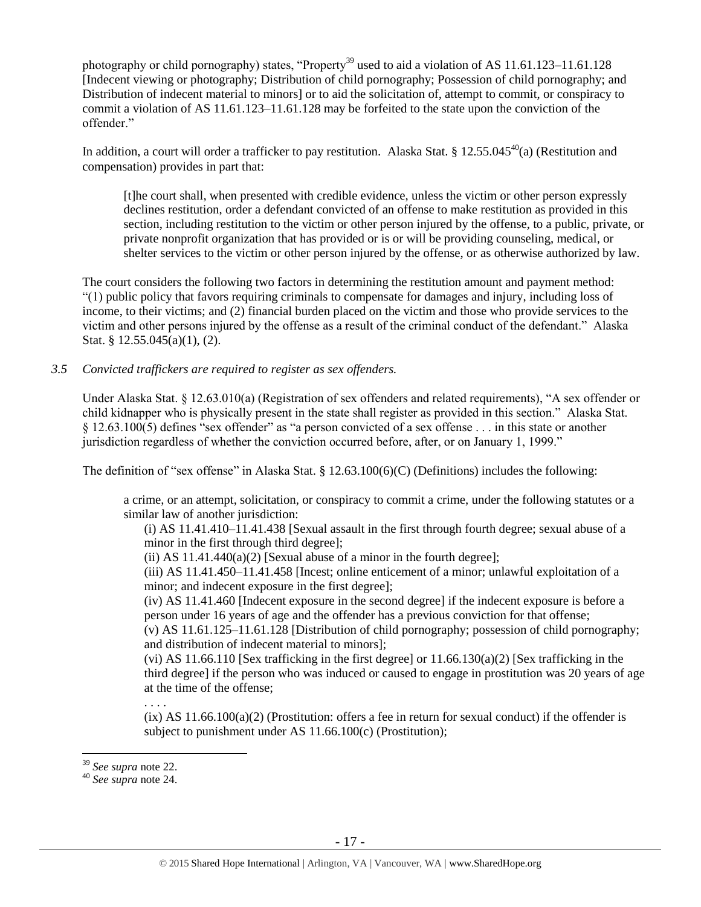photography or child pornography) states, "Property[39] used to aid a violation of AS 11.61.123–11.61.128 [Indecent viewing or photography; Distribution of child pornography; Possession of child pornography; and Distribution of indecent material to minors] or to aid the solicitation of, attempt to commit, or conspiracy to commit a violation of AS 11.61.123–11.61.128 may be forfeited to the state upon the conviction of the offender."

In addition, a court will order a trafficker to pay restitution. Alaska Stat. § 12.55.045[40](a) (Restitution and compensation) provides in part that:

> [t]he court shall, when presented with credible evidence, unless the victim or other person expressly declines restitution, order a defendant convicted of an offense to make restitution as provided in this section, including restitution to the victim or other person injured by the offense, to a public, private, or private nonprofit organization that has provided or is or will be providing counseling, medical, or shelter services to the victim or other person injured by the offense, or as otherwise authorized by law.

The court considers the following two factors in determining the restitution amount and payment method: "(1) public policy that favors requiring criminals to compensate for damages and injury, including loss of income, to their victims; and (2) financial burden placed on the victim and those who provide services to the victim and other persons injured by the offense as a result of the criminal conduct of the defendant." Alaska Stat. § 12.55.045(a)(1), (2).

*3.5 Convicted traffickers are required to register as sex offenders.*

Under Alaska Stat. § 12.63.010(a) (Registration of sex offenders and related requirements), "A sex offender or child kidnapper who is physically present in the state shall register as provided in this section." Alaska Stat. § 12.63.100(5) defines "sex offender" as "a person convicted of a sex offense . . . in this state or another jurisdiction regardless of whether the conviction occurred before, after, or on January 1, 1999."

The definition of "sex offense" in Alaska Stat. § 12.63.100(6)(C) (Definitions) includes the following:

> a crime, or an attempt, solicitation, or conspiracy to commit a crime, under the following statutes or a similar law of another jurisdiction:
>
> (i) AS 11.41.410–11.41.438 [Sexual assault in the first through fourth degree; sexual abuse of a minor in the first through third degree];
>
> (ii) AS 11.41.440(a)(2) [Sexual abuse of a minor in the fourth degree];
>
> (iii) AS 11.41.450–11.41.458 [Incest; online enticement of a minor; unlawful exploitation of a minor; and indecent exposure in the first degree];
>
> (iv) AS 11.41.460 [Indecent exposure in the second degree] if the indecent exposure is before a person under 16 years of age and the offender has a previous conviction for that offense;
>
> (v) AS 11.61.125–11.61.128 [Distribution of child pornography; possession of child pornography; and distribution of indecent material to minors];
>
> (vi) AS 11.66.110 [Sex trafficking in the first degree] or 11.66.130(a)(2) [Sex trafficking in the third degree] if the person who was induced or caused to engage in prostitution was 20 years of age at the time of the offense;
>
> . . . .
>
> (ix) AS 11.66.100(a)(2) (Prostitution: offers a fee in return for sexual conduct) if the offender is subject to punishment under AS 11.66.100(c) (Prostitution);

[39] *See supra* note 22.

[40] *See supra* note 24.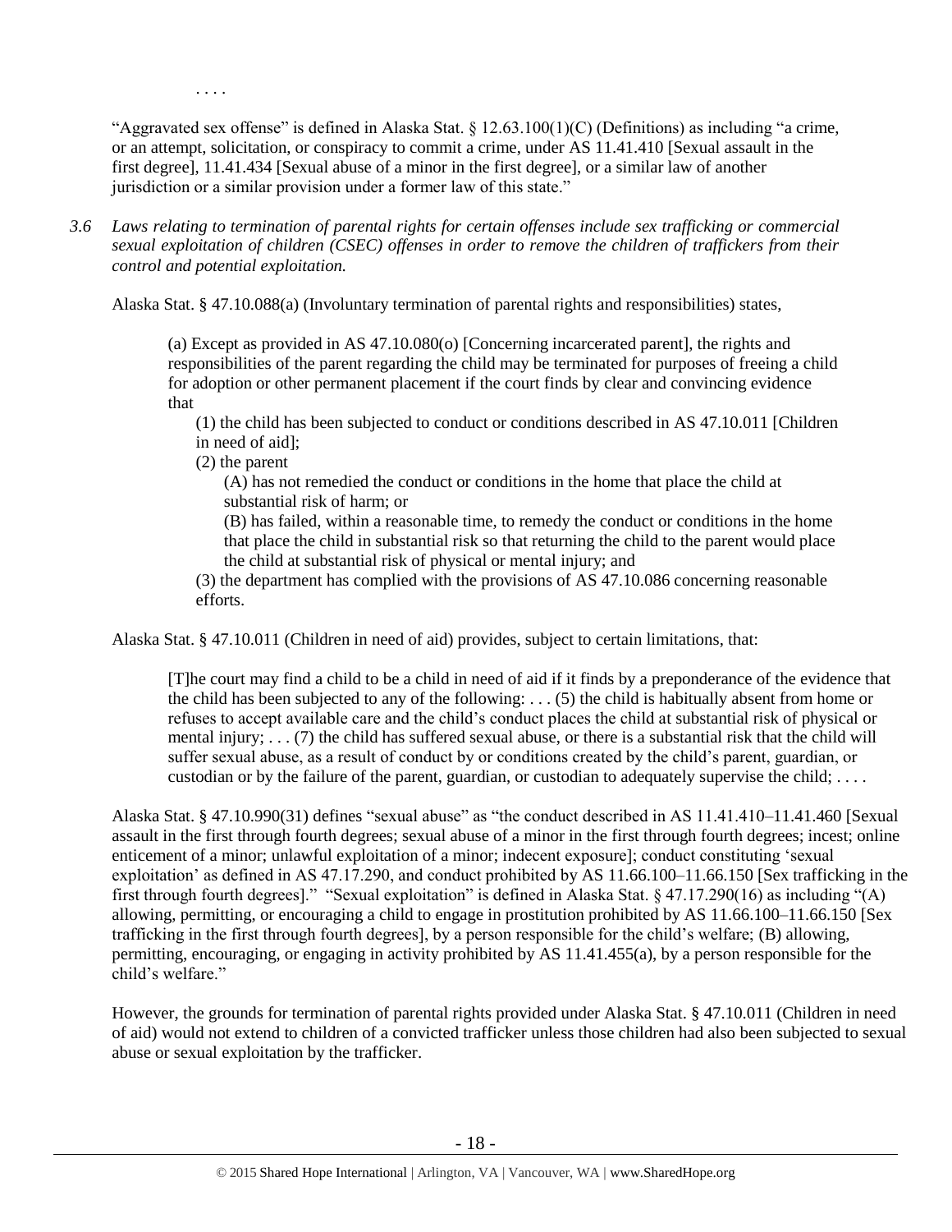. . . .

"Aggravated sex offense" is defined in Alaska Stat. § 12.63.100(1)(C) (Definitions) as including "a crime, or an attempt, solicitation, or conspiracy to commit a crime, under AS 11.41.410 [Sexual assault in the first degree], 11.41.434 [Sexual abuse of a minor in the first degree], or a similar law of another jurisdiction or a similar provision under a former law of this state."

*3.6 Laws relating to termination of parental rights for certain offenses include sex trafficking or commercial sexual exploitation of children (CSEC) offenses in order to remove the children of traffickers from their control and potential exploitation.*

Alaska Stat. § 47.10.088(a) (Involuntary termination of parental rights and responsibilities) states,

> (a) Except as provided in AS 47.10.080(o) [Concerning incarcerated parent], the rights and responsibilities of the parent regarding the child may be terminated for purposes of freeing a child for adoption or other permanent placement if the court finds by clear and convincing evidence that
>
> (1) the child has been subjected to conduct or conditions described in AS 47.10.011 [Children in need of aid];
>
> (2) the parent
>
> (A) has not remedied the conduct or conditions in the home that place the child at substantial risk of harm; or
>
> (B) has failed, within a reasonable time, to remedy the conduct or conditions in the home that place the child in substantial risk so that returning the child to the parent would place the child at substantial risk of physical or mental injury; and
>
> (3) the department has complied with the provisions of AS 47.10.086 concerning reasonable efforts.

Alaska Stat. § 47.10.011 (Children in need of aid) provides, subject to certain limitations, that:

> [T]he court may find a child to be a child in need of aid if it finds by a preponderance of the evidence that the child has been subjected to any of the following: . . . (5) the child is habitually absent from home or refuses to accept available care and the child's conduct places the child at substantial risk of physical or mental injury; . . . (7) the child has suffered sexual abuse, or there is a substantial risk that the child will suffer sexual abuse, as a result of conduct by or conditions created by the child's parent, guardian, or custodian or by the failure of the parent, guardian, or custodian to adequately supervise the child; . . . .

Alaska Stat. § 47.10.990(31) defines "sexual abuse" as "the conduct described in AS 11.41.410–11.41.460 [Sexual assault in the first through fourth degrees; sexual abuse of a minor in the first through fourth degrees; incest; online enticement of a minor; unlawful exploitation of a minor; indecent exposure]; conduct constituting 'sexual exploitation' as defined in AS 47.17.290, and conduct prohibited by AS 11.66.100–11.66.150 [Sex trafficking in the first through fourth degrees]." "Sexual exploitation" is defined in Alaska Stat. § 47.17.290(16) as including "(A) allowing, permitting, or encouraging a child to engage in prostitution prohibited by AS 11.66.100–11.66.150 [Sex trafficking in the first through fourth degrees], by a person responsible for the child's welfare; (B) allowing, permitting, encouraging, or engaging in activity prohibited by AS 11.41.455(a), by a person responsible for the child's welfare."

However, the grounds for termination of parental rights provided under Alaska Stat. § 47.10.011 (Children in need of aid) would not extend to children of a convicted trafficker unless those children had also been subjected to sexual abuse or sexual exploitation by the trafficker.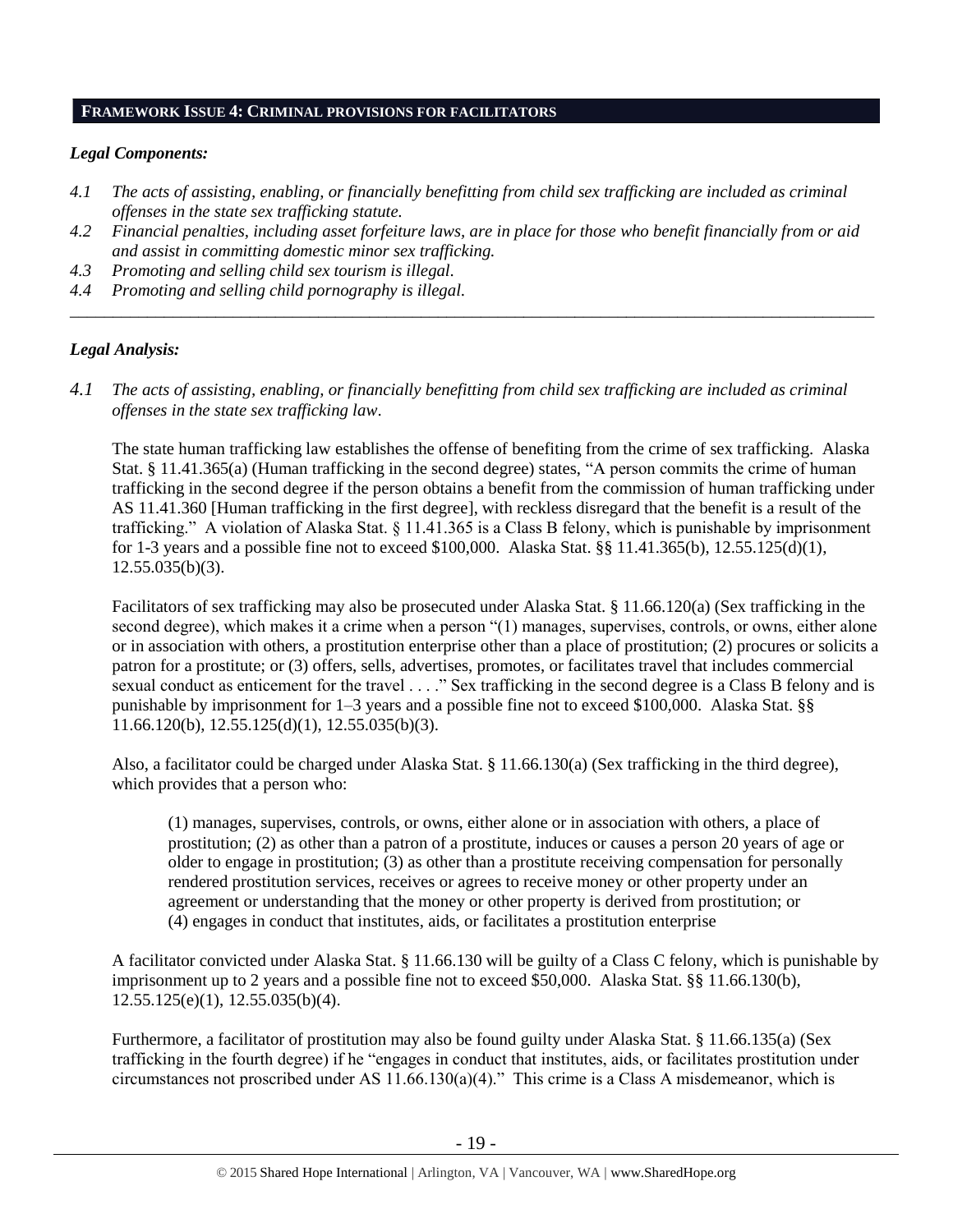## FRAMEWORK ISSUE 4: CRIMINAL PROVISIONS FOR FACILITATORS

### *Legal Components:*

*4.1 The acts of assisting, enabling, or financially benefitting from child sex trafficking are included as criminal offenses in the state sex trafficking statute.*
*4.2 Financial penalties, including asset forfeiture laws, are in place for those who benefit financially from or aid and assist in committing domestic minor sex trafficking.*
*4.3 Promoting and selling child sex tourism is illegal.*
*4.4 Promoting and selling child pornography is illegal.*

---

### *Legal Analysis:*

*4.1 The acts of assisting, enabling, or financially benefitting from child sex trafficking are included as criminal offenses in the state sex trafficking law.*

The state human trafficking law establishes the offense of benefiting from the crime of sex trafficking. Alaska Stat. § 11.41.365(a) (Human trafficking in the second degree) states, "A person commits the crime of human trafficking in the second degree if the person obtains a benefit from the commission of human trafficking under AS 11.41.360 [Human trafficking in the first degree], with reckless disregard that the benefit is a result of the trafficking." A violation of Alaska Stat. § 11.41.365 is a Class B felony, which is punishable by imprisonment for 1-3 years and a possible fine not to exceed $100,000. Alaska Stat. §§ 11.41.365(b), 12.55.125(d)(1), 12.55.035(b)(3).

Facilitators of sex trafficking may also be prosecuted under Alaska Stat. § 11.66.120(a) (Sex trafficking in the second degree), which makes it a crime when a person "(1) manages, supervises, controls, or owns, either alone or in association with others, a prostitution enterprise other than a place of prostitution; (2) procures or solicits a patron for a prostitute; or (3) offers, sells, advertises, promotes, or facilitates travel that includes commercial sexual conduct as enticement for the travel . . . ." Sex trafficking in the second degree is a Class B felony and is punishable by imprisonment for 1–3 years and a possible fine not to exceed $100,000. Alaska Stat. §§ 11.66.120(b), 12.55.125(d)(1), 12.55.035(b)(3).

Also, a facilitator could be charged under Alaska Stat. § 11.66.130(a) (Sex trafficking in the third degree), which provides that a person who:

> (1) manages, supervises, controls, or owns, either alone or in association with others, a place of prostitution; (2) as other than a patron of a prostitute, induces or causes a person 20 years of age or older to engage in prostitution; (3) as other than a prostitute receiving compensation for personally rendered prostitution services, receives or agrees to receive money or other property under an agreement or understanding that the money or other property is derived from prostitution; or (4) engages in conduct that institutes, aids, or facilitates a prostitution enterprise

A facilitator convicted under Alaska Stat. § 11.66.130 will be guilty of a Class C felony, which is punishable by imprisonment up to 2 years and a possible fine not to exceed $50,000. Alaska Stat. §§ 11.66.130(b), 12.55.125(e)(1), 12.55.035(b)(4).

Furthermore, a facilitator of prostitution may also be found guilty under Alaska Stat. § 11.66.135(a) (Sex trafficking in the fourth degree) if he "engages in conduct that institutes, aids, or facilitates prostitution under circumstances not proscribed under AS 11.66.130(a)(4)." This crime is a Class A misdemeanor, which is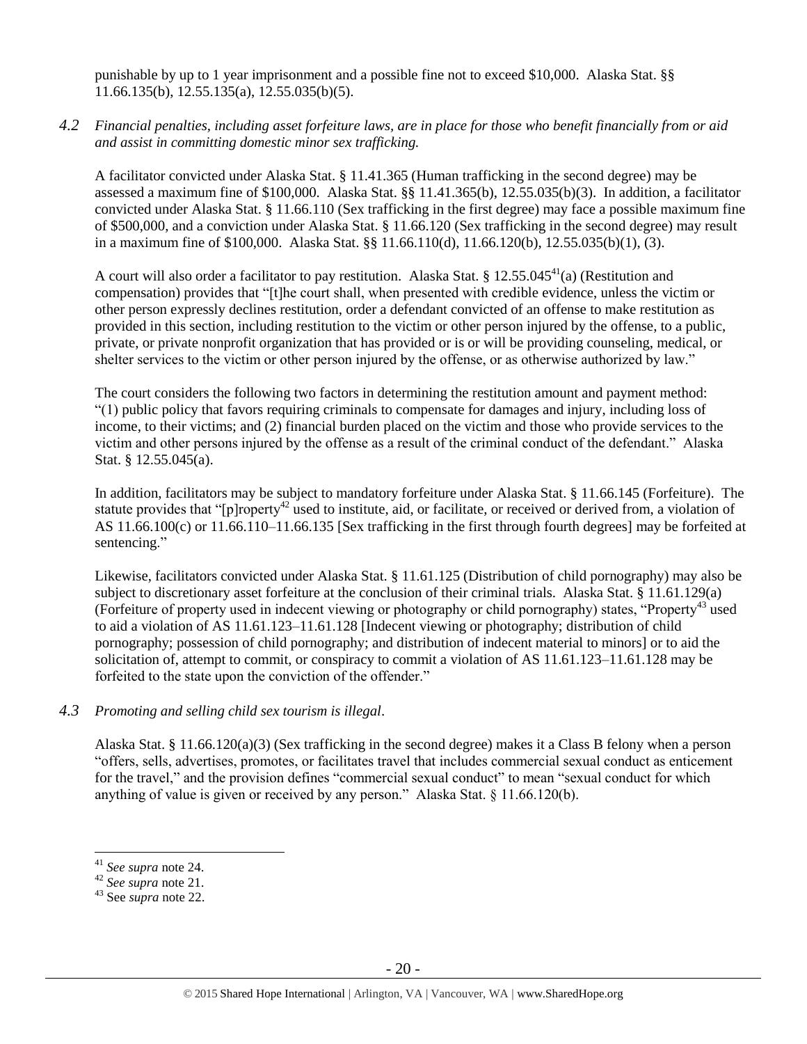punishable by up to 1 year imprisonment and a possible fine not to exceed $10,000. Alaska Stat. §§ 11.66.135(b), 12.55.135(a), 12.55.035(b)(5).

*4.2 Financial penalties, including asset forfeiture laws, are in place for those who benefit financially from or aid and assist in committing domestic minor sex trafficking.*

A facilitator convicted under Alaska Stat. § 11.41.365 (Human trafficking in the second degree) may be assessed a maximum fine of $100,000. Alaska Stat. §§ 11.41.365(b), 12.55.035(b)(3). In addition, a facilitator convicted under Alaska Stat. § 11.66.110 (Sex trafficking in the first degree) may face a possible maximum fine of $500,000, and a conviction under Alaska Stat. § 11.66.120 (Sex trafficking in the second degree) may result in a maximum fine of $100,000. Alaska Stat. §§ 11.66.110(d), 11.66.120(b), 12.55.035(b)(1), (3).

A court will also order a facilitator to pay restitution. Alaska Stat. § 12.55.045[41](a) (Restitution and compensation) provides that "[t]he court shall, when presented with credible evidence, unless the victim or other person expressly declines restitution, order a defendant convicted of an offense to make restitution as provided in this section, including restitution to the victim or other person injured by the offense, to a public, private, or private nonprofit organization that has provided or is or will be providing counseling, medical, or shelter services to the victim or other person injured by the offense, or as otherwise authorized by law."

The court considers the following two factors in determining the restitution amount and payment method: "(1) public policy that favors requiring criminals to compensate for damages and injury, including loss of income, to their victims; and (2) financial burden placed on the victim and those who provide services to the victim and other persons injured by the offense as a result of the criminal conduct of the defendant." Alaska Stat. § 12.55.045(a).

In addition, facilitators may be subject to mandatory forfeiture under Alaska Stat. § 11.66.145 (Forfeiture). The statute provides that "[p]roperty[42] used to institute, aid, or facilitate, or received or derived from, a violation of AS 11.66.100(c) or 11.66.110–11.66.135 [Sex trafficking in the first through fourth degrees] may be forfeited at sentencing."

Likewise, facilitators convicted under Alaska Stat. § 11.61.125 (Distribution of child pornography) may also be subject to discretionary asset forfeiture at the conclusion of their criminal trials. Alaska Stat. § 11.61.129(a) (Forfeiture of property used in indecent viewing or photography or child pornography) states, "Property[43] used to aid a violation of AS 11.61.123–11.61.128 [Indecent viewing or photography; distribution of child pornography; possession of child pornography; and distribution of indecent material to minors] or to aid the solicitation of, attempt to commit, or conspiracy to commit a violation of AS 11.61.123–11.61.128 may be forfeited to the state upon the conviction of the offender."

*4.3 Promoting and selling child sex tourism is illegal.*

Alaska Stat. § 11.66.120(a)(3) (Sex trafficking in the second degree) makes it a Class B felony when a person "offers, sells, advertises, promotes, or facilitates travel that includes commercial sexual conduct as enticement for the travel," and the provision defines "commercial sexual conduct" to mean "sexual conduct for which anything of value is given or received by any person." Alaska Stat. § 11.66.120(b).

---

[41] *See supra* note 24.
[42] *See supra* note 21.
[43] See *supra* note 22.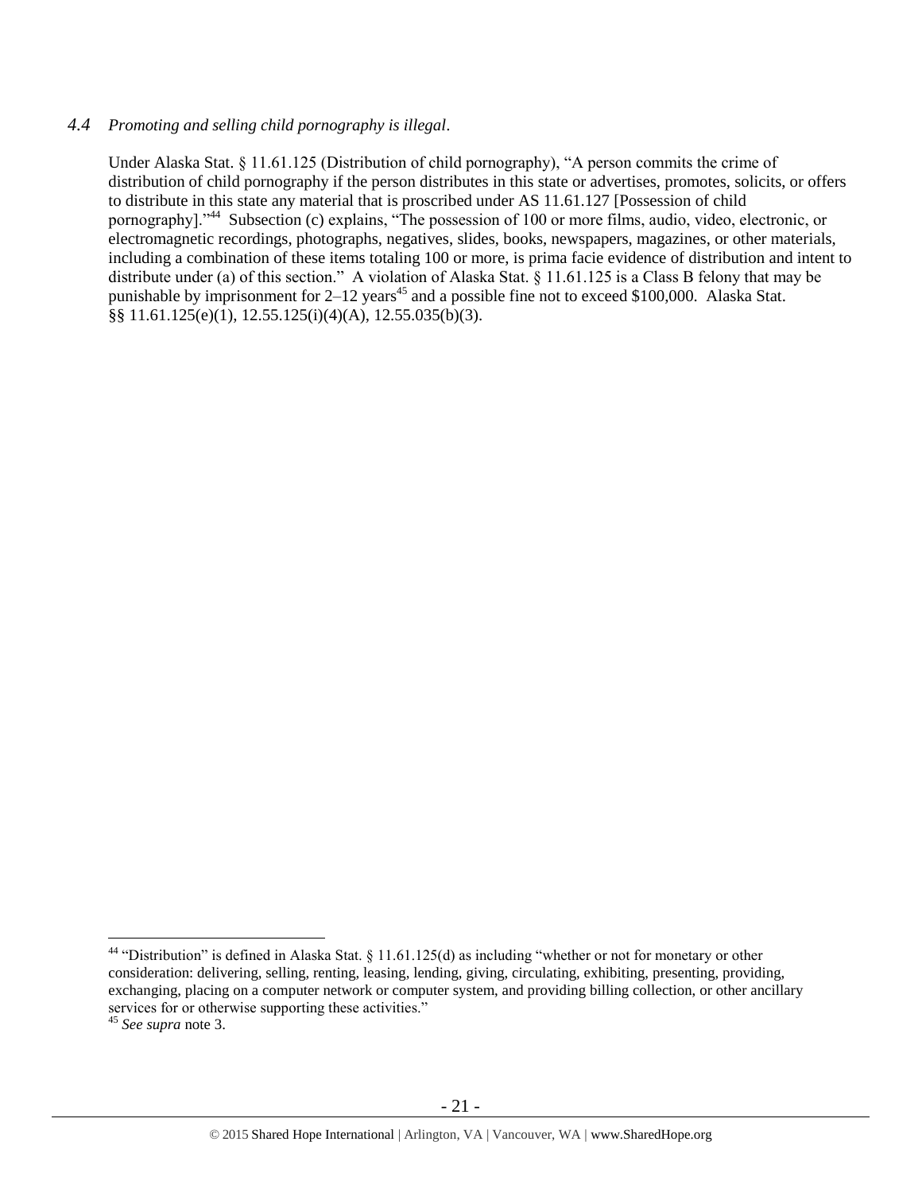### *4.4 Promoting and selling child pornography is illegal.*

Under Alaska Stat. § 11.61.125 (Distribution of child pornography), "A person commits the crime of distribution of child pornography if the person distributes in this state or advertises, promotes, solicits, or offers to distribute in this state any material that is proscribed under AS 11.61.127 [Possession of child pornography]."[44] Subsection (c) explains, "The possession of 100 or more films, audio, video, electronic, or electromagnetic recordings, photographs, negatives, slides, books, newspapers, magazines, or other materials, including a combination of these items totaling 100 or more, is prima facie evidence of distribution and intent to distribute under (a) of this section." A violation of Alaska Stat. § 11.61.125 is a Class B felony that may be punishable by imprisonment for 2–12 years[45] and a possible fine not to exceed $100,000. Alaska Stat. §§ 11.61.125(e)(1), 12.55.125(i)(4)(A), 12.55.035(b)(3).

---

[44] "Distribution" is defined in Alaska Stat. § 11.61.125(d) as including "whether or not for monetary or other consideration: delivering, selling, renting, leasing, lending, giving, circulating, exhibiting, presenting, providing, exchanging, placing on a computer network or computer system, and providing billing collection, or other ancillary services for or otherwise supporting these activities."

[45] *See supra* note 3.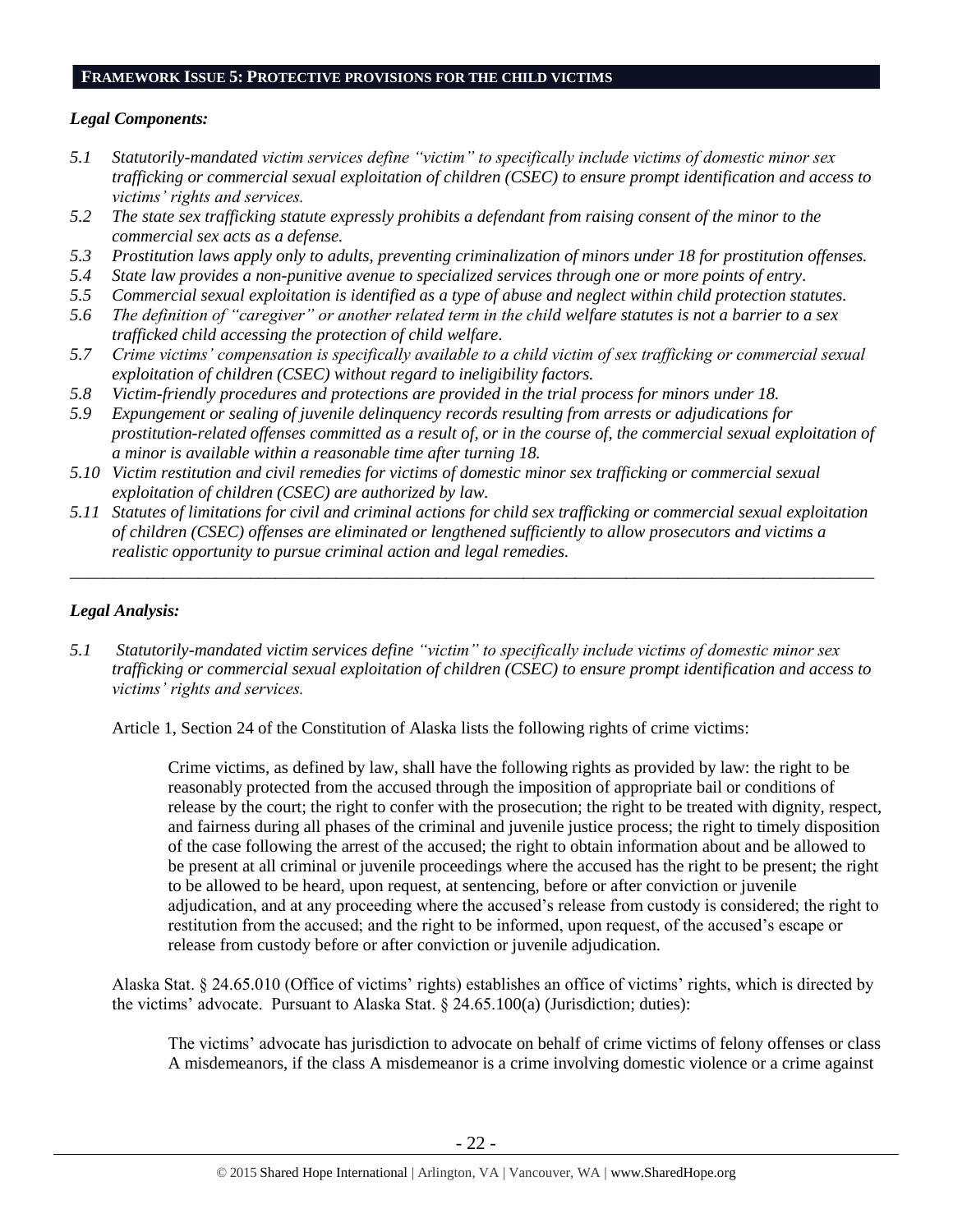## FRAMEWORK ISSUE 5: PROTECTIVE PROVISIONS FOR THE CHILD VICTIMS

### *Legal Components:*

- *5.1 Statutorily-mandated victim services define "victim" to specifically include victims of domestic minor sex trafficking or commercial sexual exploitation of children (CSEC) to ensure prompt identification and access to victims' rights and services.*
- *5.2 The state sex trafficking statute expressly prohibits a defendant from raising consent of the minor to the commercial sex acts as a defense.*
- *5.3 Prostitution laws apply only to adults, preventing criminalization of minors under 18 for prostitution offenses.*
- *5.4 State law provides a non-punitive avenue to specialized services through one or more points of entry.*
- *5.5 Commercial sexual exploitation is identified as a type of abuse and neglect within child protection statutes.*
- *5.6 The definition of "caregiver" or another related term in the child welfare statutes is not a barrier to a sex trafficked child accessing the protection of child welfare.*
- *5.7 Crime victims' compensation is specifically available to a child victim of sex trafficking or commercial sexual exploitation of children (CSEC) without regard to ineligibility factors.*
- *5.8 Victim-friendly procedures and protections are provided in the trial process for minors under 18.*
- *5.9 Expungement or sealing of juvenile delinquency records resulting from arrests or adjudications for prostitution-related offenses committed as a result of, or in the course of, the commercial sexual exploitation of a minor is available within a reasonable time after turning 18.*
- *5.10 Victim restitution and civil remedies for victims of domestic minor sex trafficking or commercial sexual exploitation of children (CSEC) are authorized by law.*
- *5.11 Statutes of limitations for civil and criminal actions for child sex trafficking or commercial sexual exploitation of children (CSEC) offenses are eliminated or lengthened sufficiently to allow prosecutors and victims a realistic opportunity to pursue criminal action and legal remedies.*

---

### *Legal Analysis:*

*5.1 Statutorily-mandated victim services define "victim" to specifically include victims of domestic minor sex trafficking or commercial sexual exploitation of children (CSEC) to ensure prompt identification and access to victims' rights and services.*

Article 1, Section 24 of the Constitution of Alaska lists the following rights of crime victims:

> Crime victims, as defined by law, shall have the following rights as provided by law: the right to be reasonably protected from the accused through the imposition of appropriate bail or conditions of release by the court; the right to confer with the prosecution; the right to be treated with dignity, respect, and fairness during all phases of the criminal and juvenile justice process; the right to timely disposition of the case following the arrest of the accused; the right to obtain information about and be allowed to be present at all criminal or juvenile proceedings where the accused has the right to be present; the right to be allowed to be heard, upon request, at sentencing, before or after conviction or juvenile adjudication, and at any proceeding where the accused's release from custody is considered; the right to restitution from the accused; and the right to be informed, upon request, of the accused's escape or release from custody before or after conviction or juvenile adjudication.

Alaska Stat. § 24.65.010 (Office of victims' rights) establishes an office of victims' rights, which is directed by the victims' advocate. Pursuant to Alaska Stat. § 24.65.100(a) (Jurisdiction; duties):

> The victims' advocate has jurisdiction to advocate on behalf of crime victims of felony offenses or class A misdemeanors, if the class A misdemeanor is a crime involving domestic violence or a crime against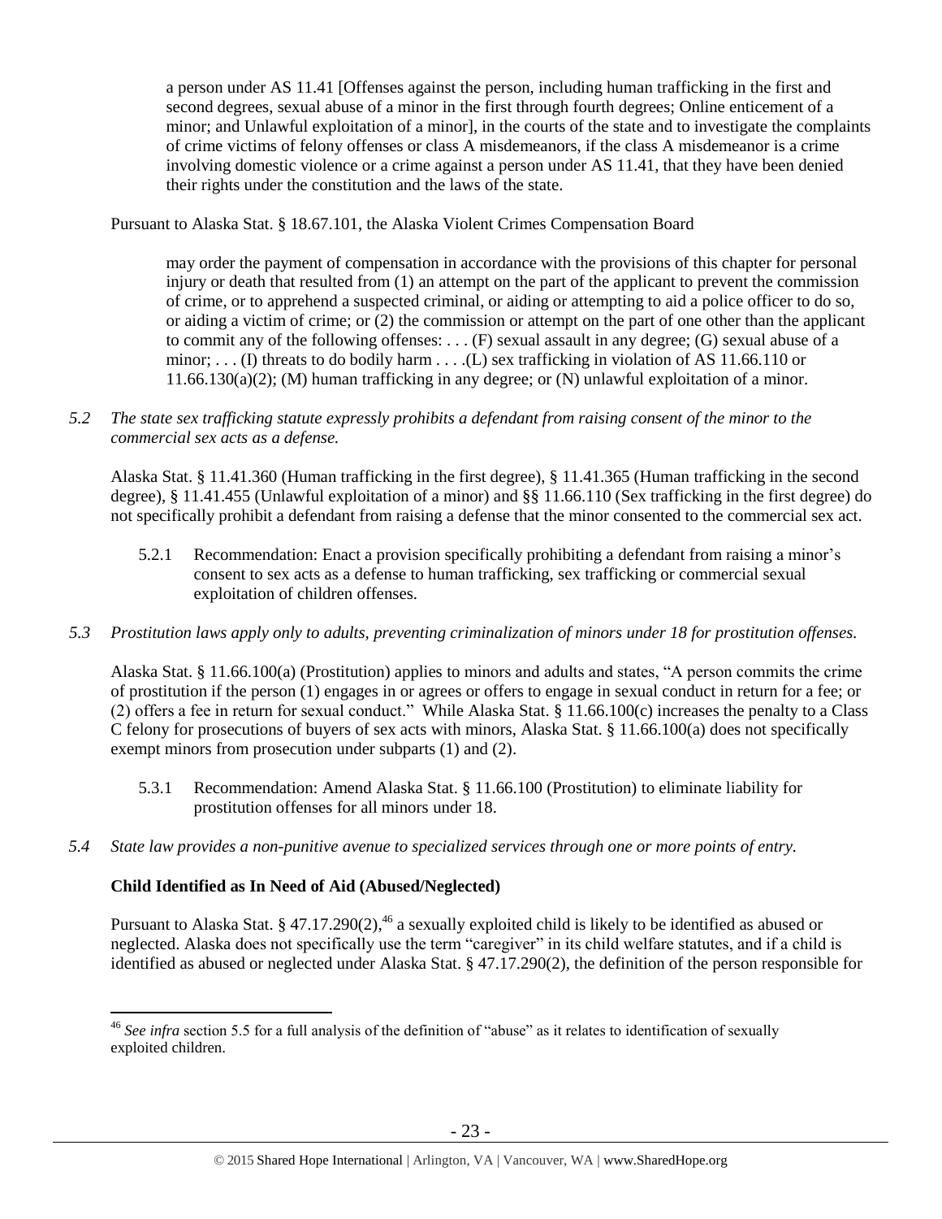> a person under AS 11.41 [Offenses against the person, including human trafficking in the first and second degrees, sexual abuse of a minor in the first through fourth degrees; Online enticement of a minor; and Unlawful exploitation of a minor], in the courts of the state and to investigate the complaints of crime victims of felony offenses or class A misdemeanors, if the class A misdemeanor is a crime involving domestic violence or a crime against a person under AS 11.41, that they have been denied their rights under the constitution and the laws of the state.

Pursuant to Alaska Stat. § 18.67.101, the Alaska Violent Crimes Compensation Board

> may order the payment of compensation in accordance with the provisions of this chapter for personal injury or death that resulted from (1) an attempt on the part of the applicant to prevent the commission of crime, or to apprehend a suspected criminal, or aiding or attempting to aid a police officer to do so, or aiding a victim of crime; or (2) the commission or attempt on the part of one other than the applicant to commit any of the following offenses: . . . (F) sexual assault in any degree; (G) sexual abuse of a minor; . . . (I) threats to do bodily harm . . . .(L) sex trafficking in violation of AS 11.66.110 or 11.66.130(a)(2); (M) human trafficking in any degree; or (N) unlawful exploitation of a minor.

*5.2 The state sex trafficking statute expressly prohibits a defendant from raising consent of the minor to the commercial sex acts as a defense.*

Alaska Stat. § 11.41.360 (Human trafficking in the first degree), § 11.41.365 (Human trafficking in the second degree), § 11.41.455 (Unlawful exploitation of a minor) and §§ 11.66.110 (Sex trafficking in the first degree) do not specifically prohibit a defendant from raising a defense that the minor consented to the commercial sex act.

5.2.1 Recommendation: Enact a provision specifically prohibiting a defendant from raising a minor's consent to sex acts as a defense to human trafficking, sex trafficking or commercial sexual exploitation of children offenses.

*5.3 Prostitution laws apply only to adults, preventing criminalization of minors under 18 for prostitution offenses.*

Alaska Stat. § 11.66.100(a) (Prostitution) applies to minors and adults and states, "A person commits the crime of prostitution if the person (1) engages in or agrees or offers to engage in sexual conduct in return for a fee; or (2) offers a fee in return for sexual conduct." While Alaska Stat. § 11.66.100(c) increases the penalty to a Class C felony for prosecutions of buyers of sex acts with minors, Alaska Stat. § 11.66.100(a) does not specifically exempt minors from prosecution under subparts (1) and (2).

5.3.1 Recommendation: Amend Alaska Stat. § 11.66.100 (Prostitution) to eliminate liability for prostitution offenses for all minors under 18.

*5.4 State law provides a non-punitive avenue to specialized services through one or more points of entry.*

**Child Identified as In Need of Aid (Abused/Neglected)**

Pursuant to Alaska Stat. § 47.17.290(2),[46] a sexually exploited child is likely to be identified as abused or neglected. Alaska does not specifically use the term "caregiver" in its child welfare statutes, and if a child is identified as abused or neglected under Alaska Stat. § 47.17.290(2), the definition of the person responsible for

---

[46] *See infra* section 5.5 for a full analysis of the definition of "abuse" as it relates to identification of sexually exploited children.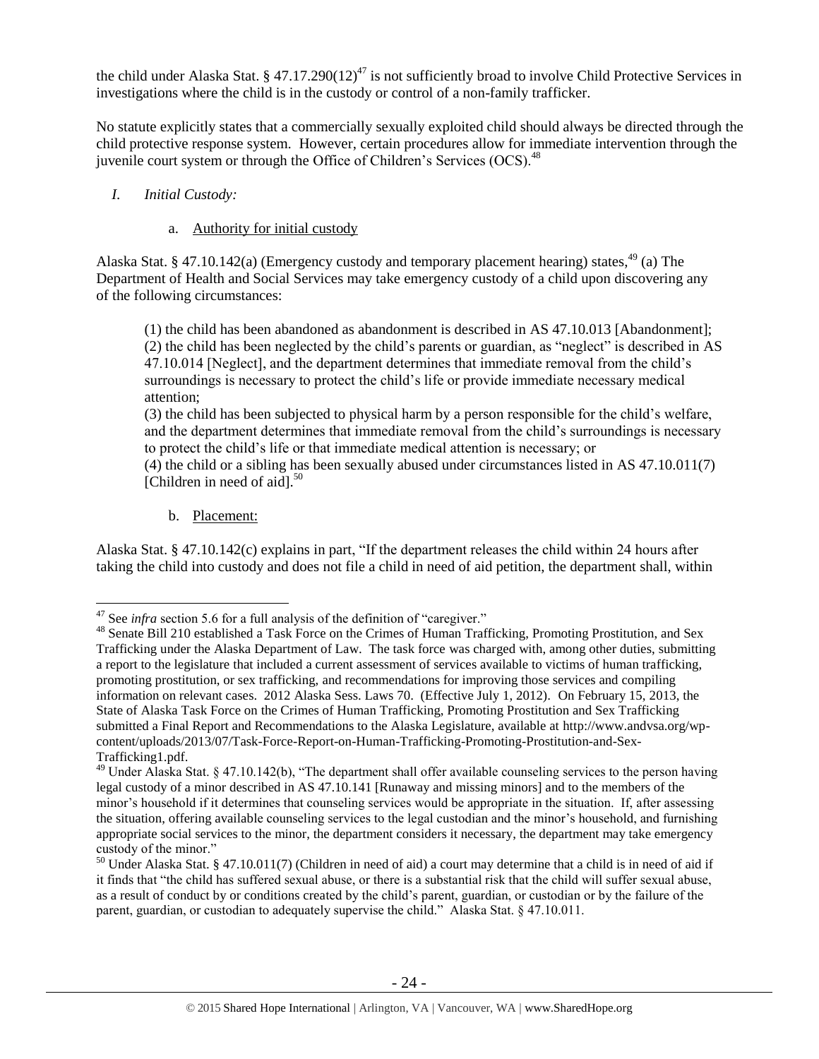the child under Alaska Stat. § 47.17.290(12)[47] is not sufficiently broad to involve Child Protective Services in investigations where the child is in the custody or control of a non-family trafficker.

No statute explicitly states that a commercially sexually exploited child should always be directed through the child protective response system. However, certain procedures allow for immediate intervention through the juvenile court system or through the Office of Children's Services (OCS).[48]

*I. Initial Custody:*

a. Authority for initial custody

Alaska Stat. § 47.10.142(a) (Emergency custody and temporary placement hearing) states,[49] (a) The Department of Health and Social Services may take emergency custody of a child upon discovering any of the following circumstances:

> (1) the child has been abandoned as abandonment is described in AS 47.10.013 [Abandonment];
> (2) the child has been neglected by the child's parents or guardian, as "neglect" is described in AS 47.10.014 [Neglect], and the department determines that immediate removal from the child's surroundings is necessary to protect the child's life or provide immediate necessary medical attention;
> (3) the child has been subjected to physical harm by a person responsible for the child's welfare, and the department determines that immediate removal from the child's surroundings is necessary to protect the child's life or that immediate medical attention is necessary; or
> (4) the child or a sibling has been sexually abused under circumstances listed in AS 47.10.011(7) [Children in need of aid].[50]

b. Placement:

Alaska Stat. § 47.10.142(c) explains in part, "If the department releases the child within 24 hours after taking the child into custody and does not file a child in need of aid petition, the department shall, within

---

[47] See *infra* section 5.6 for a full analysis of the definition of "caregiver."

[48] Senate Bill 210 established a Task Force on the Crimes of Human Trafficking, Promoting Prostitution, and Sex Trafficking under the Alaska Department of Law. The task force was charged with, among other duties, submitting a report to the legislature that included a current assessment of services available to victims of human trafficking, promoting prostitution, or sex trafficking, and recommendations for improving those services and compiling information on relevant cases. 2012 Alaska Sess. Laws 70. (Effective July 1, 2012). On February 15, 2013, the State of Alaska Task Force on the Crimes of Human Trafficking, Promoting Prostitution and Sex Trafficking submitted a Final Report and Recommendations to the Alaska Legislature, available at http://www.andvsa.org/wp-content/uploads/2013/07/Task-Force-Report-on-Human-Trafficking-Promoting-Prostitution-and-Sex-Trafficking1.pdf.

[49] Under Alaska Stat. § 47.10.142(b), "The department shall offer available counseling services to the person having legal custody of a minor described in AS 47.10.141 [Runaway and missing minors] and to the members of the minor's household if it determines that counseling services would be appropriate in the situation. If, after assessing the situation, offering available counseling services to the legal custodian and the minor's household, and furnishing appropriate social services to the minor, the department considers it necessary, the department may take emergency custody of the minor."

[50] Under Alaska Stat. § 47.10.011(7) (Children in need of aid) a court may determine that a child is in need of aid if it finds that "the child has suffered sexual abuse, or there is a substantial risk that the child will suffer sexual abuse, as a result of conduct by or conditions created by the child's parent, guardian, or custodian or by the failure of the parent, guardian, or custodian to adequately supervise the child." Alaska Stat. § 47.10.011.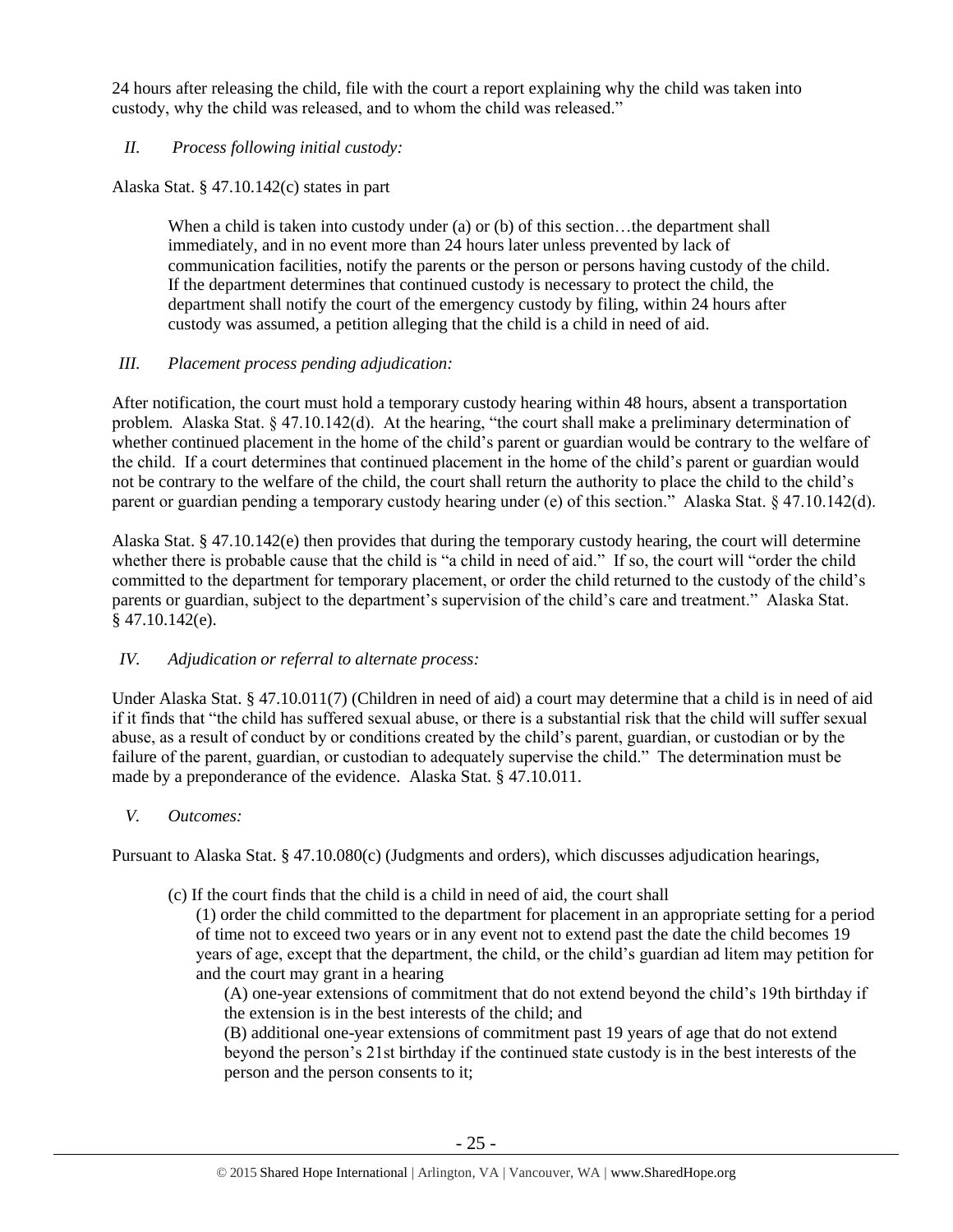24 hours after releasing the child, file with the court a report explaining why the child was taken into custody, why the child was released, and to whom the child was released."

*II. Process following initial custody:*

Alaska Stat. § 47.10.142(c) states in part

> When a child is taken into custody under (a) or (b) of this section…the department shall immediately, and in no event more than 24 hours later unless prevented by lack of communication facilities, notify the parents or the person or persons having custody of the child. If the department determines that continued custody is necessary to protect the child, the department shall notify the court of the emergency custody by filing, within 24 hours after custody was assumed, a petition alleging that the child is a child in need of aid.

*III. Placement process pending adjudication:*

After notification, the court must hold a temporary custody hearing within 48 hours, absent a transportation problem. Alaska Stat. § 47.10.142(d). At the hearing, "the court shall make a preliminary determination of whether continued placement in the home of the child's parent or guardian would be contrary to the welfare of the child. If a court determines that continued placement in the home of the child's parent or guardian would not be contrary to the welfare of the child, the court shall return the authority to place the child to the child's parent or guardian pending a temporary custody hearing under (e) of this section." Alaska Stat. § 47.10.142(d).

Alaska Stat. § 47.10.142(e) then provides that during the temporary custody hearing, the court will determine whether there is probable cause that the child is "a child in need of aid." If so, the court will "order the child committed to the department for temporary placement, or order the child returned to the custody of the child's parents or guardian, subject to the department's supervision of the child's care and treatment." Alaska Stat. § 47.10.142(e).

*IV. Adjudication or referral to alternate process:*

Under Alaska Stat. § 47.10.011(7) (Children in need of aid) a court may determine that a child is in need of aid if it finds that "the child has suffered sexual abuse, or there is a substantial risk that the child will suffer sexual abuse, as a result of conduct by or conditions created by the child's parent, guardian, or custodian or by the failure of the parent, guardian, or custodian to adequately supervise the child." The determination must be made by a preponderance of the evidence. Alaska Stat. § 47.10.011.

*V. Outcomes:*

Pursuant to Alaska Stat. § 47.10.080(c) (Judgments and orders), which discusses adjudication hearings,

> (c) If the court finds that the child is a child in need of aid, the court shall
>
> (1) order the child committed to the department for placement in an appropriate setting for a period of time not to exceed two years or in any event not to extend past the date the child becomes 19 years of age, except that the department, the child, or the child's guardian ad litem may petition for and the court may grant in a hearing
>
> (A) one-year extensions of commitment that do not extend beyond the child's 19th birthday if the extension is in the best interests of the child; and
>
> (B) additional one-year extensions of commitment past 19 years of age that do not extend beyond the person's 21st birthday if the continued state custody is in the best interests of the person and the person consents to it;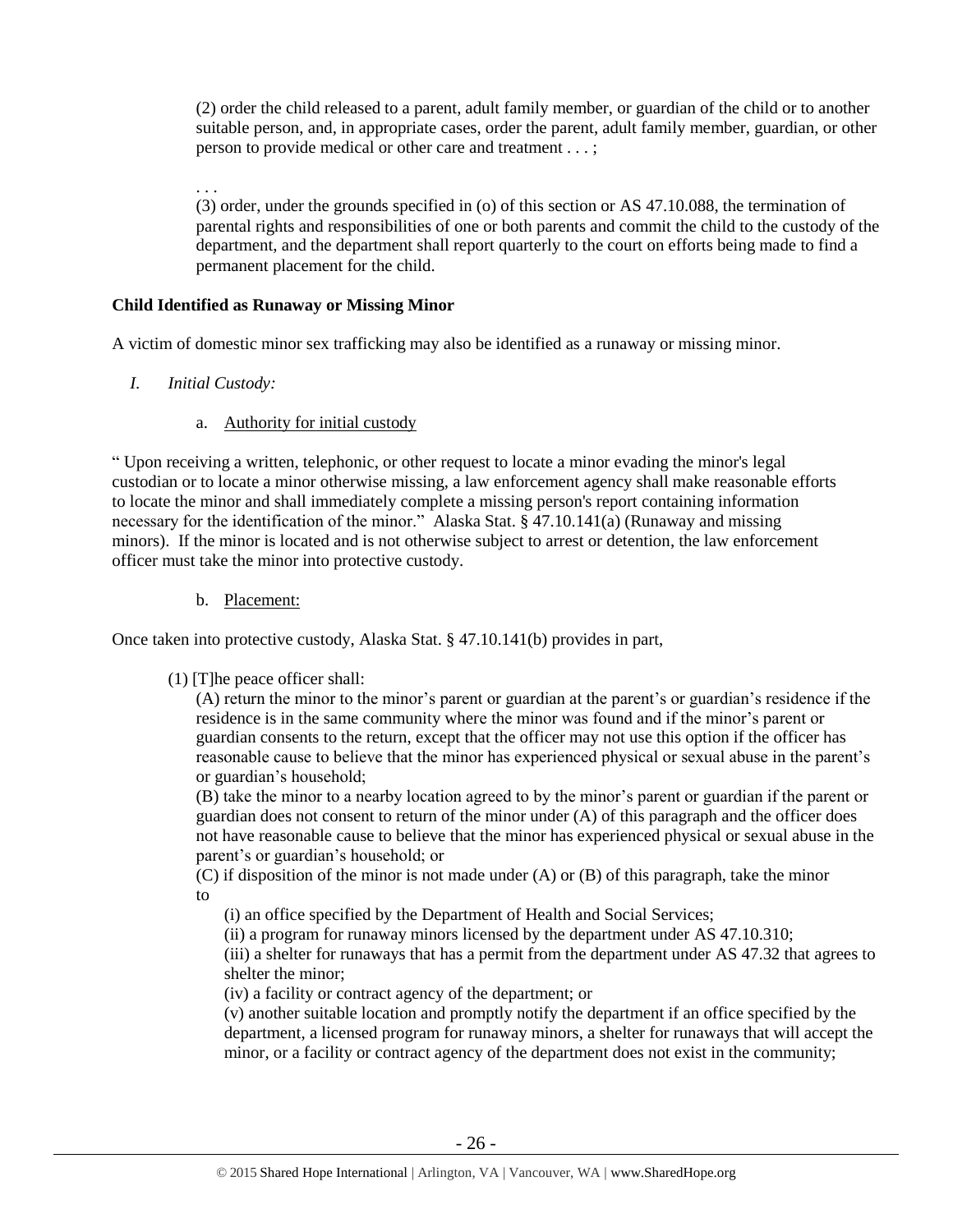(2) order the child released to a parent, adult family member, or guardian of the child or to another suitable person, and, in appropriate cases, order the parent, adult family member, guardian, or other person to provide medical or other care and treatment . . . ;

. . .

(3) order, under the grounds specified in (o) of this section or AS 47.10.088, the termination of parental rights and responsibilities of one or both parents and commit the child to the custody of the department, and the department shall report quarterly to the court on efforts being made to find a permanent placement for the child.

**Child Identified as Runaway or Missing Minor**

A victim of domestic minor sex trafficking may also be identified as a runaway or missing minor.

*I. Initial Custody:*

a. Authority for initial custody

" Upon receiving a written, telephonic, or other request to locate a minor evading the minor's legal custodian or to locate a minor otherwise missing, a law enforcement agency shall make reasonable efforts to locate the minor and shall immediately complete a missing person's report containing information necessary for the identification of the minor." Alaska Stat. § 47.10.141(a) (Runaway and missing minors). If the minor is located and is not otherwise subject to arrest or detention, the law enforcement officer must take the minor into protective custody.

b. Placement:

Once taken into protective custody, Alaska Stat. § 47.10.141(b) provides in part,

(1) [T]he peace officer shall:

(A) return the minor to the minor's parent or guardian at the parent's or guardian's residence if the residence is in the same community where the minor was found and if the minor's parent or guardian consents to the return, except that the officer may not use this option if the officer has reasonable cause to believe that the minor has experienced physical or sexual abuse in the parent's or guardian's household;

(B) take the minor to a nearby location agreed to by the minor's parent or guardian if the parent or guardian does not consent to return of the minor under (A) of this paragraph and the officer does not have reasonable cause to believe that the minor has experienced physical or sexual abuse in the parent's or guardian's household; or

(C) if disposition of the minor is not made under (A) or (B) of this paragraph, take the minor to

(i) an office specified by the Department of Health and Social Services;

(ii) a program for runaway minors licensed by the department under AS 47.10.310;

(iii) a shelter for runaways that has a permit from the department under AS 47.32 that agrees to shelter the minor;

(iv) a facility or contract agency of the department; or

(v) another suitable location and promptly notify the department if an office specified by the department, a licensed program for runaway minors, a shelter for runaways that will accept the minor, or a facility or contract agency of the department does not exist in the community;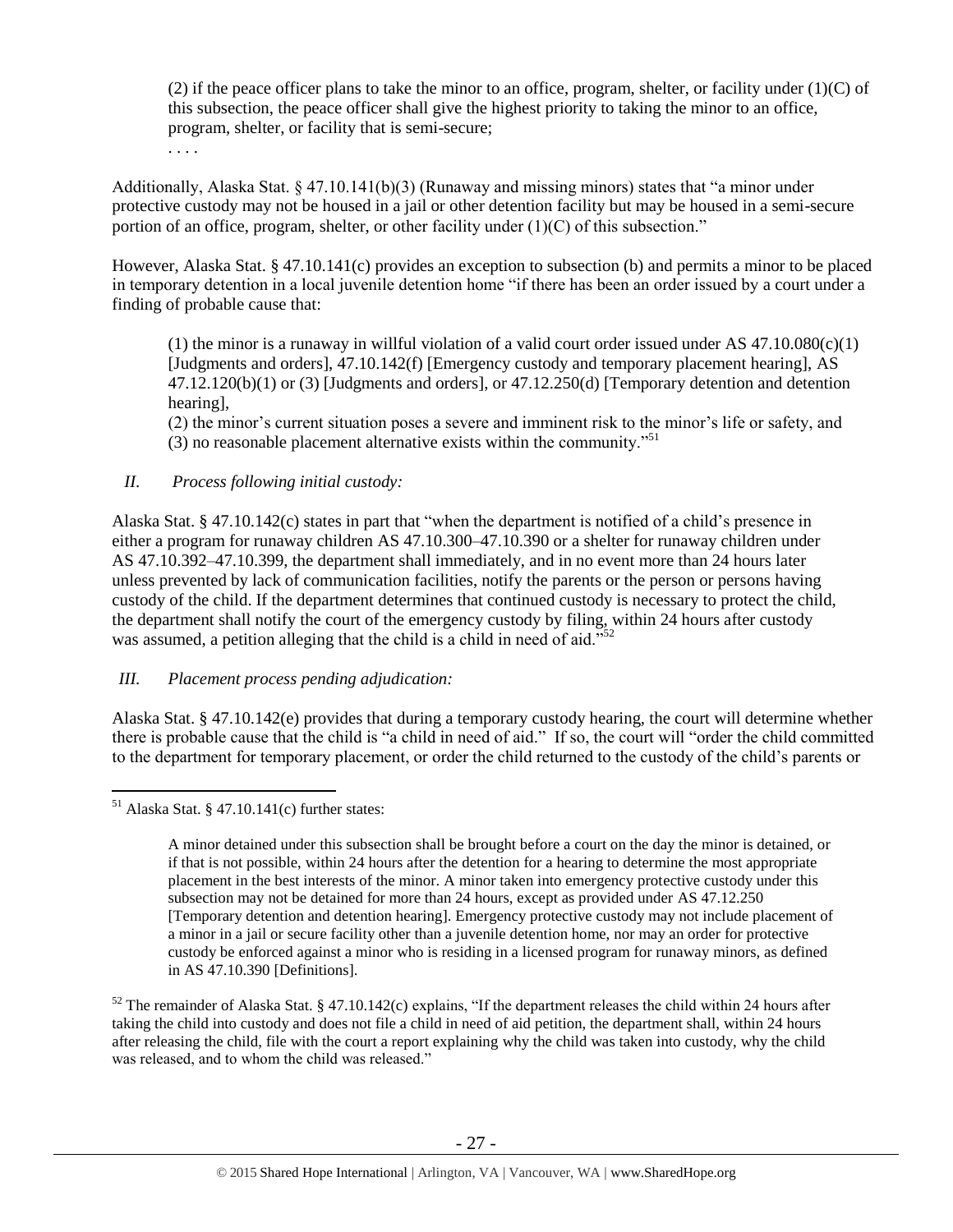(2) if the peace officer plans to take the minor to an office, program, shelter, or facility under (1)(C) of this subsection, the peace officer shall give the highest priority to taking the minor to an office, program, shelter, or facility that is semi-secure;

. . . .

Additionally, Alaska Stat. § 47.10.141(b)(3) (Runaway and missing minors) states that "a minor under protective custody may not be housed in a jail or other detention facility but may be housed in a semi-secure portion of an office, program, shelter, or other facility under (1)(C) of this subsection."

However, Alaska Stat. § 47.10.141(c) provides an exception to subsection (b) and permits a minor to be placed in temporary detention in a local juvenile detention home "if there has been an order issued by a court under a finding of probable cause that:

(1) the minor is a runaway in willful violation of a valid court order issued under AS 47.10.080(c)(1) [Judgments and orders], 47.10.142(f) [Emergency custody and temporary placement hearing], AS 47.12.120(b)(1) or (3) [Judgments and orders], or 47.12.250(d) [Temporary detention and detention hearing],

(2) the minor's current situation poses a severe and imminent risk to the minor's life or safety, and

(3) no reasonable placement alternative exists within the community."[51]

*II. Process following initial custody:*

Alaska Stat. § 47.10.142(c) states in part that "when the department is notified of a child's presence in either a program for runaway children AS 47.10.300–47.10.390 or a shelter for runaway children under AS 47.10.392–47.10.399, the department shall immediately, and in no event more than 24 hours later unless prevented by lack of communication facilities, notify the parents or the person or persons having custody of the child. If the department determines that continued custody is necessary to protect the child, the department shall notify the court of the emergency custody by filing, within 24 hours after custody was assumed, a petition alleging that the child is a child in need of aid."[52]

*III. Placement process pending adjudication:*

Alaska Stat. § 47.10.142(e) provides that during a temporary custody hearing, the court will determine whether there is probable cause that the child is "a child in need of aid." If so, the court will "order the child committed to the department for temporary placement, or order the child returned to the custody of the child's parents or

---

[51] Alaska Stat. § 47.10.141(c) further states:

> A minor detained under this subsection shall be brought before a court on the day the minor is detained, or if that is not possible, within 24 hours after the detention for a hearing to determine the most appropriate placement in the best interests of the minor. A minor taken into emergency protective custody under this subsection may not be detained for more than 24 hours, except as provided under AS 47.12.250 [Temporary detention and detention hearing]. Emergency protective custody may not include placement of a minor in a jail or secure facility other than a juvenile detention home, nor may an order for protective custody be enforced against a minor who is residing in a licensed program for runaway minors, as defined in AS 47.10.390 [Definitions].

[52] The remainder of Alaska Stat. § 47.10.142(c) explains, "If the department releases the child within 24 hours after taking the child into custody and does not file a child in need of aid petition, the department shall, within 24 hours after releasing the child, file with the court a report explaining why the child was taken into custody, why the child was released, and to whom the child was released."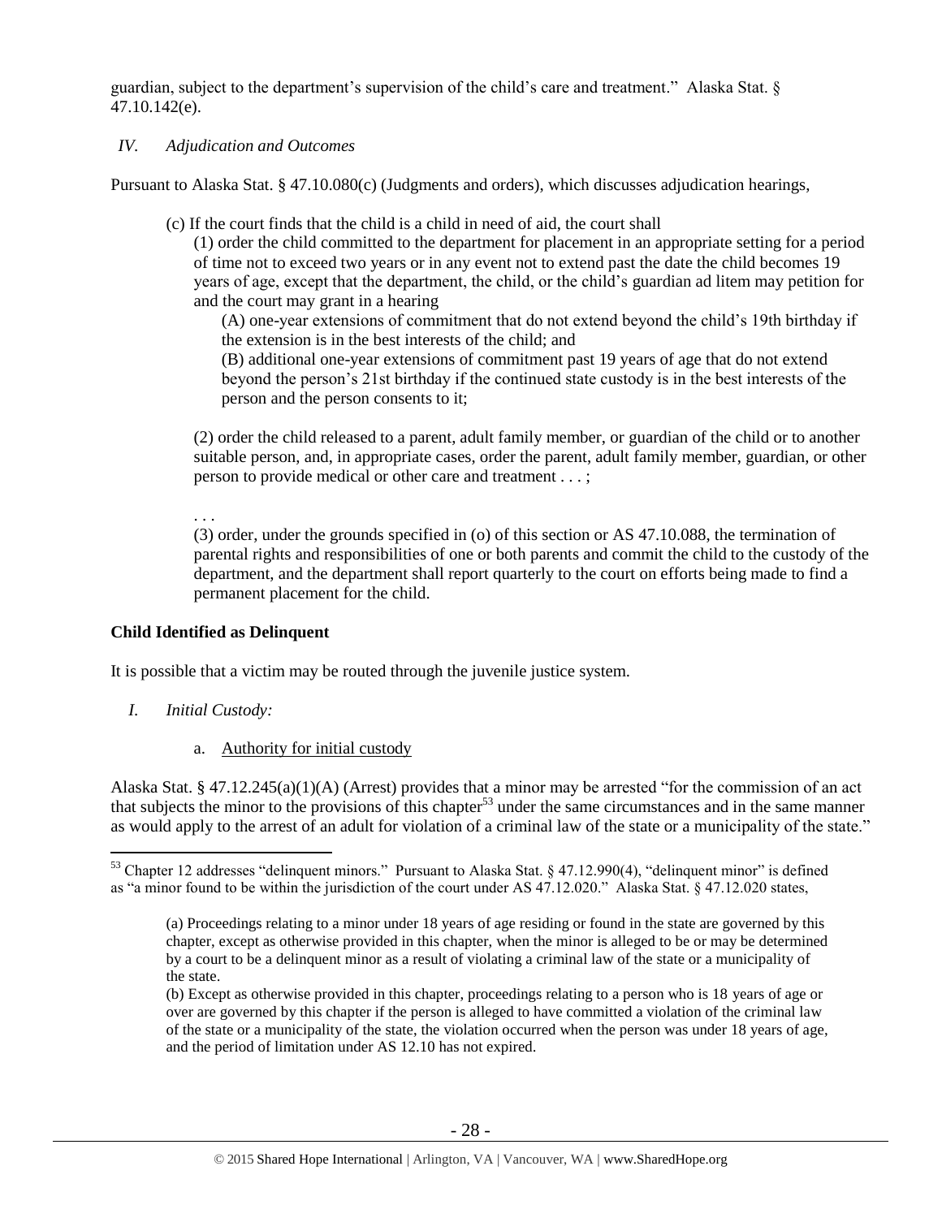guardian, subject to the department's supervision of the child's care and treatment." Alaska Stat. § 47.10.142(e).

*IV. Adjudication and Outcomes*

Pursuant to Alaska Stat. § 47.10.080(c) (Judgments and orders), which discusses adjudication hearings,

> (c) If the court finds that the child is a child in need of aid, the court shall
>
> (1) order the child committed to the department for placement in an appropriate setting for a period of time not to exceed two years or in any event not to extend past the date the child becomes 19 years of age, except that the department, the child, or the child's guardian ad litem may petition for and the court may grant in a hearing
>
> (A) one-year extensions of commitment that do not extend beyond the child's 19th birthday if the extension is in the best interests of the child; and
>
> (B) additional one-year extensions of commitment past 19 years of age that do not extend beyond the person's 21st birthday if the continued state custody is in the best interests of the person and the person consents to it;
>
> (2) order the child released to a parent, adult family member, or guardian of the child or to another suitable person, and, in appropriate cases, order the parent, adult family member, guardian, or other person to provide medical or other care and treatment . . . ;
>
> . . .
>
> (3) order, under the grounds specified in (o) of this section or AS 47.10.088, the termination of parental rights and responsibilities of one or both parents and commit the child to the custody of the department, and the department shall report quarterly to the court on efforts being made to find a permanent placement for the child.

**Child Identified as Delinquent**

It is possible that a victim may be routed through the juvenile justice system.

*I. Initial Custody:*

a. Authority for initial custody

Alaska Stat. § 47.12.245(a)(1)(A) (Arrest) provides that a minor may be arrested "for the commission of an act that subjects the minor to the provisions of this chapter[53] under the same circumstances and in the same manner as would apply to the arrest of an adult for violation of a criminal law of the state or a municipality of the state."

---

[53] Chapter 12 addresses "delinquent minors." Pursuant to Alaska Stat. § 47.12.990(4), "delinquent minor" is defined as "a minor found to be within the jurisdiction of the court under AS 47.12.020." Alaska Stat. § 47.12.020 states,

> (a) Proceedings relating to a minor under 18 years of age residing or found in the state are governed by this chapter, except as otherwise provided in this chapter, when the minor is alleged to be or may be determined by a court to be a delinquent minor as a result of violating a criminal law of the state or a municipality of the state.
>
> (b) Except as otherwise provided in this chapter, proceedings relating to a person who is 18 years of age or over are governed by this chapter if the person is alleged to have committed a violation of the criminal law of the state or a municipality of the state, the violation occurred when the person was under 18 years of age, and the period of limitation under AS 12.10 has not expired.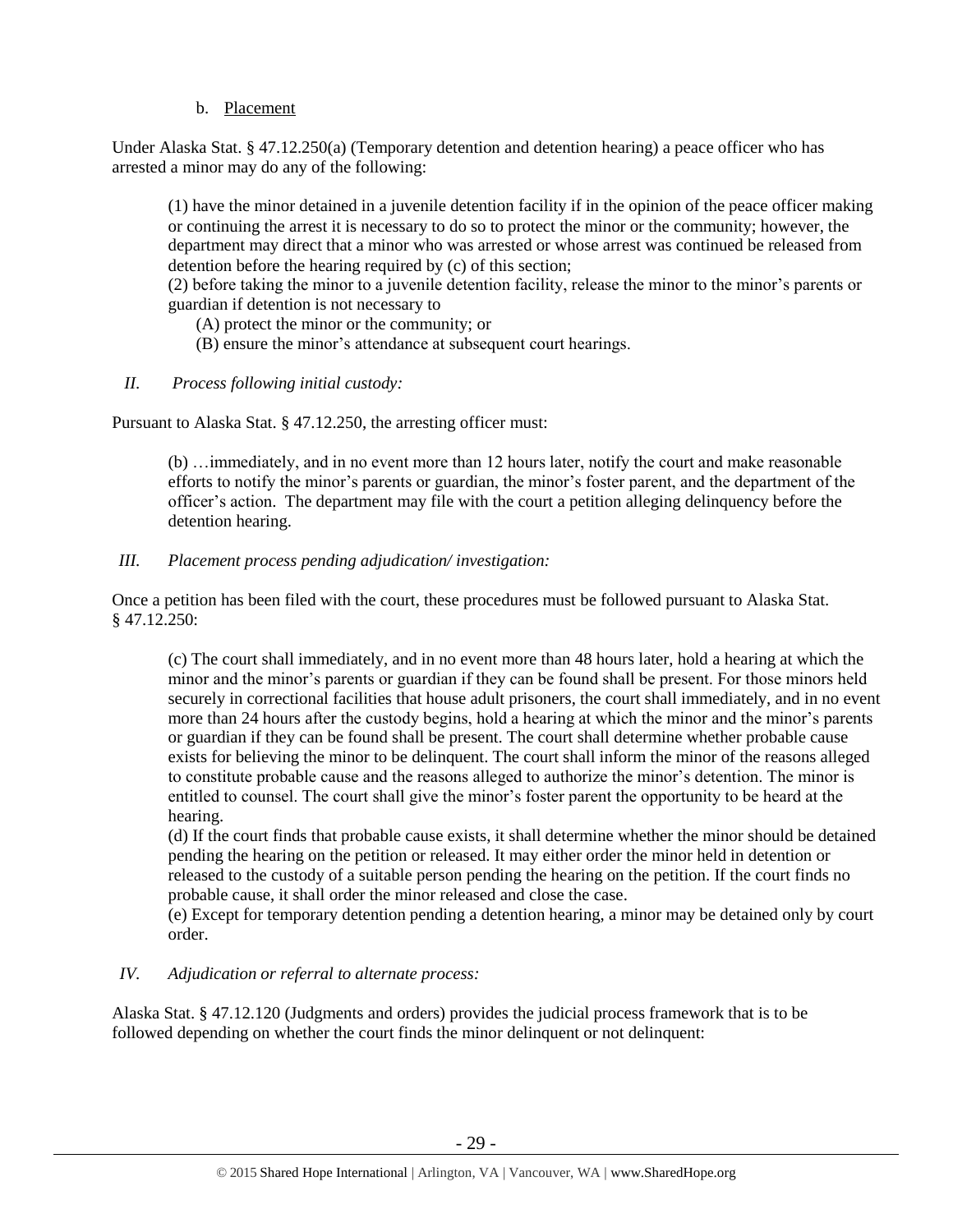b. Placement

Under Alaska Stat. § 47.12.250(a) (Temporary detention and detention hearing) a peace officer who has arrested a minor may do any of the following:

> (1) have the minor detained in a juvenile detention facility if in the opinion of the peace officer making or continuing the arrest it is necessary to do so to protect the minor or the community; however, the department may direct that a minor who was arrested or whose arrest was continued be released from detention before the hearing required by (c) of this section;
> (2) before taking the minor to a juvenile detention facility, release the minor to the minor's parents or guardian if detention is not necessary to
> (A) protect the minor or the community; or
> (B) ensure the minor's attendance at subsequent court hearings.

*II. Process following initial custody:*

Pursuant to Alaska Stat. § 47.12.250, the arresting officer must:

> (b) …immediately, and in no event more than 12 hours later, notify the court and make reasonable efforts to notify the minor's parents or guardian, the minor's foster parent, and the department of the officer's action. The department may file with the court a petition alleging delinquency before the detention hearing.

*III. Placement process pending adjudication/ investigation:*

Once a petition has been filed with the court, these procedures must be followed pursuant to Alaska Stat. § 47.12.250:

> (c) The court shall immediately, and in no event more than 48 hours later, hold a hearing at which the minor and the minor's parents or guardian if they can be found shall be present. For those minors held securely in correctional facilities that house adult prisoners, the court shall immediately, and in no event more than 24 hours after the custody begins, hold a hearing at which the minor and the minor's parents or guardian if they can be found shall be present. The court shall determine whether probable cause exists for believing the minor to be delinquent. The court shall inform the minor of the reasons alleged to constitute probable cause and the reasons alleged to authorize the minor's detention. The minor is entitled to counsel. The court shall give the minor's foster parent the opportunity to be heard at the hearing.
> (d) If the court finds that probable cause exists, it shall determine whether the minor should be detained pending the hearing on the petition or released. It may either order the minor held in detention or released to the custody of a suitable person pending the hearing on the petition. If the court finds no probable cause, it shall order the minor released and close the case.
> (e) Except for temporary detention pending a detention hearing, a minor may be detained only by court order.

*IV. Adjudication or referral to alternate process:*

Alaska Stat. § 47.12.120 (Judgments and orders) provides the judicial process framework that is to be followed depending on whether the court finds the minor delinquent or not delinquent: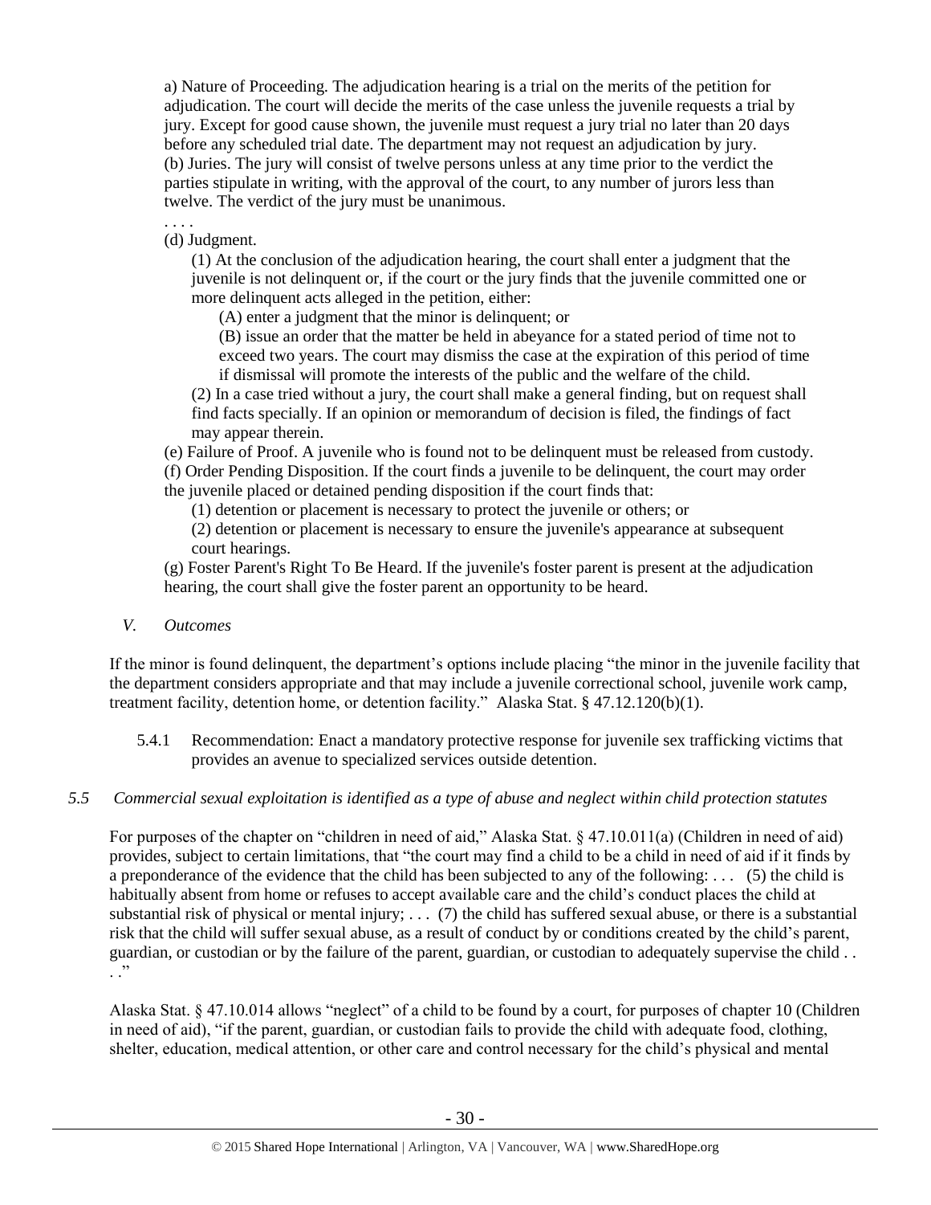a) Nature of Proceeding. The adjudication hearing is a trial on the merits of the petition for adjudication. The court will decide the merits of the case unless the juvenile requests a trial by jury. Except for good cause shown, the juvenile must request a jury trial no later than 20 days before any scheduled trial date. The department may not request an adjudication by jury.
(b) Juries. The jury will consist of twelve persons unless at any time prior to the verdict the parties stipulate in writing, with the approval of the court, to any number of jurors less than twelve. The verdict of the jury must be unanimous.

. . . .

(d) Judgment.

(1) At the conclusion of the adjudication hearing, the court shall enter a judgment that the juvenile is not delinquent or, if the court or the jury finds that the juvenile committed one or more delinquent acts alleged in the petition, either:

(A) enter a judgment that the minor is delinquent; or

(B) issue an order that the matter be held in abeyance for a stated period of time not to exceed two years. The court may dismiss the case at the expiration of this period of time if dismissal will promote the interests of the public and the welfare of the child.

(2) In a case tried without a jury, the court shall make a general finding, but on request shall find facts specially. If an opinion or memorandum of decision is filed, the findings of fact may appear therein.

(e) Failure of Proof. A juvenile who is found not to be delinquent must be released from custody.
(f) Order Pending Disposition. If the court finds a juvenile to be delinquent, the court may order the juvenile placed or detained pending disposition if the court finds that:

(1) detention or placement is necessary to protect the juvenile or others; or

(2) detention or placement is necessary to ensure the juvenile's appearance at subsequent court hearings.

(g) Foster Parent's Right To Be Heard. If the juvenile's foster parent is present at the adjudication hearing, the court shall give the foster parent an opportunity to be heard.

*V. Outcomes*

If the minor is found delinquent, the department's options include placing "the minor in the juvenile facility that the department considers appropriate and that may include a juvenile correctional school, juvenile work camp, treatment facility, detention home, or detention facility." Alaska Stat. § 47.12.120(b)(1).

5.4.1 Recommendation: Enact a mandatory protective response for juvenile sex trafficking victims that provides an avenue to specialized services outside detention.

### *5.5 Commercial sexual exploitation is identified as a type of abuse and neglect within child protection statutes*

For purposes of the chapter on "children in need of aid," Alaska Stat. § 47.10.011(a) (Children in need of aid) provides, subject to certain limitations, that "the court may find a child to be a child in need of aid if it finds by a preponderance of the evidence that the child has been subjected to any of the following: . . . (5) the child is habitually absent from home or refuses to accept available care and the child's conduct places the child at substantial risk of physical or mental injury; . . . (7) the child has suffered sexual abuse, or there is a substantial risk that the child will suffer sexual abuse, as a result of conduct by or conditions created by the child's parent, guardian, or custodian or by the failure of the parent, guardian, or custodian to adequately supervise the child . . . ."

Alaska Stat. § 47.10.014 allows "neglect" of a child to be found by a court, for purposes of chapter 10 (Children in need of aid), "if the parent, guardian, or custodian fails to provide the child with adequate food, clothing, shelter, education, medical attention, or other care and control necessary for the child's physical and mental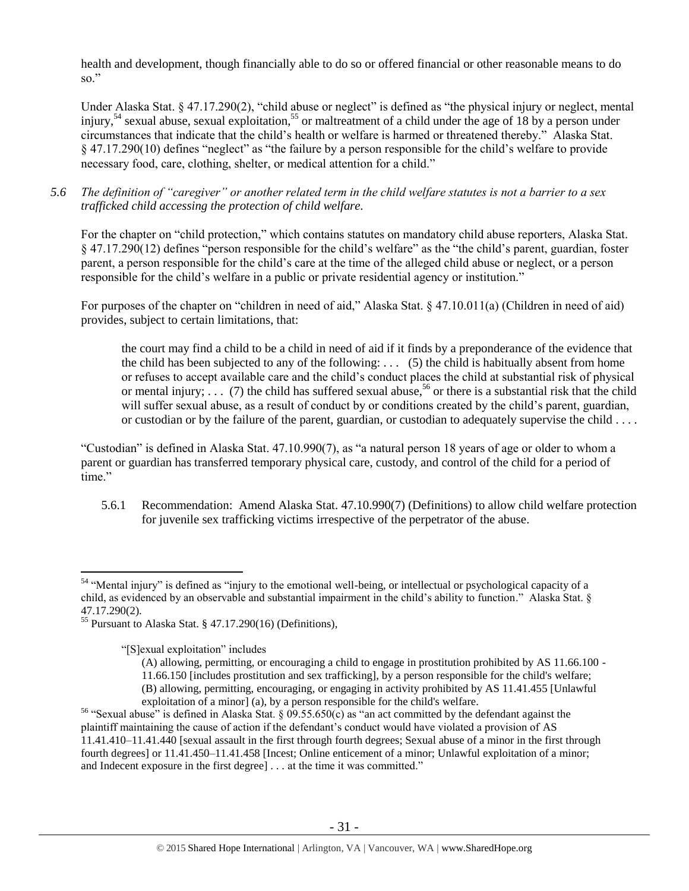health and development, though financially able to do so or offered financial or other reasonable means to do so."

Under Alaska Stat. § 47.17.290(2), "child abuse or neglect" is defined as "the physical injury or neglect, mental injury,[54] sexual abuse, sexual exploitation,[55] or maltreatment of a child under the age of 18 by a person under circumstances that indicate that the child's health or welfare is harmed or threatened thereby." Alaska Stat. § 47.17.290(10) defines "neglect" as "the failure by a person responsible for the child's welfare to provide necessary food, care, clothing, shelter, or medical attention for a child."

*5.6 The definition of "caregiver" or another related term in the child welfare statutes is not a barrier to a sex trafficked child accessing the protection of child welfare.*

For the chapter on "child protection," which contains statutes on mandatory child abuse reporters, Alaska Stat. § 47.17.290(12) defines "person responsible for the child's welfare" as the "the child's parent, guardian, foster parent, a person responsible for the child's care at the time of the alleged child abuse or neglect, or a person responsible for the child's welfare in a public or private residential agency or institution."

For purposes of the chapter on "children in need of aid," Alaska Stat. § 47.10.011(a) (Children in need of aid) provides, subject to certain limitations, that:

> the court may find a child to be a child in need of aid if it finds by a preponderance of the evidence that the child has been subjected to any of the following: . . . (5) the child is habitually absent from home or refuses to accept available care and the child's conduct places the child at substantial risk of physical or mental injury; . . . (7) the child has suffered sexual abuse,[56] or there is a substantial risk that the child will suffer sexual abuse, as a result of conduct by or conditions created by the child's parent, guardian, or custodian or by the failure of the parent, guardian, or custodian to adequately supervise the child . . . .

"Custodian" is defined in Alaska Stat. 47.10.990(7), as "a natural person 18 years of age or older to whom a parent or guardian has transferred temporary physical care, custody, and control of the child for a period of time."

5.6.1 Recommendation: Amend Alaska Stat. 47.10.990(7) (Definitions) to allow child welfare protection for juvenile sex trafficking victims irrespective of the perpetrator of the abuse.

---

[54] "Mental injury" is defined as "injury to the emotional well-being, or intellectual or psychological capacity of a child, as evidenced by an observable and substantial impairment in the child's ability to function." Alaska Stat. § 47.17.290(2).

[55] Pursuant to Alaska Stat. § 47.17.290(16) (Definitions),

> "[S]exual exploitation" includes
>
> (A) allowing, permitting, or encouraging a child to engage in prostitution prohibited by AS 11.66.100 - 11.66.150 [includes prostitution and sex trafficking], by a person responsible for the child's welfare;
> (B) allowing, permitting, encouraging, or engaging in activity prohibited by AS 11.41.455 [Unlawful exploitation of a minor] (a), by a person responsible for the child's welfare.

[56] "Sexual abuse" is defined in Alaska Stat. § 09.55.650(c) as "an act committed by the defendant against the plaintiff maintaining the cause of action if the defendant's conduct would have violated a provision of AS 11.41.410–11.41.440 [sexual assault in the first through fourth degrees; Sexual abuse of a minor in the first through fourth degrees] or 11.41.450–11.41.458 [Incest; Online enticement of a minor; Unlawful exploitation of a minor; and Indecent exposure in the first degree] . . . at the time it was committed."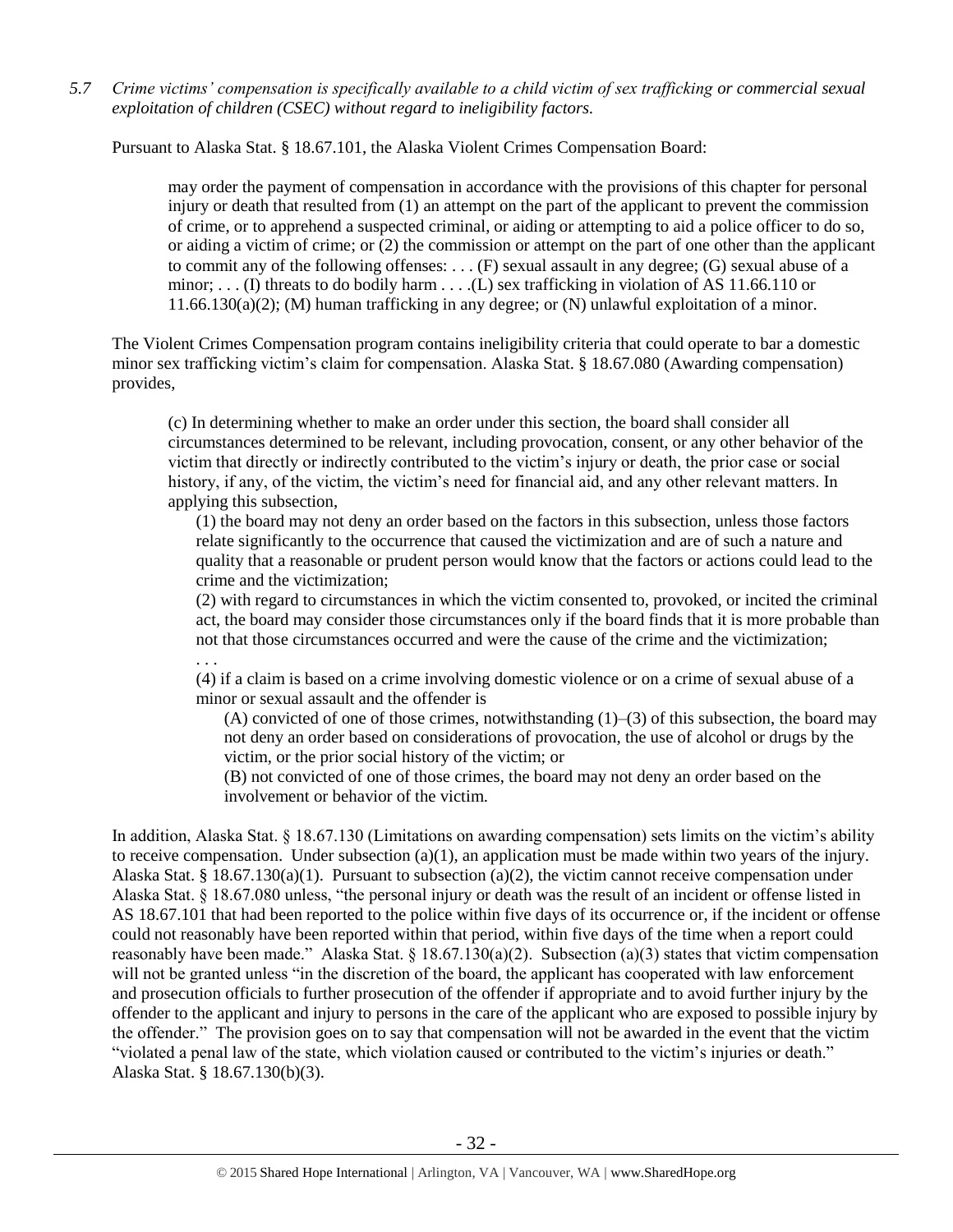*5.7 Crime victims' compensation is specifically available to a child victim of sex trafficking or commercial sexual exploitation of children (CSEC) without regard to ineligibility factors.*

Pursuant to Alaska Stat. § 18.67.101, the Alaska Violent Crimes Compensation Board:

> may order the payment of compensation in accordance with the provisions of this chapter for personal injury or death that resulted from (1) an attempt on the part of the applicant to prevent the commission of crime, or to apprehend a suspected criminal, or aiding or attempting to aid a police officer to do so, or aiding a victim of crime; or (2) the commission or attempt on the part of one other than the applicant to commit any of the following offenses: . . . (F) sexual assault in any degree; (G) sexual abuse of a minor; . . . (I) threats to do bodily harm . . . .(L) sex trafficking in violation of AS 11.66.110 or 11.66.130(a)(2); (M) human trafficking in any degree; or (N) unlawful exploitation of a minor.

The Violent Crimes Compensation program contains ineligibility criteria that could operate to bar a domestic minor sex trafficking victim's claim for compensation. Alaska Stat. § 18.67.080 (Awarding compensation) provides,

> (c) In determining whether to make an order under this section, the board shall consider all circumstances determined to be relevant, including provocation, consent, or any other behavior of the victim that directly or indirectly contributed to the victim's injury or death, the prior case or social history, if any, of the victim, the victim's need for financial aid, and any other relevant matters. In applying this subsection,
>
> (1) the board may not deny an order based on the factors in this subsection, unless those factors relate significantly to the occurrence that caused the victimization and are of such a nature and quality that a reasonable or prudent person would know that the factors or actions could lead to the crime and the victimization;
>
> (2) with regard to circumstances in which the victim consented to, provoked, or incited the criminal act, the board may consider those circumstances only if the board finds that it is more probable than not that those circumstances occurred and were the cause of the crime and the victimization;
>
> . . .
>
> (4) if a claim is based on a crime involving domestic violence or on a crime of sexual abuse of a minor or sexual assault and the offender is
>
> (A) convicted of one of those crimes, notwithstanding (1)–(3) of this subsection, the board may not deny an order based on considerations of provocation, the use of alcohol or drugs by the victim, or the prior social history of the victim; or
>
> (B) not convicted of one of those crimes, the board may not deny an order based on the involvement or behavior of the victim.

In addition, Alaska Stat. § 18.67.130 (Limitations on awarding compensation) sets limits on the victim's ability to receive compensation. Under subsection (a)(1), an application must be made within two years of the injury. Alaska Stat. § 18.67.130(a)(1). Pursuant to subsection (a)(2), the victim cannot receive compensation under Alaska Stat. § 18.67.080 unless, "the personal injury or death was the result of an incident or offense listed in AS 18.67.101 that had been reported to the police within five days of its occurrence or, if the incident or offense could not reasonably have been reported within that period, within five days of the time when a report could reasonably have been made." Alaska Stat. § 18.67.130(a)(2). Subsection (a)(3) states that victim compensation will not be granted unless "in the discretion of the board, the applicant has cooperated with law enforcement and prosecution officials to further prosecution of the offender if appropriate and to avoid further injury by the offender to the applicant and injury to persons in the care of the applicant who are exposed to possible injury by the offender." The provision goes on to say that compensation will not be awarded in the event that the victim "violated a penal law of the state, which violation caused or contributed to the victim's injuries or death." Alaska Stat. § 18.67.130(b)(3).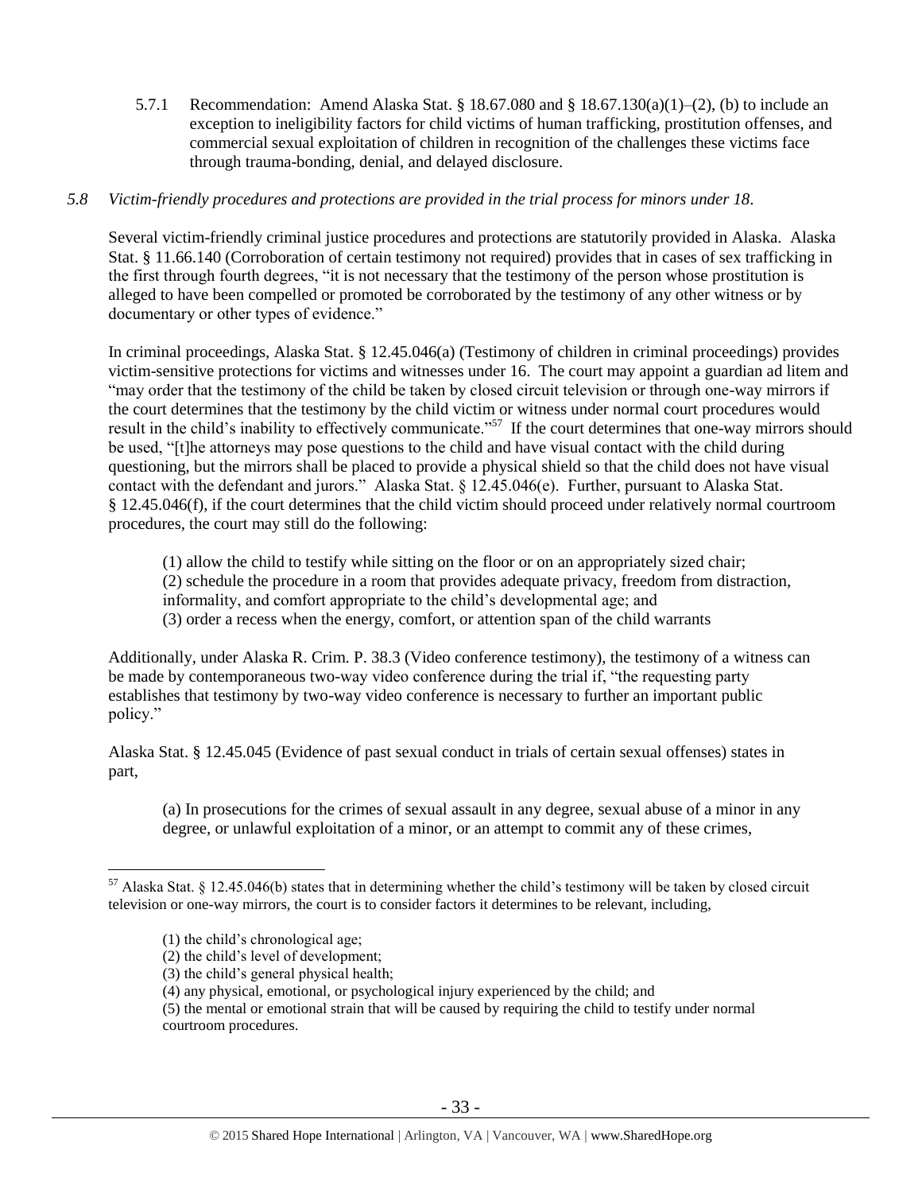5.7.1 Recommendation: Amend Alaska Stat. § 18.67.080 and § 18.67.130(a)(1)–(2), (b) to include an exception to ineligibility factors for child victims of human trafficking, prostitution offenses, and commercial sexual exploitation of children in recognition of the challenges these victims face through trauma-bonding, denial, and delayed disclosure.

*5.8 Victim-friendly procedures and protections are provided in the trial process for minors under 18.*

Several victim-friendly criminal justice procedures and protections are statutorily provided in Alaska. Alaska Stat. § 11.66.140 (Corroboration of certain testimony not required) provides that in cases of sex trafficking in the first through fourth degrees, "it is not necessary that the testimony of the person whose prostitution is alleged to have been compelled or promoted be corroborated by the testimony of any other witness or by documentary or other types of evidence."

In criminal proceedings, Alaska Stat. § 12.45.046(a) (Testimony of children in criminal proceedings) provides victim-sensitive protections for victims and witnesses under 16. The court may appoint a guardian ad litem and "may order that the testimony of the child be taken by closed circuit television or through one-way mirrors if the court determines that the testimony by the child victim or witness under normal court procedures would result in the child's inability to effectively communicate."[57] If the court determines that one-way mirrors should be used, "[t]he attorneys may pose questions to the child and have visual contact with the child during questioning, but the mirrors shall be placed to provide a physical shield so that the child does not have visual contact with the defendant and jurors." Alaska Stat. § 12.45.046(e). Further, pursuant to Alaska Stat. § 12.45.046(f), if the court determines that the child victim should proceed under relatively normal courtroom procedures, the court may still do the following:

> (1) allow the child to testify while sitting on the floor or on an appropriately sized chair;
> (2) schedule the procedure in a room that provides adequate privacy, freedom from distraction, informality, and comfort appropriate to the child's developmental age; and
> (3) order a recess when the energy, comfort, or attention span of the child warrants

Additionally, under Alaska R. Crim. P. 38.3 (Video conference testimony), the testimony of a witness can be made by contemporaneous two-way video conference during the trial if, "the requesting party establishes that testimony by two-way video conference is necessary to further an important public policy."

Alaska Stat. § 12.45.045 (Evidence of past sexual conduct in trials of certain sexual offenses) states in part,

> (a) In prosecutions for the crimes of sexual assault in any degree, sexual abuse of a minor in any degree, or unlawful exploitation of a minor, or an attempt to commit any of these crimes,

---

[57] Alaska Stat. § 12.45.046(b) states that in determining whether the child's testimony will be taken by closed circuit television or one-way mirrors, the court is to consider factors it determines to be relevant, including,

> (1) the child's chronological age;
> (2) the child's level of development;
> (3) the child's general physical health;
> (4) any physical, emotional, or psychological injury experienced by the child; and
> (5) the mental or emotional strain that will be caused by requiring the child to testify under normal courtroom procedures.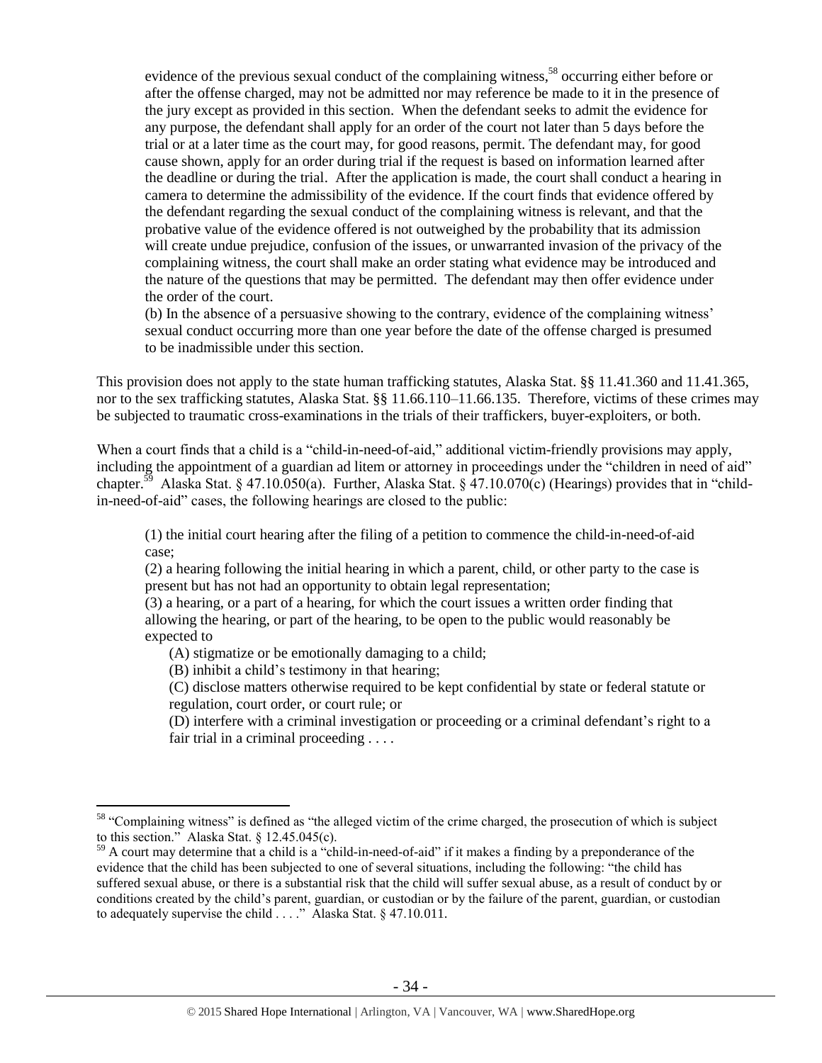evidence of the previous sexual conduct of the complaining witness,[58] occurring either before or after the offense charged, may not be admitted nor may reference be made to it in the presence of the jury except as provided in this section. When the defendant seeks to admit the evidence for any purpose, the defendant shall apply for an order of the court not later than 5 days before the trial or at a later time as the court may, for good reasons, permit. The defendant may, for good cause shown, apply for an order during trial if the request is based on information learned after the deadline or during the trial. After the application is made, the court shall conduct a hearing in camera to determine the admissibility of the evidence. If the court finds that evidence offered by the defendant regarding the sexual conduct of the complaining witness is relevant, and that the probative value of the evidence offered is not outweighed by the probability that its admission will create undue prejudice, confusion of the issues, or unwarranted invasion of the privacy of the complaining witness, the court shall make an order stating what evidence may be introduced and the nature of the questions that may be permitted. The defendant may then offer evidence under the order of the court.

> (b) In the absence of a persuasive showing to the contrary, evidence of the complaining witness' sexual conduct occurring more than one year before the date of the offense charged is presumed to be inadmissible under this section.

This provision does not apply to the state human trafficking statutes, Alaska Stat. §§ 11.41.360 and 11.41.365, nor to the sex trafficking statutes, Alaska Stat. §§ 11.66.110–11.66.135. Therefore, victims of these crimes may be subjected to traumatic cross-examinations in the trials of their traffickers, buyer-exploiters, or both.

When a court finds that a child is a "child-in-need-of-aid," additional victim-friendly provisions may apply, including the appointment of a guardian ad litem or attorney in proceedings under the "children in need of aid" chapter.[59] Alaska Stat. § 47.10.050(a). Further, Alaska Stat. § 47.10.070(c) (Hearings) provides that in "child-in-need-of-aid" cases, the following hearings are closed to the public:

> (1) the initial court hearing after the filing of a petition to commence the child-in-need-of-aid case;
>
> (2) a hearing following the initial hearing in which a parent, child, or other party to the case is present but has not had an opportunity to obtain legal representation;
>
> (3) a hearing, or a part of a hearing, for which the court issues a written order finding that allowing the hearing, or part of the hearing, to be open to the public would reasonably be expected to
>
> (A) stigmatize or be emotionally damaging to a child;
>
> (B) inhibit a child's testimony in that hearing;
>
> (C) disclose matters otherwise required to be kept confidential by state or federal statute or regulation, court order, or court rule; or
>
> (D) interfere with a criminal investigation or proceeding or a criminal defendant's right to a fair trial in a criminal proceeding . . . .

---

[58] "Complaining witness" is defined as "the alleged victim of the crime charged, the prosecution of which is subject to this section." Alaska Stat. § 12.45.045(c).

[59] A court may determine that a child is a "child-in-need-of-aid" if it makes a finding by a preponderance of the evidence that the child has been subjected to one of several situations, including the following: "the child has suffered sexual abuse, or there is a substantial risk that the child will suffer sexual abuse, as a result of conduct by or conditions created by the child's parent, guardian, or custodian or by the failure of the parent, guardian, or custodian to adequately supervise the child . . . ." Alaska Stat. § 47.10.011.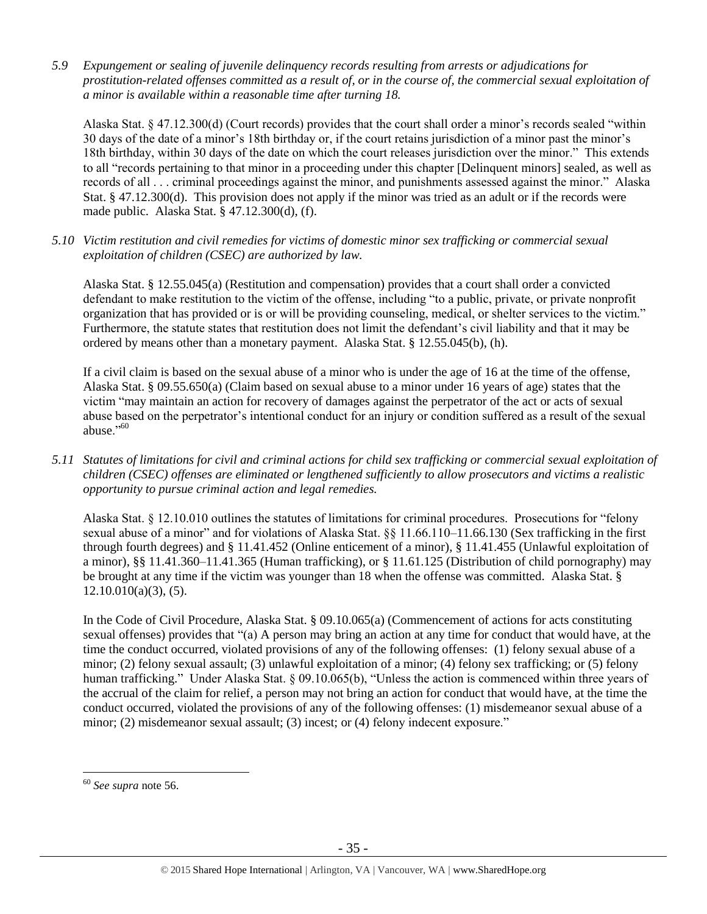*5.9 Expungement or sealing of juvenile delinquency records resulting from arrests or adjudications for prostitution-related offenses committed as a result of, or in the course of, the commercial sexual exploitation of a minor is available within a reasonable time after turning 18.*

Alaska Stat. § 47.12.300(d) (Court records) provides that the court shall order a minor's records sealed "within 30 days of the date of a minor's 18th birthday or, if the court retains jurisdiction of a minor past the minor's 18th birthday, within 30 days of the date on which the court releases jurisdiction over the minor." This extends to all "records pertaining to that minor in a proceeding under this chapter [Delinquent minors] sealed, as well as records of all . . . criminal proceedings against the minor, and punishments assessed against the minor." Alaska Stat. § 47.12.300(d). This provision does not apply if the minor was tried as an adult or if the records were made public. Alaska Stat. § 47.12.300(d), (f).

*5.10 Victim restitution and civil remedies for victims of domestic minor sex trafficking or commercial sexual exploitation of children (CSEC) are authorized by law.*

Alaska Stat. § 12.55.045(a) (Restitution and compensation) provides that a court shall order a convicted defendant to make restitution to the victim of the offense, including "to a public, private, or private nonprofit organization that has provided or is or will be providing counseling, medical, or shelter services to the victim." Furthermore, the statute states that restitution does not limit the defendant's civil liability and that it may be ordered by means other than a monetary payment. Alaska Stat. § 12.55.045(b), (h).

If a civil claim is based on the sexual abuse of a minor who is under the age of 16 at the time of the offense, Alaska Stat. § 09.55.650(a) (Claim based on sexual abuse to a minor under 16 years of age) states that the victim "may maintain an action for recovery of damages against the perpetrator of the act or acts of sexual abuse based on the perpetrator's intentional conduct for an injury or condition suffered as a result of the sexual abuse."[60]

*5.11 Statutes of limitations for civil and criminal actions for child sex trafficking or commercial sexual exploitation of children (CSEC) offenses are eliminated or lengthened sufficiently to allow prosecutors and victims a realistic opportunity to pursue criminal action and legal remedies.*

Alaska Stat. § 12.10.010 outlines the statutes of limitations for criminal procedures. Prosecutions for "felony sexual abuse of a minor" and for violations of Alaska Stat. §§ 11.66.110–11.66.130 (Sex trafficking in the first through fourth degrees) and § 11.41.452 (Online enticement of a minor), § 11.41.455 (Unlawful exploitation of a minor), §§ 11.41.360–11.41.365 (Human trafficking), or § 11.61.125 (Distribution of child pornography) may be brought at any time if the victim was younger than 18 when the offense was committed. Alaska Stat. § 12.10.010(a)(3), (5).

In the Code of Civil Procedure, Alaska Stat. § 09.10.065(a) (Commencement of actions for acts constituting sexual offenses) provides that "(a) A person may bring an action at any time for conduct that would have, at the time the conduct occurred, violated provisions of any of the following offenses: (1) felony sexual abuse of a minor; (2) felony sexual assault; (3) unlawful exploitation of a minor; (4) felony sex trafficking; or (5) felony human trafficking." Under Alaska Stat. § 09.10.065(b), "Unless the action is commenced within three years of the accrual of the claim for relief, a person may not bring an action for conduct that would have, at the time the conduct occurred, violated the provisions of any of the following offenses: (1) misdemeanor sexual abuse of a minor; (2) misdemeanor sexual assault; (3) incest; or (4) felony indecent exposure."

[60] *See supra* note 56.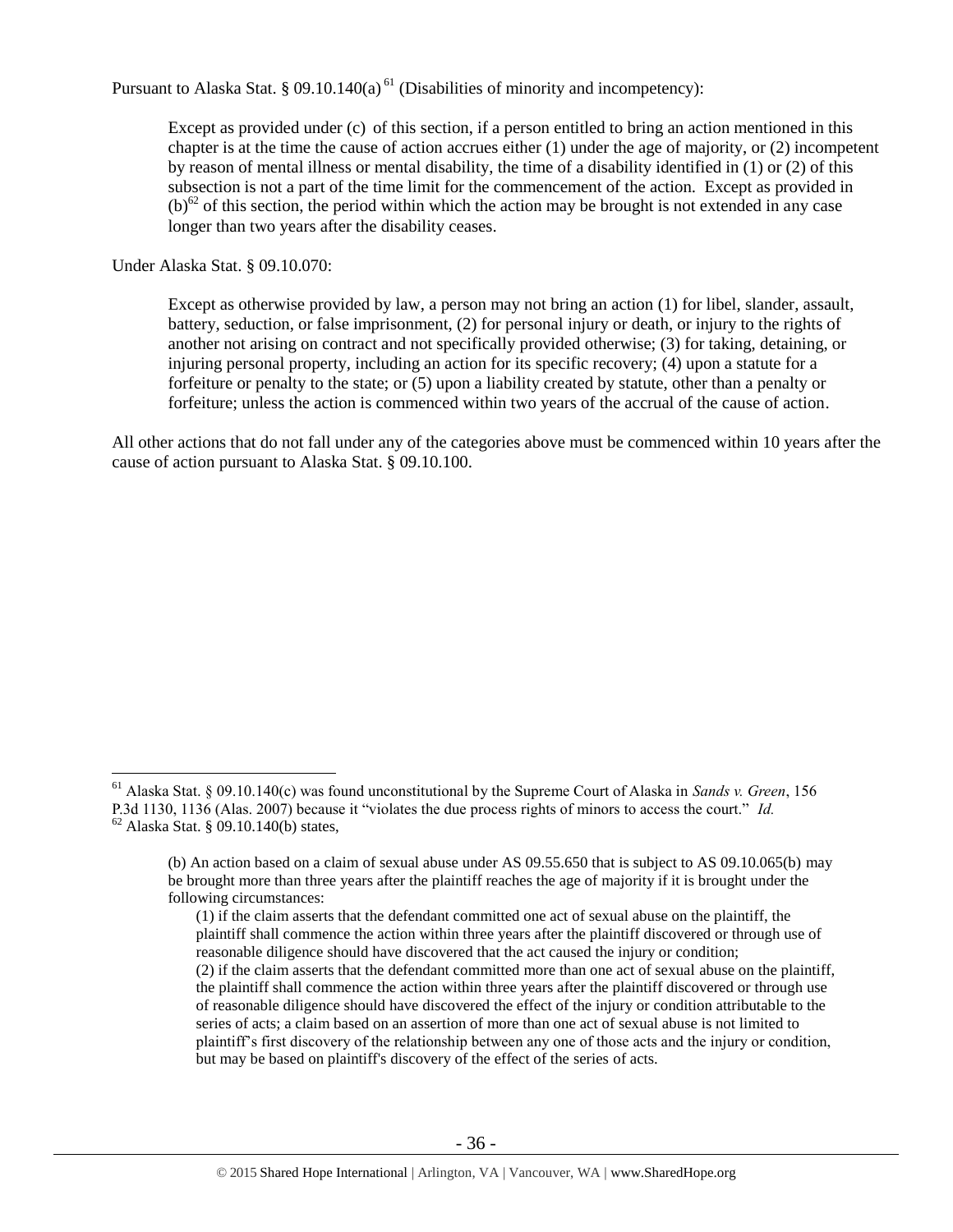Pursuant to Alaska Stat. § 09.10.140(a) [61] (Disabilities of minority and incompetency):

> Except as provided under (c) of this section, if a person entitled to bring an action mentioned in this chapter is at the time the cause of action accrues either (1) under the age of majority, or (2) incompetent by reason of mental illness or mental disability, the time of a disability identified in (1) or (2) of this subsection is not a part of the time limit for the commencement of the action. Except as provided in (b)[62] of this section, the period within which the action may be brought is not extended in any case longer than two years after the disability ceases.

Under Alaska Stat. § 09.10.070:

> Except as otherwise provided by law, a person may not bring an action (1) for libel, slander, assault, battery, seduction, or false imprisonment, (2) for personal injury or death, or injury to the rights of another not arising on contract and not specifically provided otherwise; (3) for taking, detaining, or injuring personal property, including an action for its specific recovery; (4) upon a statute for a forfeiture or penalty to the state; or (5) upon a liability created by statute, other than a penalty or forfeiture; unless the action is commenced within two years of the accrual of the cause of action.

All other actions that do not fall under any of the categories above must be commenced within 10 years after the cause of action pursuant to Alaska Stat. § 09.10.100.

---

[61] Alaska Stat. § 09.10.140(c) was found unconstitutional by the Supreme Court of Alaska in *Sands v. Green*, 156 P.3d 1130, 1136 (Alas. 2007) because it "violates the due process rights of minors to access the court." *Id.*

[62] Alaska Stat. § 09.10.140(b) states,

> (b) An action based on a claim of sexual abuse under AS 09.55.650 that is subject to AS 09.10.065(b) may be brought more than three years after the plaintiff reaches the age of majority if it is brought under the following circumstances:
>
> (1) if the claim asserts that the defendant committed one act of sexual abuse on the plaintiff, the plaintiff shall commence the action within three years after the plaintiff discovered or through use of reasonable diligence should have discovered that the act caused the injury or condition;
>
> (2) if the claim asserts that the defendant committed more than one act of sexual abuse on the plaintiff, the plaintiff shall commence the action within three years after the plaintiff discovered or through use of reasonable diligence should have discovered the effect of the injury or condition attributable to the series of acts; a claim based on an assertion of more than one act of sexual abuse is not limited to plaintiff's first discovery of the relationship between any one of those acts and the injury or condition, but may be based on plaintiff's discovery of the effect of the series of acts.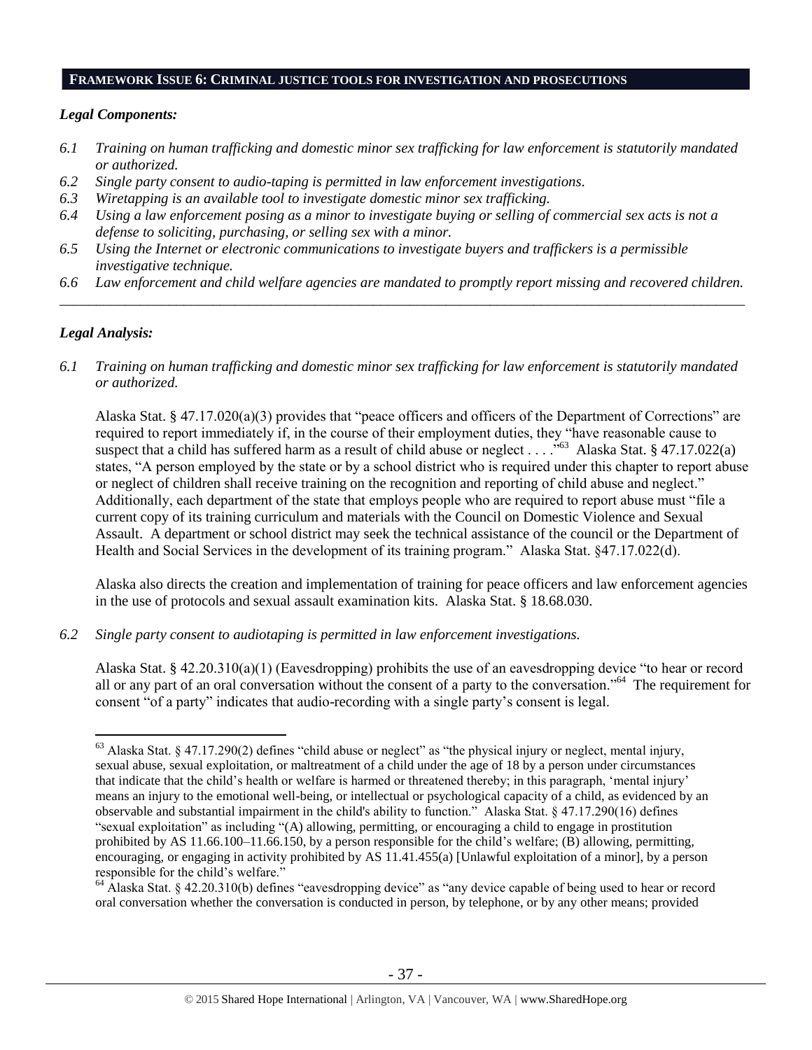## FRAMEWORK ISSUE 6: CRIMINAL JUSTICE TOOLS FOR INVESTIGATION AND PROSECUTIONS

### *Legal Components:*

*6.1 Training on human trafficking and domestic minor sex trafficking for law enforcement is statutorily mandated or authorized.*

*6.2 Single party consent to audio-taping is permitted in law enforcement investigations.*

*6.3 Wiretapping is an available tool to investigate domestic minor sex trafficking.*

*6.4 Using a law enforcement posing as a minor to investigate buying or selling of commercial sex acts is not a defense to soliciting, purchasing, or selling sex with a minor.*

*6.5 Using the Internet or electronic communications to investigate buyers and traffickers is a permissible investigative technique.*

*6.6 Law enforcement and child welfare agencies are mandated to promptly report missing and recovered children.*

---

### *Legal Analysis:*

*6.1 Training on human trafficking and domestic minor sex trafficking for law enforcement is statutorily mandated or authorized.*

Alaska Stat. § 47.17.020(a)(3) provides that "peace officers and officers of the Department of Corrections" are required to report immediately if, in the course of their employment duties, they "have reasonable cause to suspect that a child has suffered harm as a result of child abuse or neglect . . . ."[63] Alaska Stat. § 47.17.022(a) states, "A person employed by the state or by a school district who is required under this chapter to report abuse or neglect of children shall receive training on the recognition and reporting of child abuse and neglect." Additionally, each department of the state that employs people who are required to report abuse must "file a current copy of its training curriculum and materials with the Council on Domestic Violence and Sexual Assault. A department or school district may seek the technical assistance of the council or the Department of Health and Social Services in the development of its training program." Alaska Stat. §47.17.022(d).

Alaska also directs the creation and implementation of training for peace officers and law enforcement agencies in the use of protocols and sexual assault examination kits. Alaska Stat. § 18.68.030.

*6.2 Single party consent to audiotaping is permitted in law enforcement investigations.*

Alaska Stat. § 42.20.310(a)(1) (Eavesdropping) prohibits the use of an eavesdropping device "to hear or record all or any part of an oral conversation without the consent of a party to the conversation."[64] The requirement for consent "of a party" indicates that audio-recording with a single party's consent is legal.

---

[63] Alaska Stat. § 47.17.290(2) defines "child abuse or neglect" as "the physical injury or neglect, mental injury, sexual abuse, sexual exploitation, or maltreatment of a child under the age of 18 by a person under circumstances that indicate that the child's health or welfare is harmed or threatened thereby; in this paragraph, 'mental injury' means an injury to the emotional well-being, or intellectual or psychological capacity of a child, as evidenced by an observable and substantial impairment in the child's ability to function." Alaska Stat. § 47.17.290(16) defines "sexual exploitation" as including "(A) allowing, permitting, or encouraging a child to engage in prostitution prohibited by AS 11.66.100–11.66.150, by a person responsible for the child's welfare; (B) allowing, permitting, encouraging, or engaging in activity prohibited by AS 11.41.455(a) [Unlawful exploitation of a minor], by a person responsible for the child's welfare."

[64] Alaska Stat. § 42.20.310(b) defines "eavesdropping device" as "any device capable of being used to hear or record oral conversation whether the conversation is conducted in person, by telephone, or by any other means; provided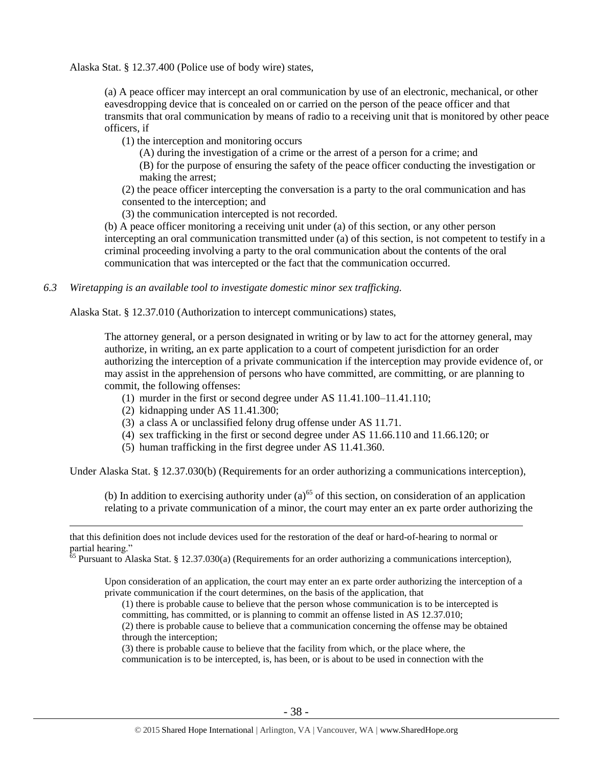Alaska Stat. § 12.37.400 (Police use of body wire) states,

> (a) A peace officer may intercept an oral communication by use of an electronic, mechanical, or other eavesdropping device that is concealed on or carried on the person of the peace officer and that transmits that oral communication by means of radio to a receiving unit that is monitored by other peace officers, if
>
> (1) the interception and monitoring occurs
>
> (A) during the investigation of a crime or the arrest of a person for a crime; and
>
> (B) for the purpose of ensuring the safety of the peace officer conducting the investigation or making the arrest;
>
> (2) the peace officer intercepting the conversation is a party to the oral communication and has consented to the interception; and
>
> (3) the communication intercepted is not recorded.
>
> (b) A peace officer monitoring a receiving unit under (a) of this section, or any other person intercepting an oral communication transmitted under (a) of this section, is not competent to testify in a criminal proceeding involving a party to the oral communication about the contents of the oral communication that was intercepted or the fact that the communication occurred.

*6.3 Wiretapping is an available tool to investigate domestic minor sex trafficking.*

Alaska Stat. § 12.37.010 (Authorization to intercept communications) states,

> The attorney general, or a person designated in writing or by law to act for the attorney general, may authorize, in writing, an ex parte application to a court of competent jurisdiction for an order authorizing the interception of a private communication if the interception may provide evidence of, or may assist in the apprehension of persons who have committed, are committing, or are planning to commit, the following offenses:
>
> (1) murder in the first or second degree under AS 11.41.100–11.41.110;
>
> (2) kidnapping under AS 11.41.300;
>
> (3) a class A or unclassified felony drug offense under AS 11.71.
>
> (4) sex trafficking in the first or second degree under AS 11.66.110 and 11.66.120; or
>
> (5) human trafficking in the first degree under AS 11.41.360.

Under Alaska Stat. § 12.37.030(b) (Requirements for an order authorizing a communications interception),

> (b) In addition to exercising authority under (a)[65] of this section, on consideration of an application relating to a private communication of a minor, the court may enter an ex parte order authorizing the

---

that this definition does not include devices used for the restoration of the deaf or hard-of-hearing to normal or partial hearing."

[65] Pursuant to Alaska Stat. § 12.37.030(a) (Requirements for an order authorizing a communications interception),

> Upon consideration of an application, the court may enter an ex parte order authorizing the interception of a private communication if the court determines, on the basis of the application, that
>
> (1) there is probable cause to believe that the person whose communication is to be intercepted is committing, has committed, or is planning to commit an offense listed in AS 12.37.010;
>
> (2) there is probable cause to believe that a communication concerning the offense may be obtained through the interception;
>
> (3) there is probable cause to believe that the facility from which, or the place where, the communication is to be intercepted, is, has been, or is about to be used in connection with the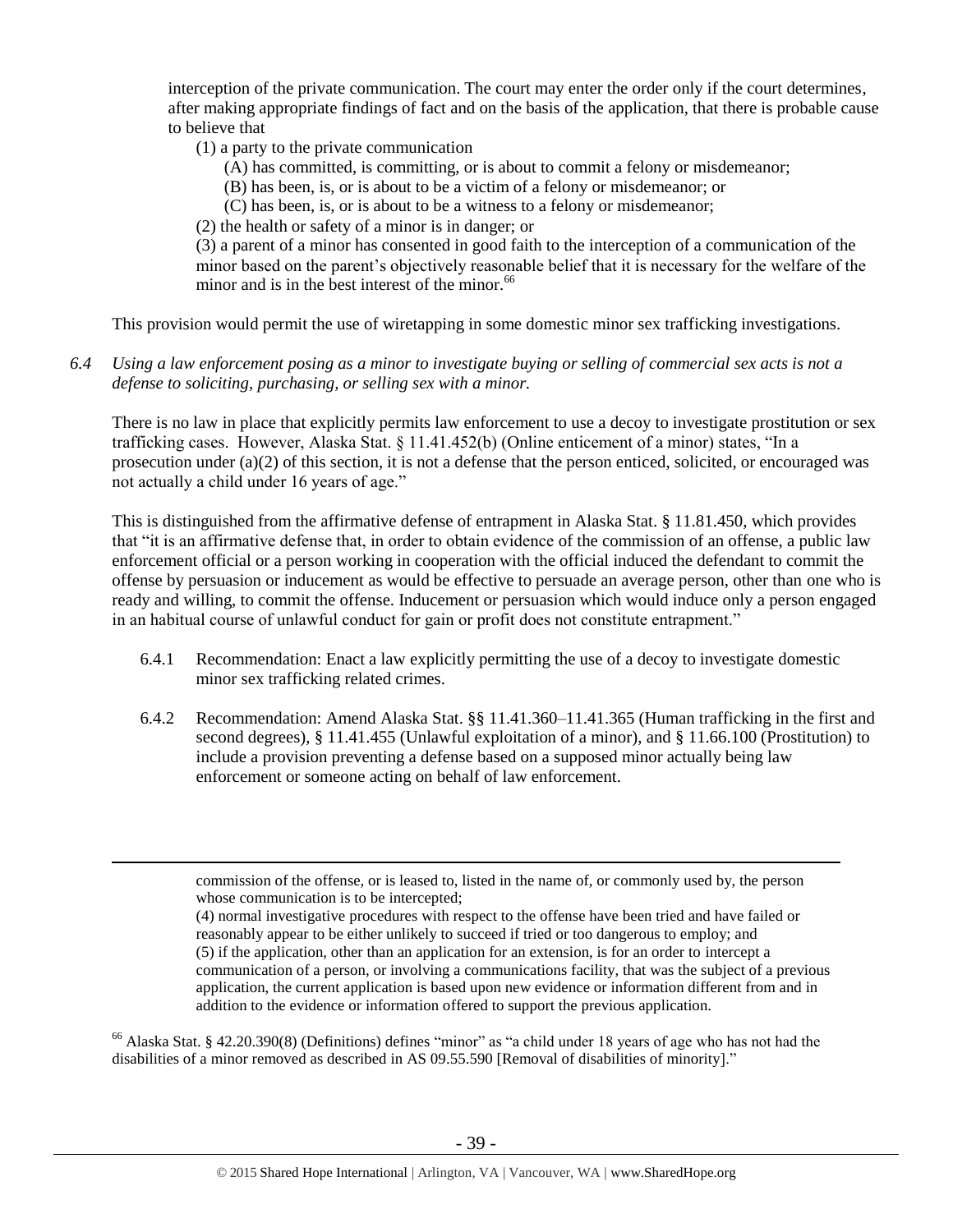interception of the private communication. The court may enter the order only if the court determines, after making appropriate findings of fact and on the basis of the application, that there is probable cause to believe that

(1) a party to the private communication

(A) has committed, is committing, or is about to commit a felony or misdemeanor;

(B) has been, is, or is about to be a victim of a felony or misdemeanor; or

(C) has been, is, or is about to be a witness to a felony or misdemeanor;

(2) the health or safety of a minor is in danger; or

(3) a parent of a minor has consented in good faith to the interception of a communication of the minor based on the parent's objectively reasonable belief that it is necessary for the welfare of the minor and is in the best interest of the minor.[66]

This provision would permit the use of wiretapping in some domestic minor sex trafficking investigations.

*6.4 Using a law enforcement posing as a minor to investigate buying or selling of commercial sex acts is not a defense to soliciting, purchasing, or selling sex with a minor.*

There is no law in place that explicitly permits law enforcement to use a decoy to investigate prostitution or sex trafficking cases. However, Alaska Stat. § 11.41.452(b) (Online enticement of a minor) states, "In a prosecution under (a)(2) of this section, it is not a defense that the person enticed, solicited, or encouraged was not actually a child under 16 years of age."

This is distinguished from the affirmative defense of entrapment in Alaska Stat. § 11.81.450, which provides that "it is an affirmative defense that, in order to obtain evidence of the commission of an offense, a public law enforcement official or a person working in cooperation with the official induced the defendant to commit the offense by persuasion or inducement as would be effective to persuade an average person, other than one who is ready and willing, to commit the offense. Inducement or persuasion which would induce only a person engaged in an habitual course of unlawful conduct for gain or profit does not constitute entrapment."

6.4.1 Recommendation: Enact a law explicitly permitting the use of a decoy to investigate domestic minor sex trafficking related crimes.

6.4.2 Recommendation: Amend Alaska Stat. §§ 11.41.360–11.41.365 (Human trafficking in the first and second degrees), § 11.41.455 (Unlawful exploitation of a minor), and § 11.66.100 (Prostitution) to include a provision preventing a defense based on a supposed minor actually being law enforcement or someone acting on behalf of law enforcement.

---

commission of the offense, or is leased to, listed in the name of, or commonly used by, the person whose communication is to be intercepted;

(4) normal investigative procedures with respect to the offense have been tried and have failed or reasonably appear to be either unlikely to succeed if tried or too dangerous to employ; and

(5) if the application, other than an application for an extension, is for an order to intercept a communication of a person, or involving a communications facility, that was the subject of a previous application, the current application is based upon new evidence or information different from and in addition to the evidence or information offered to support the previous application.

[66] Alaska Stat. § 42.20.390(8) (Definitions) defines "minor" as "a child under 18 years of age who has not had the disabilities of a minor removed as described in AS 09.55.590 [Removal of disabilities of minority]."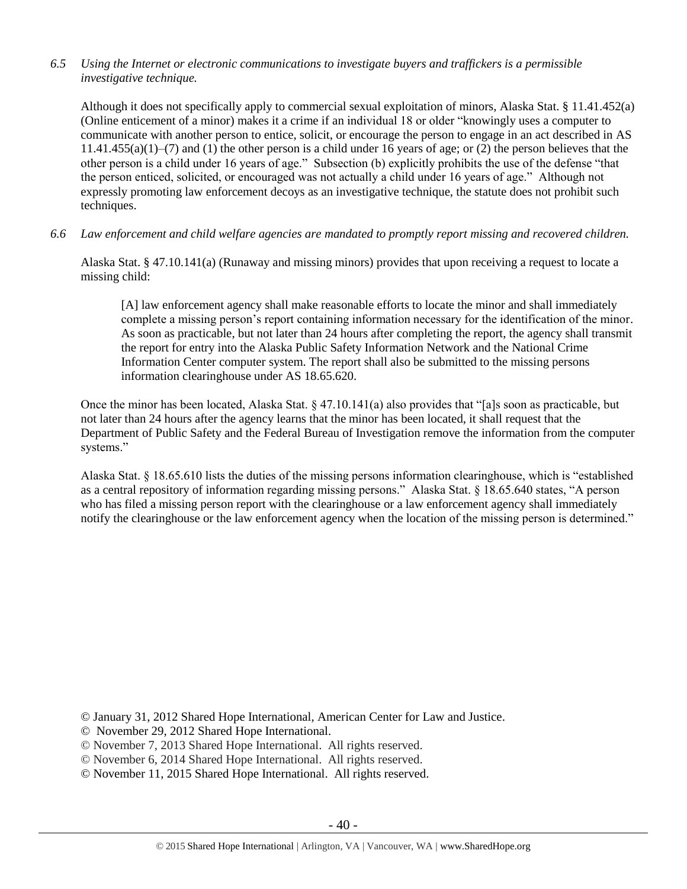*6.5 Using the Internet or electronic communications to investigate buyers and traffickers is a permissible investigative technique.*

Although it does not specifically apply to commercial sexual exploitation of minors, Alaska Stat. § 11.41.452(a) (Online enticement of a minor) makes it a crime if an individual 18 or older "knowingly uses a computer to communicate with another person to entice, solicit, or encourage the person to engage in an act described in AS 11.41.455(a)(1)–(7) and (1) the other person is a child under 16 years of age; or (2) the person believes that the other person is a child under 16 years of age." Subsection (b) explicitly prohibits the use of the defense "that the person enticed, solicited, or encouraged was not actually a child under 16 years of age." Although not expressly promoting law enforcement decoys as an investigative technique, the statute does not prohibit such techniques.

*6.6 Law enforcement and child welfare agencies are mandated to promptly report missing and recovered children.*

Alaska Stat. § 47.10.141(a) (Runaway and missing minors) provides that upon receiving a request to locate a missing child:

> [A] law enforcement agency shall make reasonable efforts to locate the minor and shall immediately complete a missing person's report containing information necessary for the identification of the minor. As soon as practicable, but not later than 24 hours after completing the report, the agency shall transmit the report for entry into the Alaska Public Safety Information Network and the National Crime Information Center computer system. The report shall also be submitted to the missing persons information clearinghouse under AS 18.65.620.

Once the minor has been located, Alaska Stat. § 47.10.141(a) also provides that "[a]s soon as practicable, but not later than 24 hours after the agency learns that the minor has been located, it shall request that the Department of Public Safety and the Federal Bureau of Investigation remove the information from the computer systems."

Alaska Stat. § 18.65.610 lists the duties of the missing persons information clearinghouse, which is "established as a central repository of information regarding missing persons." Alaska Stat. § 18.65.640 states, "A person who has filed a missing person report with the clearinghouse or a law enforcement agency shall immediately notify the clearinghouse or the law enforcement agency when the location of the missing person is determined."

© January 31, 2012 Shared Hope International, American Center for Law and Justice.
© November 29, 2012 Shared Hope International.
© November 7, 2013 Shared Hope International. All rights reserved.
© November 6, 2014 Shared Hope International. All rights reserved.
© November 11, 2015 Shared Hope International. All rights reserved.